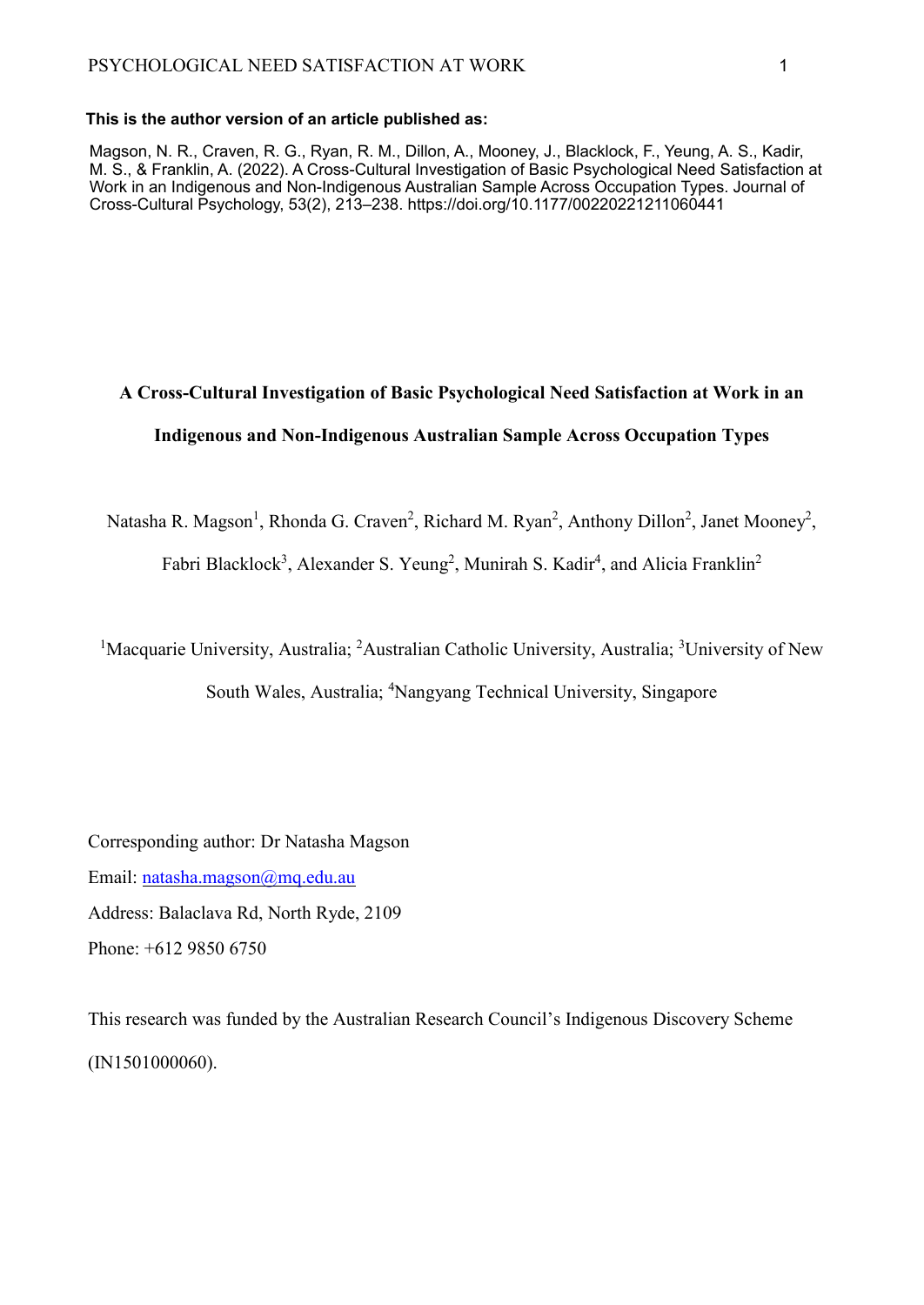**This is the author version of an article published as:**

Magson, N. R., Craven, R. G., Ryan, R. M., Dillon, A., Mooney, J., Blacklock, F., Yeung, A. S., Kadir, M. S., & Franklin, A. (2022). A Cross-Cultural Investigation of Basic Psychological Need Satisfaction at Work in an Indigenous and Non-Indigenous Australian Sample Across Occupation Types. Journal of Cross-Cultural Psychology, 53(2), 213–238. https://doi.org/10.1177/00220221211060441

# A Cross-Cultural Investigation of Basic Psychological Need Satisfaction at Work in an Indigenous and Non-Indigenous Australian Sample Across Occupation Types

Natasha R. Magson[1], Rhonda G. Craven[2], Richard M. Ryan[2], Anthony Dillon[2], Janet Mooney[2], Fabri Blacklock[3], Alexander S. Yeung[2], Munirah S. Kadir[4], and Alicia Franklin[2]

[1]Macquarie University, Australia; [2]Australian Catholic University, Australia; [3]University of New South Wales, Australia; [4]Nangyang Technical University, Singapore

Corresponding author: Dr Natasha Magson

Email: natasha.magson@mq.edu.au

Address: Balaclava Rd, North Ryde, 2109

Phone: +612 9850 6750

This research was funded by the Australian Research Council's Indigenous Discovery Scheme (IN1501000060).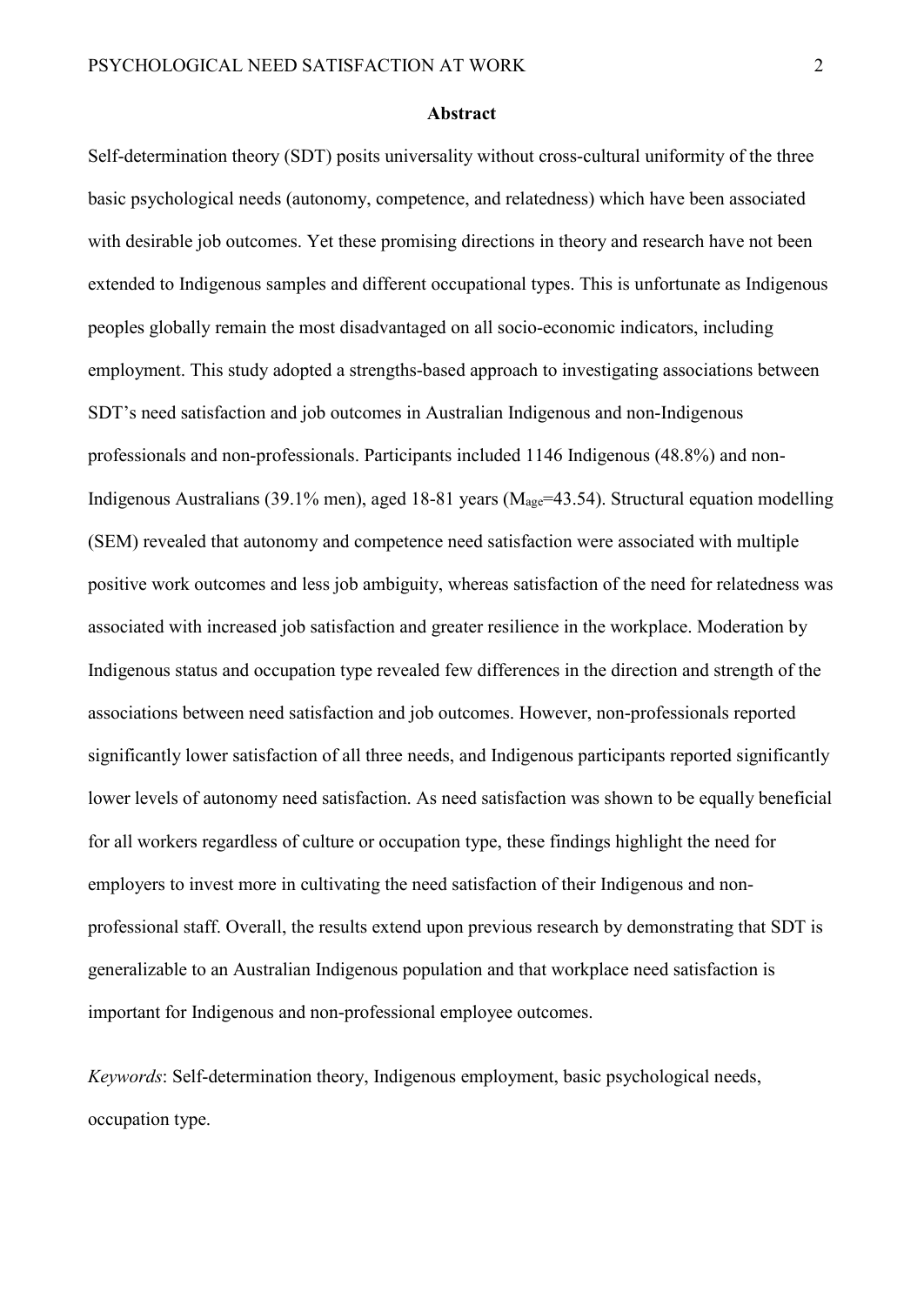## Abstract

Self-determination theory (SDT) posits universality without cross-cultural uniformity of the three basic psychological needs (autonomy, competence, and relatedness) which have been associated with desirable job outcomes. Yet these promising directions in theory and research have not been extended to Indigenous samples and different occupational types. This is unfortunate as Indigenous peoples globally remain the most disadvantaged on all socio-economic indicators, including employment. This study adopted a strengths-based approach to investigating associations between SDT's need satisfaction and job outcomes in Australian Indigenous and non-Indigenous professionals and non-professionals. Participants included 1146 Indigenous (48.8%) and non-Indigenous Australians (39.1% men), aged 18-81 years ($M_{age}$=43.54). Structural equation modelling (SEM) revealed that autonomy and competence need satisfaction were associated with multiple positive work outcomes and less job ambiguity, whereas satisfaction of the need for relatedness was associated with increased job satisfaction and greater resilience in the workplace. Moderation by Indigenous status and occupation type revealed few differences in the direction and strength of the associations between need satisfaction and job outcomes. However, non-professionals reported significantly lower satisfaction of all three needs, and Indigenous participants reported significantly lower levels of autonomy need satisfaction. As need satisfaction was shown to be equally beneficial for all workers regardless of culture or occupation type, these findings highlight the need for employers to invest more in cultivating the need satisfaction of their Indigenous and non-professional staff. Overall, the results extend upon previous research by demonstrating that SDT is generalizable to an Australian Indigenous population and that workplace need satisfaction is important for Indigenous and non-professional employee outcomes.

*Keywords*: Self-determination theory, Indigenous employment, basic psychological needs, occupation type.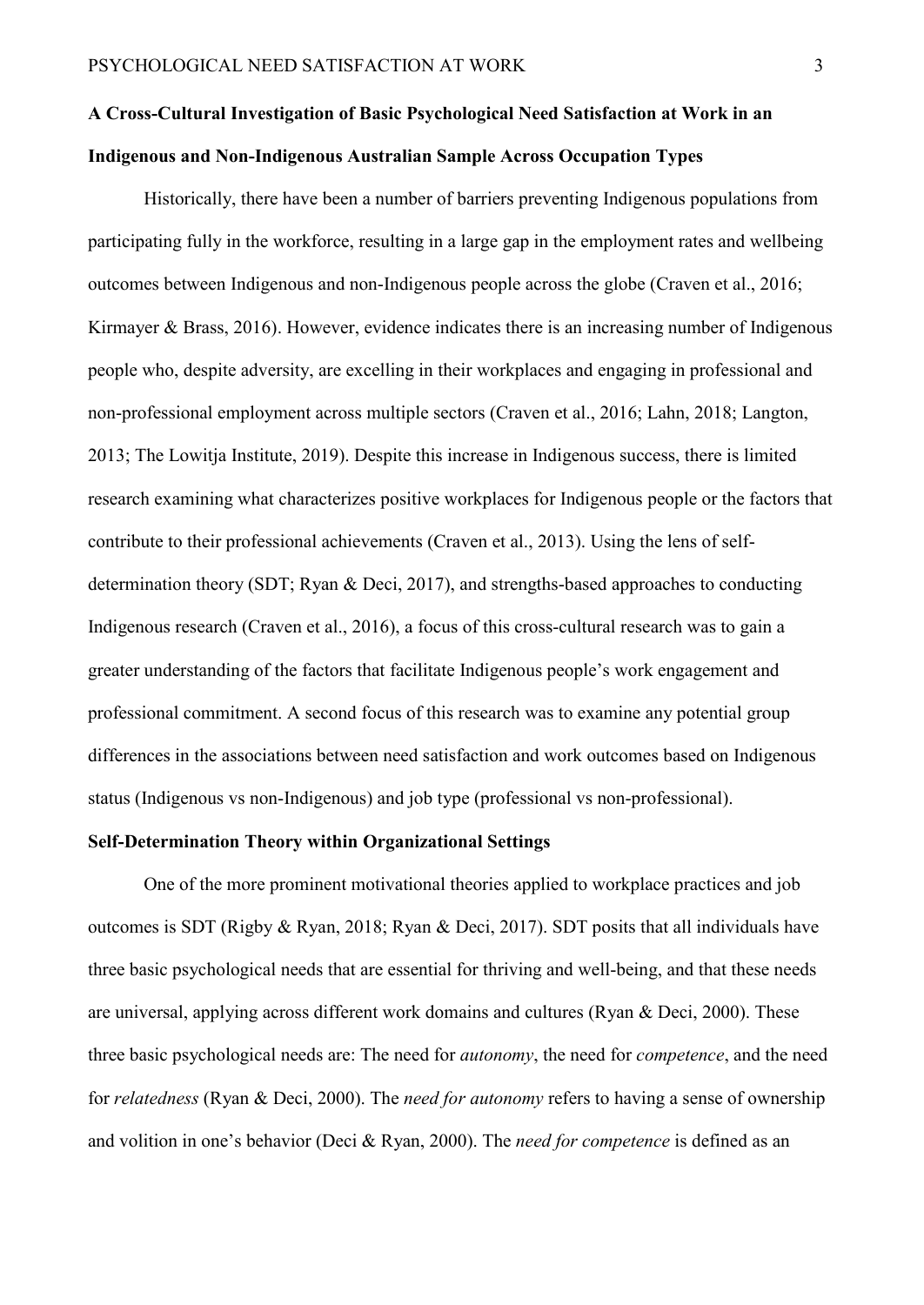## A Cross-Cultural Investigation of Basic Psychological Need Satisfaction at Work in an Indigenous and Non-Indigenous Australian Sample Across Occupation Types

Historically, there have been a number of barriers preventing Indigenous populations from participating fully in the workforce, resulting in a large gap in the employment rates and wellbeing outcomes between Indigenous and non-Indigenous people across the globe (Craven et al., 2016; Kirmayer & Brass, 2016). However, evidence indicates there is an increasing number of Indigenous people who, despite adversity, are excelling in their workplaces and engaging in professional and non-professional employment across multiple sectors (Craven et al., 2016; Lahn, 2018; Langton, 2013; The Lowitja Institute, 2019). Despite this increase in Indigenous success, there is limited research examining what characterizes positive workplaces for Indigenous people or the factors that contribute to their professional achievements (Craven et al., 2013). Using the lens of self-determination theory (SDT; Ryan & Deci, 2017), and strengths-based approaches to conducting Indigenous research (Craven et al., 2016), a focus of this cross-cultural research was to gain a greater understanding of the factors that facilitate Indigenous people's work engagement and professional commitment. A second focus of this research was to examine any potential group differences in the associations between need satisfaction and work outcomes based on Indigenous status (Indigenous vs non-Indigenous) and job type (professional vs non-professional).

### Self-Determination Theory within Organizational Settings

One of the more prominent motivational theories applied to workplace practices and job outcomes is SDT (Rigby & Ryan, 2018; Ryan & Deci, 2017). SDT posits that all individuals have three basic psychological needs that are essential for thriving and well-being, and that these needs are universal, applying across different work domains and cultures (Ryan & Deci, 2000). These three basic psychological needs are: The need for *autonomy*, the need for *competence*, and the need for *relatedness* (Ryan & Deci, 2000). The *need for autonomy* refers to having a sense of ownership and volition in one's behavior (Deci & Ryan, 2000). The *need for competence* is defined as an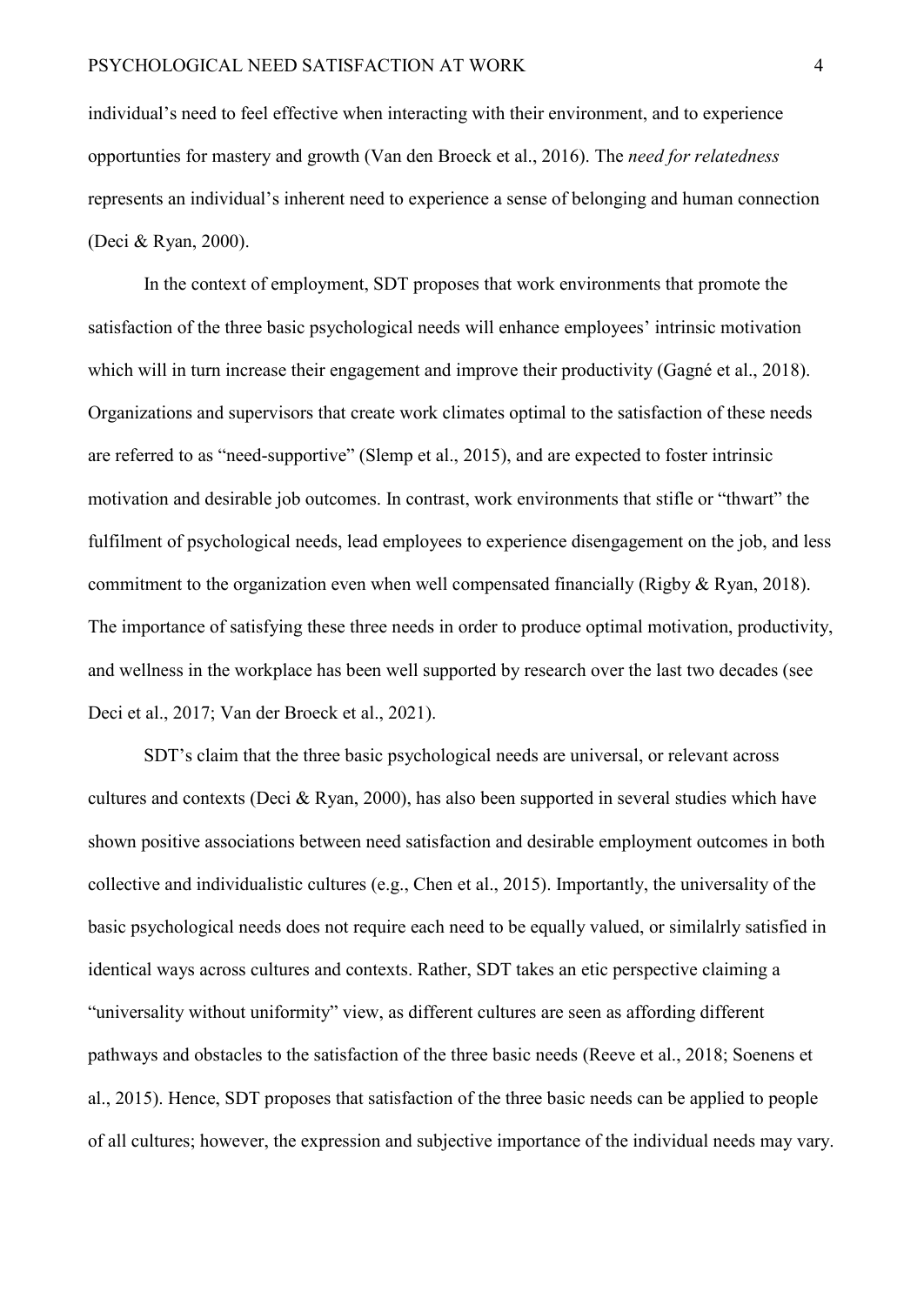individual's need to feel effective when interacting with their environment, and to experience opportunties for mastery and growth (Van den Broeck et al., 2016). The *need for relatedness* represents an individual's inherent need to experience a sense of belonging and human connection (Deci & Ryan, 2000).

In the context of employment, SDT proposes that work environments that promote the satisfaction of the three basic psychological needs will enhance employees' intrinsic motivation which will in turn increase their engagement and improve their productivity (Gagné et al., 2018). Organizations and supervisors that create work climates optimal to the satisfaction of these needs are referred to as "need-supportive" (Slemp et al., 2015), and are expected to foster intrinsic motivation and desirable job outcomes. In contrast, work environments that stifle or "thwart" the fulfilment of psychological needs, lead employees to experience disengagement on the job, and less commitment to the organization even when well compensated financially (Rigby & Ryan, 2018). The importance of satisfying these three needs in order to produce optimal motivation, productivity, and wellness in the workplace has been well supported by research over the last two decades (see Deci et al., 2017; Van der Broeck et al., 2021).

SDT's claim that the three basic psychological needs are universal, or relevant across cultures and contexts (Deci & Ryan, 2000), has also been supported in several studies which have shown positive associations between need satisfaction and desirable employment outcomes in both collective and individualistic cultures (e.g., Chen et al., 2015). Importantly, the universality of the basic psychological needs does not require each need to be equally valued, or similalrly satisfied in identical ways across cultures and contexts. Rather, SDT takes an etic perspective claiming a "universality without uniformity" view, as different cultures are seen as affording different pathways and obstacles to the satisfaction of the three basic needs (Reeve et al., 2018; Soenens et al., 2015). Hence, SDT proposes that satisfaction of the three basic needs can be applied to people of all cultures; however, the expression and subjective importance of the individual needs may vary.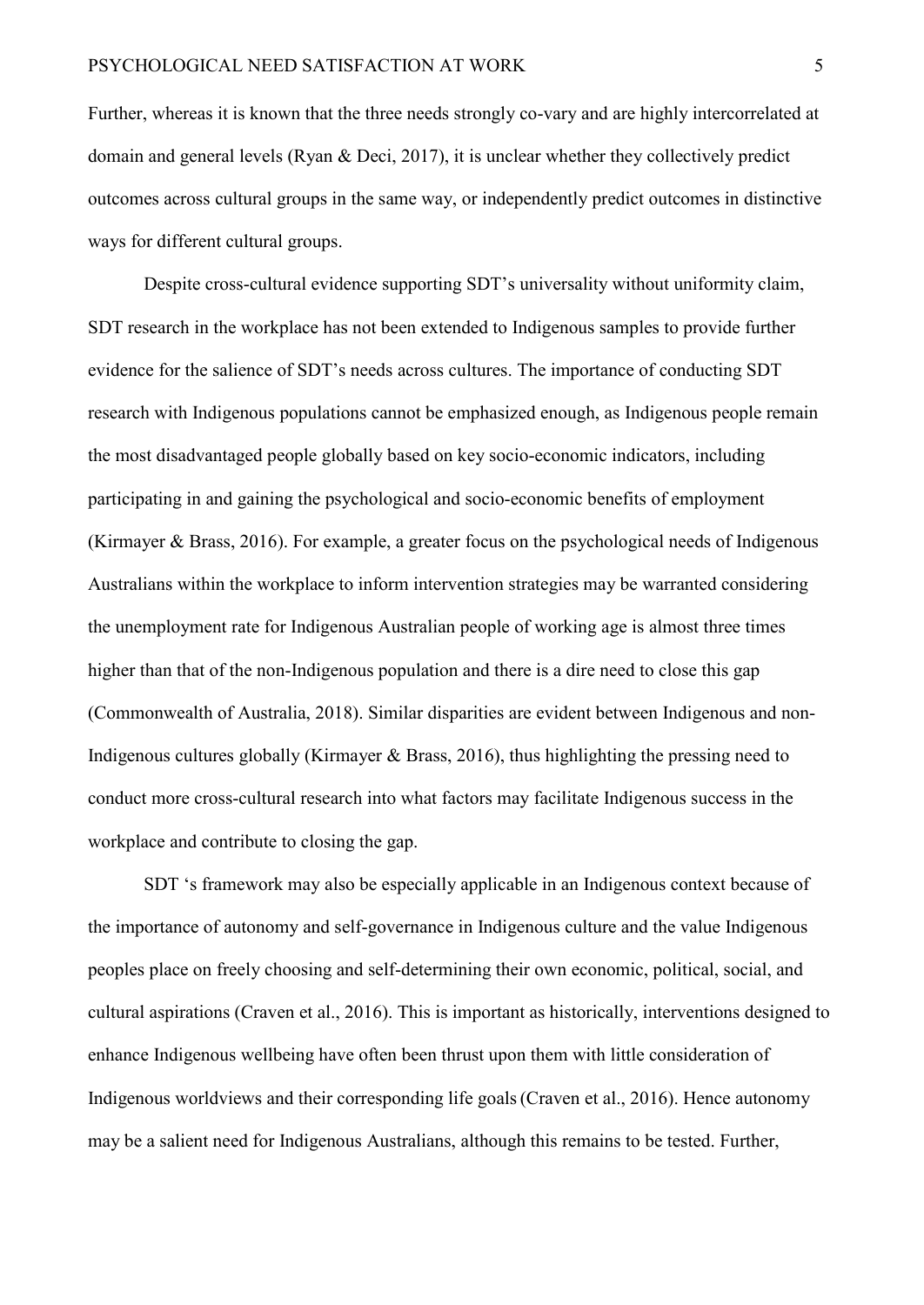Further, whereas it is known that the three needs strongly co-vary and are highly intercorrelated at domain and general levels (Ryan & Deci, 2017), it is unclear whether they collectively predict outcomes across cultural groups in the same way, or independently predict outcomes in distinctive ways for different cultural groups.

Despite cross-cultural evidence supporting SDT's universality without uniformity claim, SDT research in the workplace has not been extended to Indigenous samples to provide further evidence for the salience of SDT's needs across cultures. The importance of conducting SDT research with Indigenous populations cannot be emphasized enough, as Indigenous people remain the most disadvantaged people globally based on key socio-economic indicators, including participating in and gaining the psychological and socio-economic benefits of employment (Kirmayer & Brass, 2016). For example, a greater focus on the psychological needs of Indigenous Australians within the workplace to inform intervention strategies may be warranted considering the unemployment rate for Indigenous Australian people of working age is almost three times higher than that of the non-Indigenous population and there is a dire need to close this gap (Commonwealth of Australia, 2018). Similar disparities are evident between Indigenous and non-Indigenous cultures globally (Kirmayer & Brass, 2016), thus highlighting the pressing need to conduct more cross-cultural research into what factors may facilitate Indigenous success in the workplace and contribute to closing the gap.

SDT 's framework may also be especially applicable in an Indigenous context because of the importance of autonomy and self-governance in Indigenous culture and the value Indigenous peoples place on freely choosing and self-determining their own economic, political, social, and cultural aspirations (Craven et al., 2016). This is important as historically, interventions designed to enhance Indigenous wellbeing have often been thrust upon them with little consideration of Indigenous worldviews and their corresponding life goals (Craven et al., 2016). Hence autonomy may be a salient need for Indigenous Australians, although this remains to be tested. Further,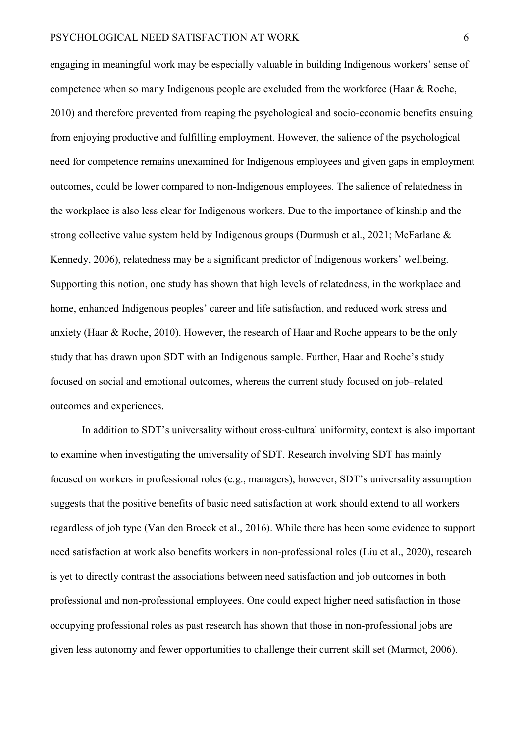engaging in meaningful work may be especially valuable in building Indigenous workers' sense of competence when so many Indigenous people are excluded from the workforce (Haar & Roche, 2010) and therefore prevented from reaping the psychological and socio-economic benefits ensuing from enjoying productive and fulfilling employment. However, the salience of the psychological need for competence remains unexamined for Indigenous employees and given gaps in employment outcomes, could be lower compared to non-Indigenous employees. The salience of relatedness in the workplace is also less clear for Indigenous workers. Due to the importance of kinship and the strong collective value system held by Indigenous groups (Durmush et al., 2021; McFarlane & Kennedy, 2006), relatedness may be a significant predictor of Indigenous workers' wellbeing. Supporting this notion, one study has shown that high levels of relatedness, in the workplace and home, enhanced Indigenous peoples' career and life satisfaction, and reduced work stress and anxiety (Haar & Roche, 2010). However, the research of Haar and Roche appears to be the only study that has drawn upon SDT with an Indigenous sample. Further, Haar and Roche's study focused on social and emotional outcomes, whereas the current study focused on job–related outcomes and experiences.

In addition to SDT's universality without cross-cultural uniformity, context is also important to examine when investigating the universality of SDT. Research involving SDT has mainly focused on workers in professional roles (e.g., managers), however, SDT's universality assumption suggests that the positive benefits of basic need satisfaction at work should extend to all workers regardless of job type (Van den Broeck et al., 2016). While there has been some evidence to support need satisfaction at work also benefits workers in non-professional roles (Liu et al., 2020), research is yet to directly contrast the associations between need satisfaction and job outcomes in both professional and non-professional employees. One could expect higher need satisfaction in those occupying professional roles as past research has shown that those in non-professional jobs are given less autonomy and fewer opportunities to challenge their current skill set (Marmot, 2006).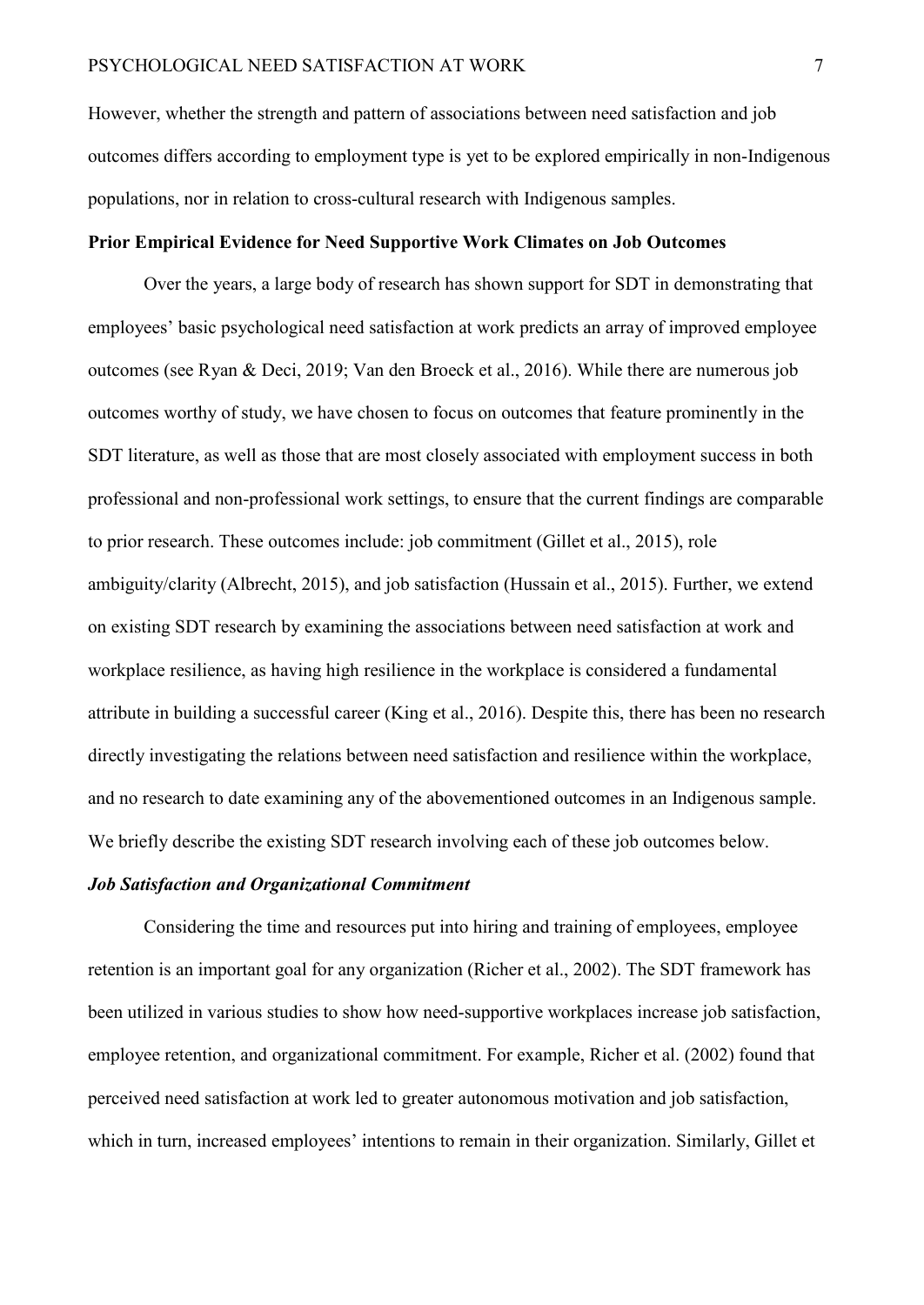However, whether the strength and pattern of associations between need satisfaction and job outcomes differs according to employment type is yet to be explored empirically in non-Indigenous populations, nor in relation to cross-cultural research with Indigenous samples.

**Prior Empirical Evidence for Need Supportive Work Climates on Job Outcomes**

Over the years, a large body of research has shown support for SDT in demonstrating that employees' basic psychological need satisfaction at work predicts an array of improved employee outcomes (see Ryan & Deci, 2019; Van den Broeck et al., 2016). While there are numerous job outcomes worthy of study, we have chosen to focus on outcomes that feature prominently in the SDT literature, as well as those that are most closely associated with employment success in both professional and non-professional work settings, to ensure that the current findings are comparable to prior research. These outcomes include: job commitment (Gillet et al., 2015), role ambiguity/clarity (Albrecht, 2015), and job satisfaction (Hussain et al., 2015). Further, we extend on existing SDT research by examining the associations between need satisfaction at work and workplace resilience, as having high resilience in the workplace is considered a fundamental attribute in building a successful career (King et al., 2016). Despite this, there has been no research directly investigating the relations between need satisfaction and resilience within the workplace, and no research to date examining any of the abovementioned outcomes in an Indigenous sample. We briefly describe the existing SDT research involving each of these job outcomes below.

***Job Satisfaction and Organizational Commitment***

Considering the time and resources put into hiring and training of employees, employee retention is an important goal for any organization (Richer et al., 2002). The SDT framework has been utilized in various studies to show how need-supportive workplaces increase job satisfaction, employee retention, and organizational commitment. For example, Richer et al. (2002) found that perceived need satisfaction at work led to greater autonomous motivation and job satisfaction, which in turn, increased employees' intentions to remain in their organization. Similarly, Gillet et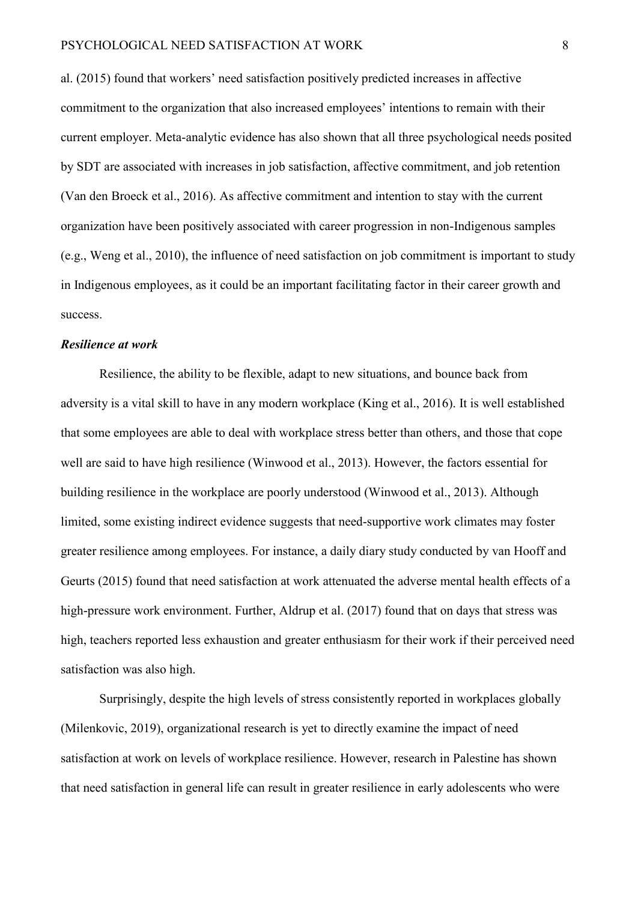al. (2015) found that workers' need satisfaction positively predicted increases in affective commitment to the organization that also increased employees' intentions to remain with their current employer. Meta-analytic evidence has also shown that all three psychological needs posited by SDT are associated with increases in job satisfaction, affective commitment, and job retention (Van den Broeck et al., 2016). As affective commitment and intention to stay with the current organization have been positively associated with career progression in non-Indigenous samples (e.g., Weng et al., 2010), the influence of need satisfaction on job commitment is important to study in Indigenous employees, as it could be an important facilitating factor in their career growth and success.

### *Resilience at work*

Resilience, the ability to be flexible, adapt to new situations, and bounce back from adversity is a vital skill to have in any modern workplace (King et al., 2016). It is well established that some employees are able to deal with workplace stress better than others, and those that cope well are said to have high resilience (Winwood et al., 2013). However, the factors essential for building resilience in the workplace are poorly understood (Winwood et al., 2013). Although limited, some existing indirect evidence suggests that need-supportive work climates may foster greater resilience among employees. For instance, a daily diary study conducted by van Hooff and Geurts (2015) found that need satisfaction at work attenuated the adverse mental health effects of a high-pressure work environment. Further, Aldrup et al. (2017) found that on days that stress was high, teachers reported less exhaustion and greater enthusiasm for their work if their perceived need satisfaction was also high.

Surprisingly, despite the high levels of stress consistently reported in workplaces globally (Milenkovic, 2019), organizational research is yet to directly examine the impact of need satisfaction at work on levels of workplace resilience. However, research in Palestine has shown that need satisfaction in general life can result in greater resilience in early adolescents who were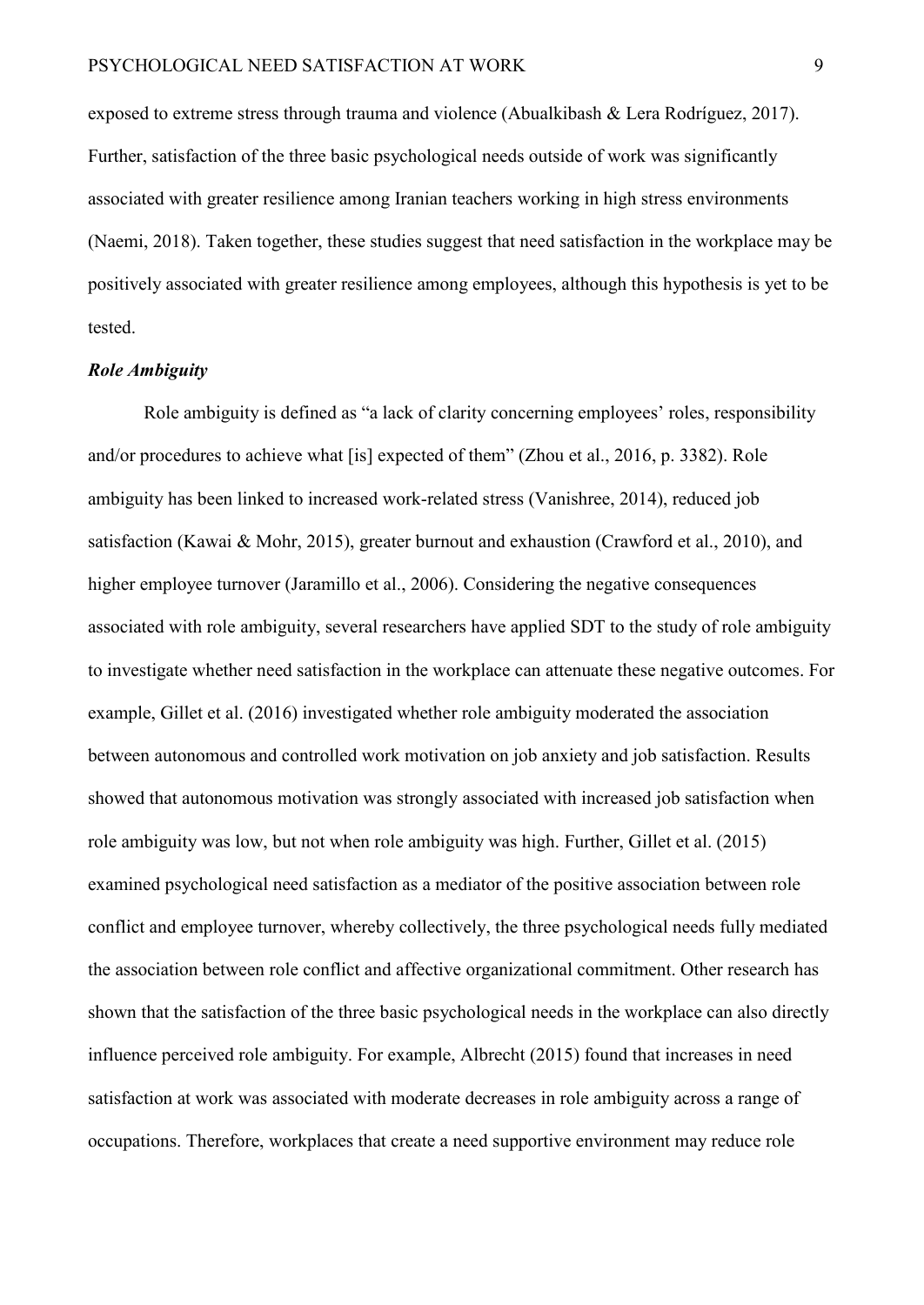exposed to extreme stress through trauma and violence (Abualkibash & Lera Rodríguez, 2017). Further, satisfaction of the three basic psychological needs outside of work was significantly associated with greater resilience among Iranian teachers working in high stress environments (Naemi, 2018). Taken together, these studies suggest that need satisfaction in the workplace may be positively associated with greater resilience among employees, although this hypothesis is yet to be tested.

***Role Ambiguity***

Role ambiguity is defined as "a lack of clarity concerning employees' roles, responsibility and/or procedures to achieve what [is] expected of them" (Zhou et al., 2016, p. 3382). Role ambiguity has been linked to increased work-related stress (Vanishree, 2014), reduced job satisfaction (Kawai & Mohr, 2015), greater burnout and exhaustion (Crawford et al., 2010), and higher employee turnover (Jaramillo et al., 2006). Considering the negative consequences associated with role ambiguity, several researchers have applied SDT to the study of role ambiguity to investigate whether need satisfaction in the workplace can attenuate these negative outcomes. For example, Gillet et al. (2016) investigated whether role ambiguity moderated the association between autonomous and controlled work motivation on job anxiety and job satisfaction. Results showed that autonomous motivation was strongly associated with increased job satisfaction when role ambiguity was low, but not when role ambiguity was high. Further, Gillet et al. (2015) examined psychological need satisfaction as a mediator of the positive association between role conflict and employee turnover, whereby collectively, the three psychological needs fully mediated the association between role conflict and affective organizational commitment. Other research has shown that the satisfaction of the three basic psychological needs in the workplace can also directly influence perceived role ambiguity. For example, Albrecht (2015) found that increases in need satisfaction at work was associated with moderate decreases in role ambiguity across a range of occupations. Therefore, workplaces that create a need supportive environment may reduce role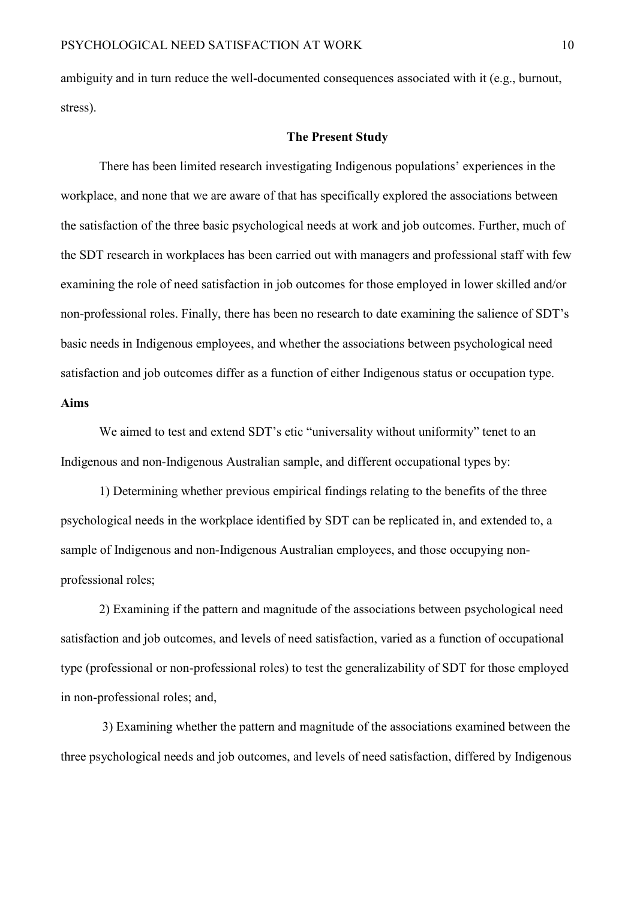ambiguity and in turn reduce the well-documented consequences associated with it (e.g., burnout, stress).

## The Present Study

There has been limited research investigating Indigenous populations' experiences in the workplace, and none that we are aware of that has specifically explored the associations between the satisfaction of the three basic psychological needs at work and job outcomes. Further, much of the SDT research in workplaces has been carried out with managers and professional staff with few examining the role of need satisfaction in job outcomes for those employed in lower skilled and/or non-professional roles. Finally, there has been no research to date examining the salience of SDT's basic needs in Indigenous employees, and whether the associations between psychological need satisfaction and job outcomes differ as a function of either Indigenous status or occupation type.

### Aims

We aimed to test and extend SDT's etic "universality without uniformity" tenet to an Indigenous and non-Indigenous Australian sample, and different occupational types by:

1) Determining whether previous empirical findings relating to the benefits of the three psychological needs in the workplace identified by SDT can be replicated in, and extended to, a sample of Indigenous and non-Indigenous Australian employees, and those occupying non-professional roles;

2) Examining if the pattern and magnitude of the associations between psychological need satisfaction and job outcomes, and levels of need satisfaction, varied as a function of occupational type (professional or non-professional roles) to test the generalizability of SDT for those employed in non-professional roles; and,

3) Examining whether the pattern and magnitude of the associations examined between the three psychological needs and job outcomes, and levels of need satisfaction, differed by Indigenous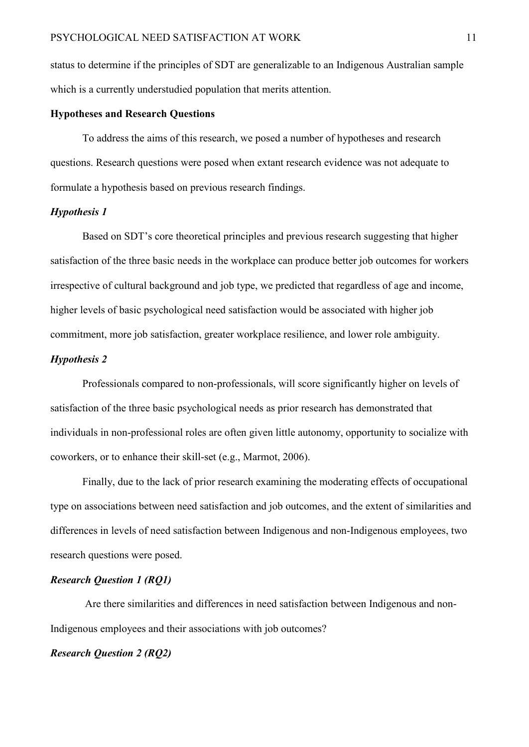status to determine if the principles of SDT are generalizable to an Indigenous Australian sample which is a currently understudied population that merits attention.

**Hypotheses and Research Questions**

To address the aims of this research, we posed a number of hypotheses and research questions. Research questions were posed when extant research evidence was not adequate to formulate a hypothesis based on previous research findings.

***Hypothesis 1***

Based on SDT's core theoretical principles and previous research suggesting that higher satisfaction of the three basic needs in the workplace can produce better job outcomes for workers irrespective of cultural background and job type, we predicted that regardless of age and income, higher levels of basic psychological need satisfaction would be associated with higher job commitment, more job satisfaction, greater workplace resilience, and lower role ambiguity.

***Hypothesis 2***

Professionals compared to non-professionals, will score significantly higher on levels of satisfaction of the three basic psychological needs as prior research has demonstrated that individuals in non-professional roles are often given little autonomy, opportunity to socialize with coworkers, or to enhance their skill-set (e.g., Marmot, 2006).

Finally, due to the lack of prior research examining the moderating effects of occupational type on associations between need satisfaction and job outcomes, and the extent of similarities and differences in levels of need satisfaction between Indigenous and non-Indigenous employees, two research questions were posed.

***Research Question 1 (RQ1)***

Are there similarities and differences in need satisfaction between Indigenous and non-Indigenous employees and their associations with job outcomes?

***Research Question 2 (RQ2)***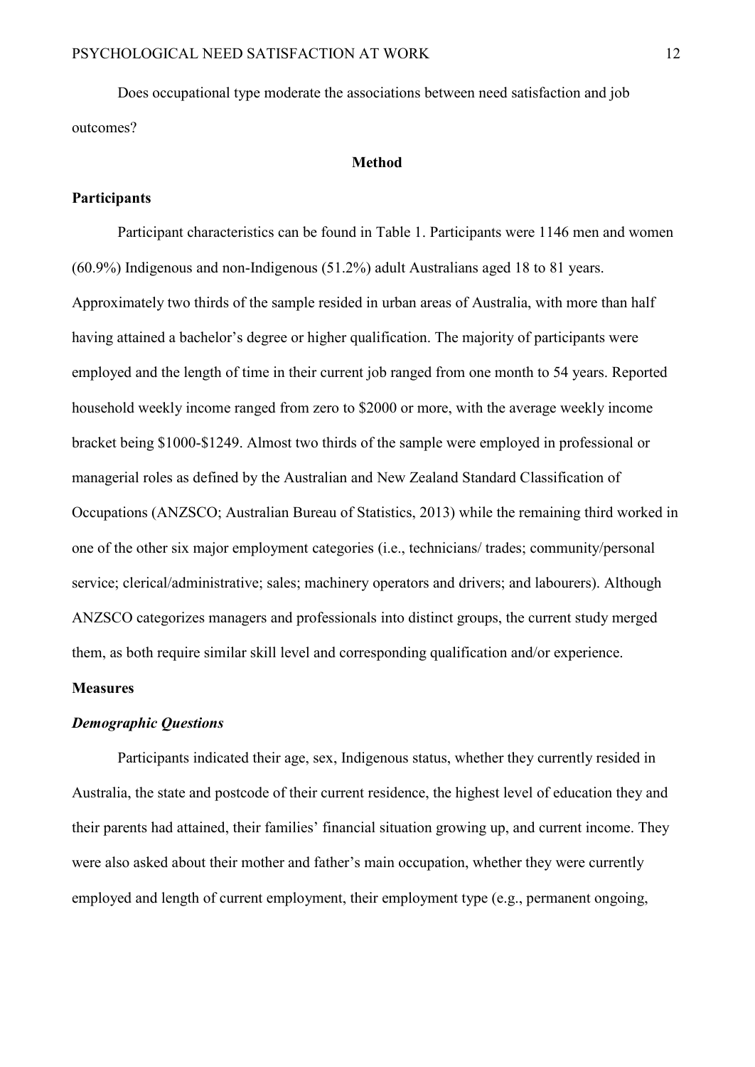Does occupational type moderate the associations between need satisfaction and job outcomes?

## Method

### Participants

Participant characteristics can be found in Table 1. Participants were 1146 men and women (60.9%) Indigenous and non-Indigenous (51.2%) adult Australians aged 18 to 81 years. Approximately two thirds of the sample resided in urban areas of Australia, with more than half having attained a bachelor's degree or higher qualification. The majority of participants were employed and the length of time in their current job ranged from one month to 54 years. Reported household weekly income ranged from zero to $2000 or more, with the average weekly income bracket being $1000-$1249. Almost two thirds of the sample were employed in professional or managerial roles as defined by the Australian and New Zealand Standard Classification of Occupations (ANZSCO; Australian Bureau of Statistics, 2013) while the remaining third worked in one of the other six major employment categories (i.e., technicians/ trades; community/personal service; clerical/administrative; sales; machinery operators and drivers; and labourers). Although ANZSCO categorizes managers and professionals into distinct groups, the current study merged them, as both require similar skill level and corresponding qualification and/or experience.

### Measures

#### *Demographic Questions*

Participants indicated their age, sex, Indigenous status, whether they currently resided in Australia, the state and postcode of their current residence, the highest level of education they and their parents had attained, their families' financial situation growing up, and current income. They were also asked about their mother and father's main occupation, whether they were currently employed and length of current employment, their employment type (e.g., permanent ongoing,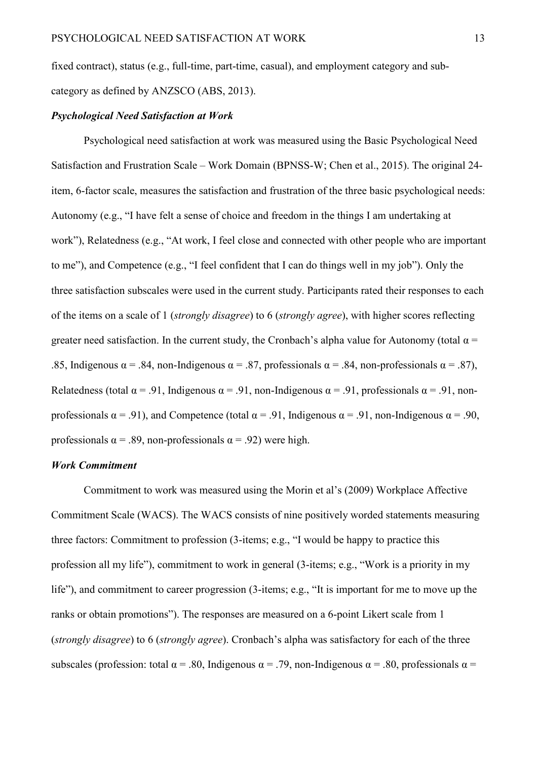fixed contract), status (e.g., full-time, part-time, casual), and employment category and sub-category as defined by ANZSCO (ABS, 2013).

### *Psychological Need Satisfaction at Work*

Psychological need satisfaction at work was measured using the Basic Psychological Need Satisfaction and Frustration Scale – Work Domain (BPNSS-W; Chen et al., 2015). The original 24-item, 6-factor scale, measures the satisfaction and frustration of the three basic psychological needs: Autonomy (e.g., "I have felt a sense of choice and freedom in the things I am undertaking at work"), Relatedness (e.g., "At work, I feel close and connected with other people who are important to me"), and Competence (e.g., "I feel confident that I can do things well in my job"). Only the three satisfaction subscales were used in the current study. Participants rated their responses to each of the items on a scale of 1 (*strongly disagree*) to 6 (*strongly agree*), with higher scores reflecting greater need satisfaction. In the current study, the Cronbach's alpha value for Autonomy (total $\alpha$ = .85, Indigenous $\alpha$ = .84, non-Indigenous $\alpha$ = .87, professionals $\alpha$ = .84, non-professionals $\alpha$ = .87), Relatedness (total $\alpha$ = .91, Indigenous $\alpha$ = .91, non-Indigenous $\alpha$ = .91, professionals $\alpha$ = .91, non-professionals $\alpha$ = .91), and Competence (total $\alpha$ = .91, Indigenous $\alpha$ = .91, non-Indigenous $\alpha$ = .90, professionals $\alpha$ = .89, non-professionals $\alpha$ = .92) were high.

### *Work Commitment*

Commitment to work was measured using the Morin et al's (2009) Workplace Affective Commitment Scale (WACS). The WACS consists of nine positively worded statements measuring three factors: Commitment to profession (3-items; e.g., "I would be happy to practice this profession all my life"), commitment to work in general (3-items; e.g., "Work is a priority in my life"), and commitment to career progression (3-items; e.g., "It is important for me to move up the ranks or obtain promotions"). The responses are measured on a 6-point Likert scale from 1 (*strongly disagree*) to 6 (*strongly agree*). Cronbach's alpha was satisfactory for each of the three subscales (profession: total $\alpha$ = .80, Indigenous $\alpha$ = .79, non-Indigenous $\alpha$ = .80, professionals $\alpha$ =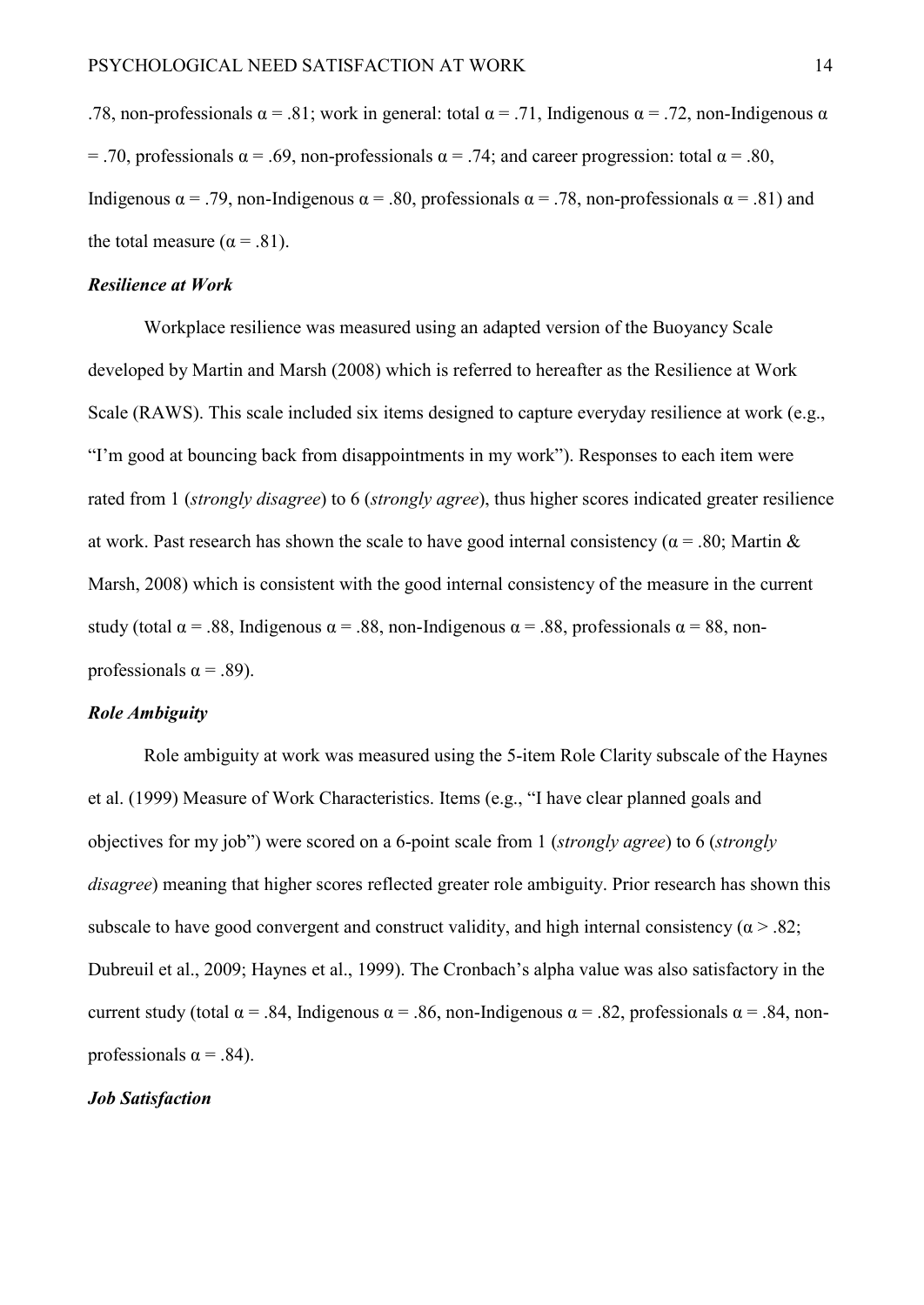.78, non-professionals α = .81; work in general: total α = .71, Indigenous α = .72, non-Indigenous α = .70, professionals α = .69, non-professionals α = .74; and career progression: total α = .80, Indigenous α = .79, non-Indigenous α = .80, professionals α = .78, non-professionals α = .81) and the total measure (α = .81).

### ***Resilience at Work***

Workplace resilience was measured using an adapted version of the Buoyancy Scale developed by Martin and Marsh (2008) which is referred to hereafter as the Resilience at Work Scale (RAWS). This scale included six items designed to capture everyday resilience at work (e.g., "I'm good at bouncing back from disappointments in my work"). Responses to each item were rated from 1 (*strongly disagree*) to 6 (*strongly agree*), thus higher scores indicated greater resilience at work. Past research has shown the scale to have good internal consistency (α = .80; Martin & Marsh, 2008) which is consistent with the good internal consistency of the measure in the current study (total α = .88, Indigenous α = .88, non-Indigenous α = .88, professionals α = 88, non-professionals α = .89).

### ***Role Ambiguity***

Role ambiguity at work was measured using the 5-item Role Clarity subscale of the Haynes et al. (1999) Measure of Work Characteristics. Items (e.g., "I have clear planned goals and objectives for my job") were scored on a 6-point scale from 1 (*strongly agree*) to 6 (*strongly disagree*) meaning that higher scores reflected greater role ambiguity. Prior research has shown this subscale to have good convergent and construct validity, and high internal consistency (α > .82; Dubreuil et al., 2009; Haynes et al., 1999). The Cronbach's alpha value was also satisfactory in the current study (total α = .84, Indigenous α = .86, non-Indigenous α = .82, professionals α = .84, non-professionals α = .84).

### ***Job Satisfaction***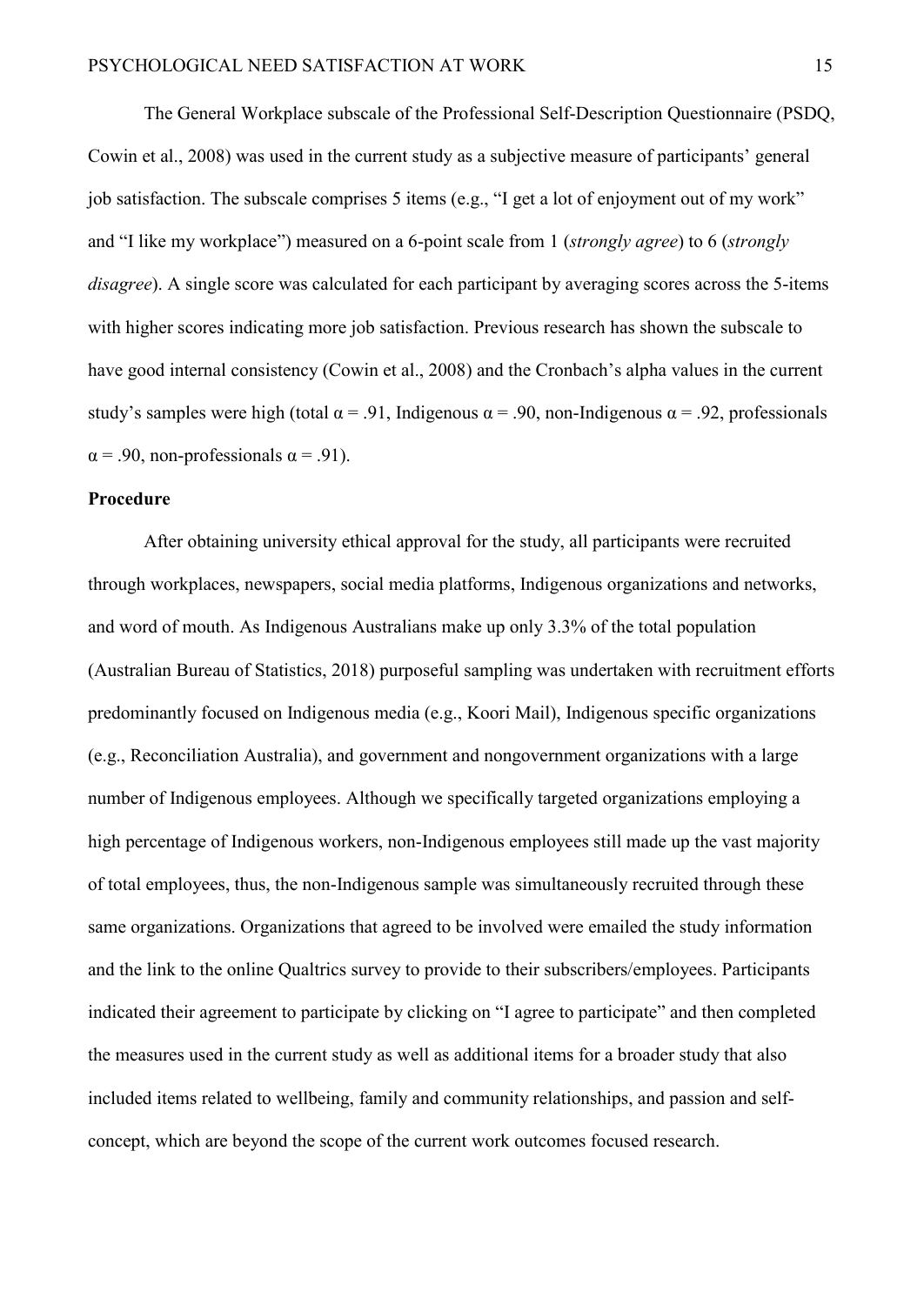The General Workplace subscale of the Professional Self-Description Questionnaire (PSDQ, Cowin et al., 2008) was used in the current study as a subjective measure of participants' general job satisfaction. The subscale comprises 5 items (e.g., "I get a lot of enjoyment out of my work" and "I like my workplace") measured on a 6-point scale from 1 (*strongly agree*) to 6 (*strongly disagree*). A single score was calculated for each participant by averaging scores across the 5-items with higher scores indicating more job satisfaction. Previous research has shown the subscale to have good internal consistency (Cowin et al., 2008) and the Cronbach's alpha values in the current study's samples were high (total $\alpha = .91$, Indigenous $\alpha = .90$, non-Indigenous $\alpha = .92$, professionals $\alpha = .90$, non-professionals $\alpha = .91$).

**Procedure**

After obtaining university ethical approval for the study, all participants were recruited through workplaces, newspapers, social media platforms, Indigenous organizations and networks, and word of mouth. As Indigenous Australians make up only 3.3% of the total population (Australian Bureau of Statistics, 2018) purposeful sampling was undertaken with recruitment efforts predominantly focused on Indigenous media (e.g., Koori Mail), Indigenous specific organizations (e.g., Reconciliation Australia), and government and nongovernment organizations with a large number of Indigenous employees. Although we specifically targeted organizations employing a high percentage of Indigenous workers, non-Indigenous employees still made up the vast majority of total employees, thus, the non-Indigenous sample was simultaneously recruited through these same organizations. Organizations that agreed to be involved were emailed the study information and the link to the online Qualtrics survey to provide to their subscribers/employees. Participants indicated their agreement to participate by clicking on "I agree to participate" and then completed the measures used in the current study as well as additional items for a broader study that also included items related to wellbeing, family and community relationships, and passion and self-concept, which are beyond the scope of the current work outcomes focused research.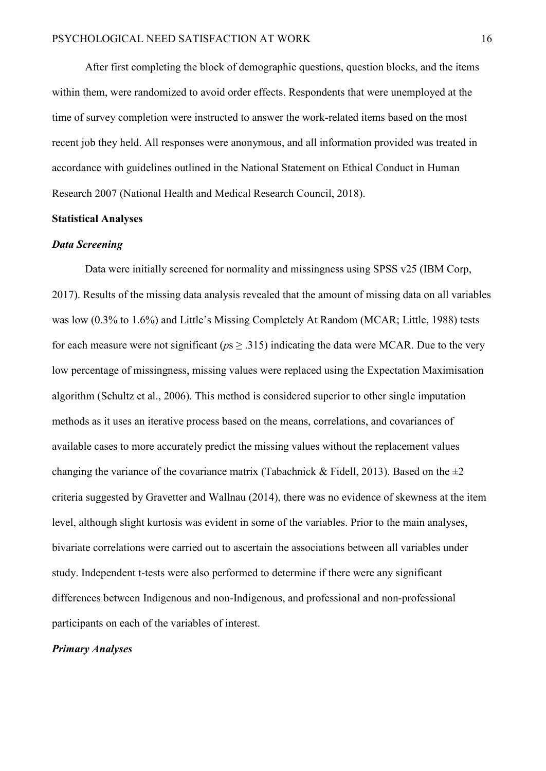After first completing the block of demographic questions, question blocks, and the items within them, were randomized to avoid order effects. Respondents that were unemployed at the time of survey completion were instructed to answer the work-related items based on the most recent job they held. All responses were anonymous, and all information provided was treated in accordance with guidelines outlined in the National Statement on Ethical Conduct in Human Research 2007 (National Health and Medical Research Council, 2018).

## Statistical Analyses

### *Data Screening*

Data were initially screened for normality and missingness using SPSS v25 (IBM Corp, 2017). Results of the missing data analysis revealed that the amount of missing data on all variables was low (0.3% to 1.6%) and Little's Missing Completely At Random (MCAR; Little, 1988) tests for each measure were not significant ($p$s $\geq .315$) indicating the data were MCAR. Due to the very low percentage of missingness, missing values were replaced using the Expectation Maximisation algorithm (Schultz et al., 2006). This method is considered superior to other single imputation methods as it uses an iterative process based on the means, correlations, and covariances of available cases to more accurately predict the missing values without the replacement values changing the variance of the covariance matrix (Tabachnick & Fidell, 2013). Based on the $\pm 2$ criteria suggested by Gravetter and Wallnau (2014), there was no evidence of skewness at the item level, although slight kurtosis was evident in some of the variables. Prior to the main analyses, bivariate correlations were carried out to ascertain the associations between all variables under study. Independent t-tests were also performed to determine if there were any significant differences between Indigenous and non-Indigenous, and professional and non-professional participants on each of the variables of interest.

### *Primary Analyses*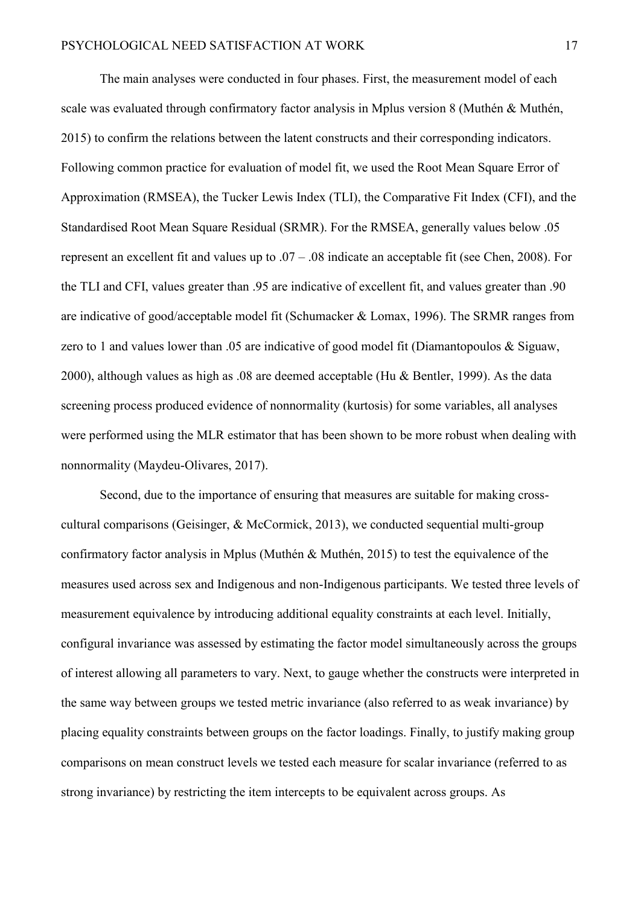The main analyses were conducted in four phases. First, the measurement model of each scale was evaluated through confirmatory factor analysis in Mplus version 8 (Muthén & Muthén, 2015) to confirm the relations between the latent constructs and their corresponding indicators. Following common practice for evaluation of model fit, we used the Root Mean Square Error of Approximation (RMSEA), the Tucker Lewis Index (TLI), the Comparative Fit Index (CFI), and the Standardised Root Mean Square Residual (SRMR). For the RMSEA, generally values below .05 represent an excellent fit and values up to .07 – .08 indicate an acceptable fit (see Chen, 2008). For the TLI and CFI, values greater than .95 are indicative of excellent fit, and values greater than .90 are indicative of good/acceptable model fit (Schumacker & Lomax, 1996). The SRMR ranges from zero to 1 and values lower than .05 are indicative of good model fit (Diamantopoulos & Siguaw, 2000), although values as high as .08 are deemed acceptable (Hu & Bentler, 1999). As the data screening process produced evidence of nonnormality (kurtosis) for some variables, all analyses were performed using the MLR estimator that has been shown to be more robust when dealing with nonnormality (Maydeu-Olivares, 2017).

Second, due to the importance of ensuring that measures are suitable for making cross-cultural comparisons (Geisinger, & McCormick, 2013), we conducted sequential multi-group confirmatory factor analysis in Mplus (Muthén & Muthén, 2015) to test the equivalence of the measures used across sex and Indigenous and non-Indigenous participants. We tested three levels of measurement equivalence by introducing additional equality constraints at each level. Initially, configural invariance was assessed by estimating the factor model simultaneously across the groups of interest allowing all parameters to vary. Next, to gauge whether the constructs were interpreted in the same way between groups we tested metric invariance (also referred to as weak invariance) by placing equality constraints between groups on the factor loadings. Finally, to justify making group comparisons on mean construct levels we tested each measure for scalar invariance (referred to as strong invariance) by restricting the item intercepts to be equivalent across groups. As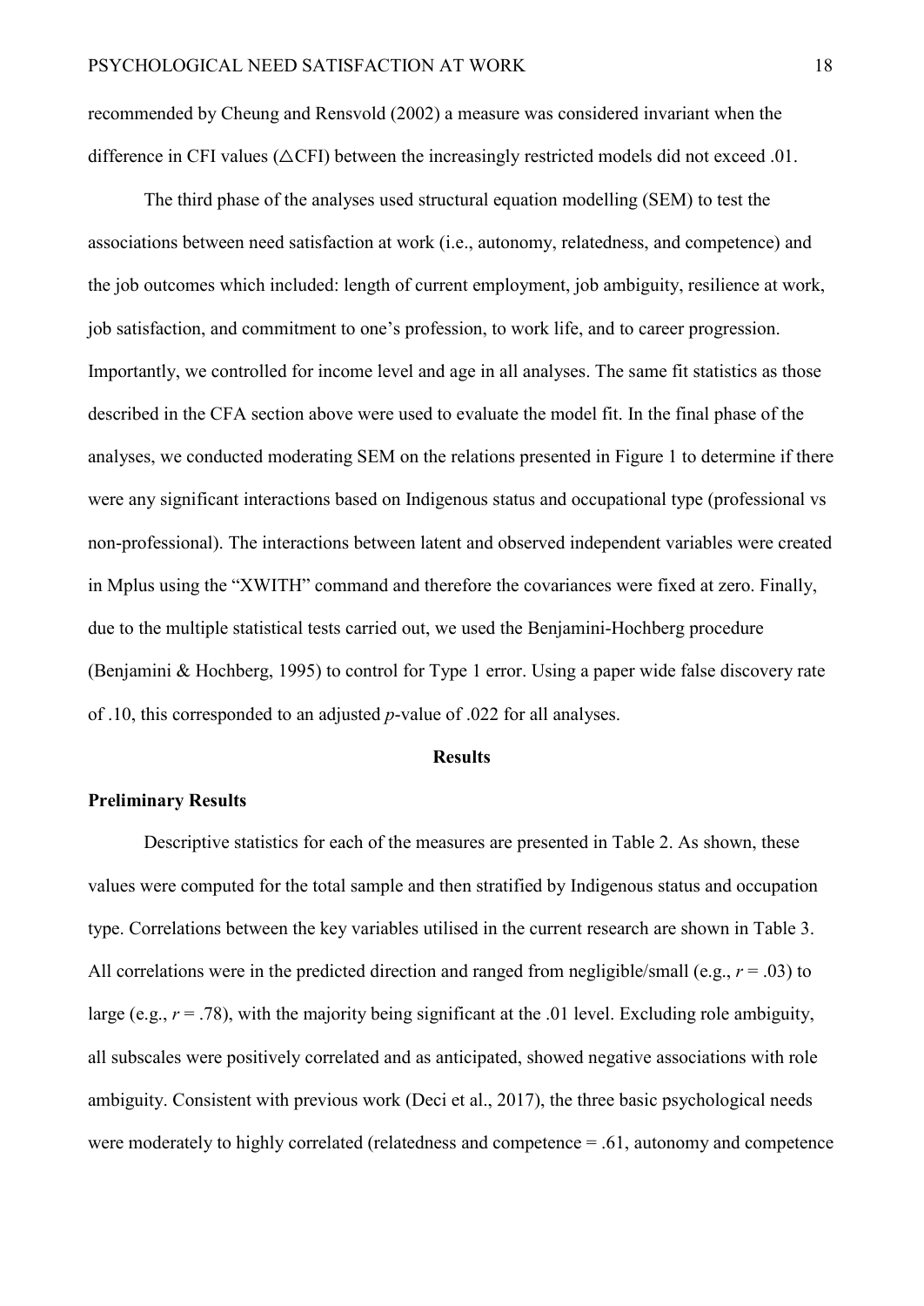recommended by Cheung and Rensvold (2002) a measure was considered invariant when the difference in CFI values (△CFI) between the increasingly restricted models did not exceed .01.

The third phase of the analyses used structural equation modelling (SEM) to test the associations between need satisfaction at work (i.e., autonomy, relatedness, and competence) and the job outcomes which included: length of current employment, job ambiguity, resilience at work, job satisfaction, and commitment to one's profession, to work life, and to career progression. Importantly, we controlled for income level and age in all analyses. The same fit statistics as those described in the CFA section above were used to evaluate the model fit. In the final phase of the analyses, we conducted moderating SEM on the relations presented in Figure 1 to determine if there were any significant interactions based on Indigenous status and occupational type (professional vs non-professional). The interactions between latent and observed independent variables were created in Mplus using the "XWITH" command and therefore the covariances were fixed at zero. Finally, due to the multiple statistical tests carried out, we used the Benjamini-Hochberg procedure (Benjamini & Hochberg, 1995) to control for Type 1 error. Using a paper wide false discovery rate of .10, this corresponded to an adjusted *p*-value of .022 for all analyses.

## Results

### Preliminary Results

Descriptive statistics for each of the measures are presented in Table 2. As shown, these values were computed for the total sample and then stratified by Indigenous status and occupation type. Correlations between the key variables utilised in the current research are shown in Table 3. All correlations were in the predicted direction and ranged from negligible/small (e.g., $r = .03$) to large (e.g., $r = .78$), with the majority being significant at the .01 level. Excluding role ambiguity, all subscales were positively correlated and as anticipated, showed negative associations with role ambiguity. Consistent with previous work (Deci et al., 2017), the three basic psychological needs were moderately to highly correlated (relatedness and competence = .61, autonomy and competence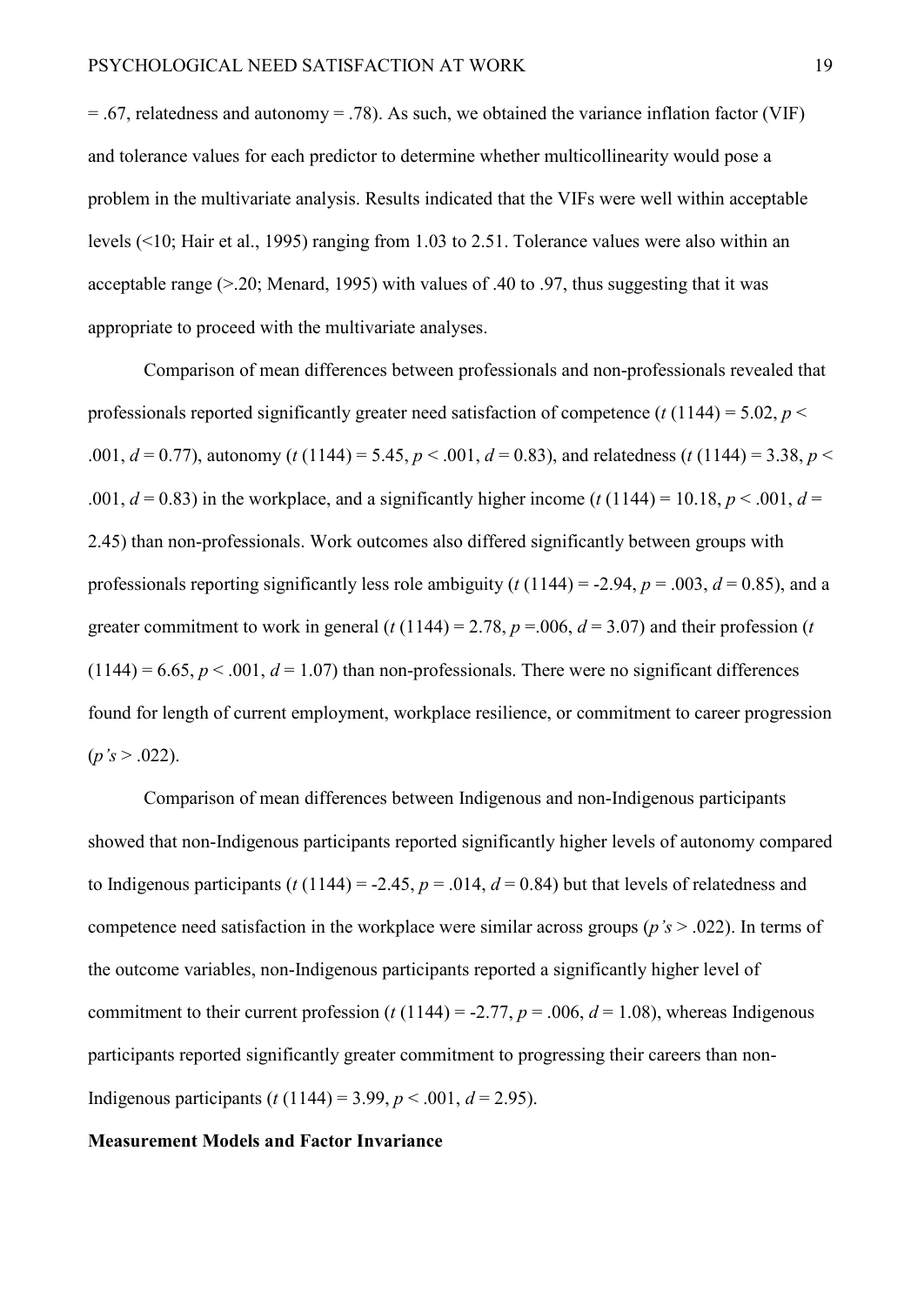= .67, relatedness and autonomy = .78). As such, we obtained the variance inflation factor (VIF) and tolerance values for each predictor to determine whether multicollinearity would pose a problem in the multivariate analysis. Results indicated that the VIFs were well within acceptable levels (<10; Hair et al., 1995) ranging from 1.03 to 2.51. Tolerance values were also within an acceptable range (>.20; Menard, 1995) with values of .40 to .97, thus suggesting that it was appropriate to proceed with the multivariate analyses.

Comparison of mean differences between professionals and non-professionals revealed that professionals reported significantly greater need satisfaction of competence ($t$ (1144) = 5.02, $p$ < .001, $d$ = 0.77), autonomy ($t$ (1144) = 5.45, $p$ < .001, $d$ = 0.83), and relatedness ($t$ (1144) = 3.38, $p$ < .001, $d$ = 0.83) in the workplace, and a significantly higher income ($t$ (1144) = 10.18, $p$ < .001, $d$ = 2.45) than non-professionals. Work outcomes also differed significantly between groups with professionals reporting significantly less role ambiguity ($t$ (1144) = -2.94, $p$ = .003, $d$ = 0.85), and a greater commitment to work in general ($t$ (1144) = 2.78, $p$ =.006, $d$ = 3.07) and their profession ($t$ (1144) = 6.65, $p$ < .001, $d$ = 1.07) than non-professionals. There were no significant differences found for length of current employment, workplace resilience, or commitment to career progression (*p's* > .022).

Comparison of mean differences between Indigenous and non-Indigenous participants showed that non-Indigenous participants reported significantly higher levels of autonomy compared to Indigenous participants ($t$ (1144) = -2.45, $p$ = .014, $d$ = 0.84) but that levels of relatedness and competence need satisfaction in the workplace were similar across groups (*p's* > .022). In terms of the outcome variables, non-Indigenous participants reported a significantly higher level of commitment to their current profession ($t$ (1144) = -2.77, $p$ = .006, $d$ = 1.08), whereas Indigenous participants reported significantly greater commitment to progressing their careers than non-Indigenous participants ($t$ (1144) = 3.99, $p$ < .001, $d$ = 2.95).

**Measurement Models and Factor Invariance**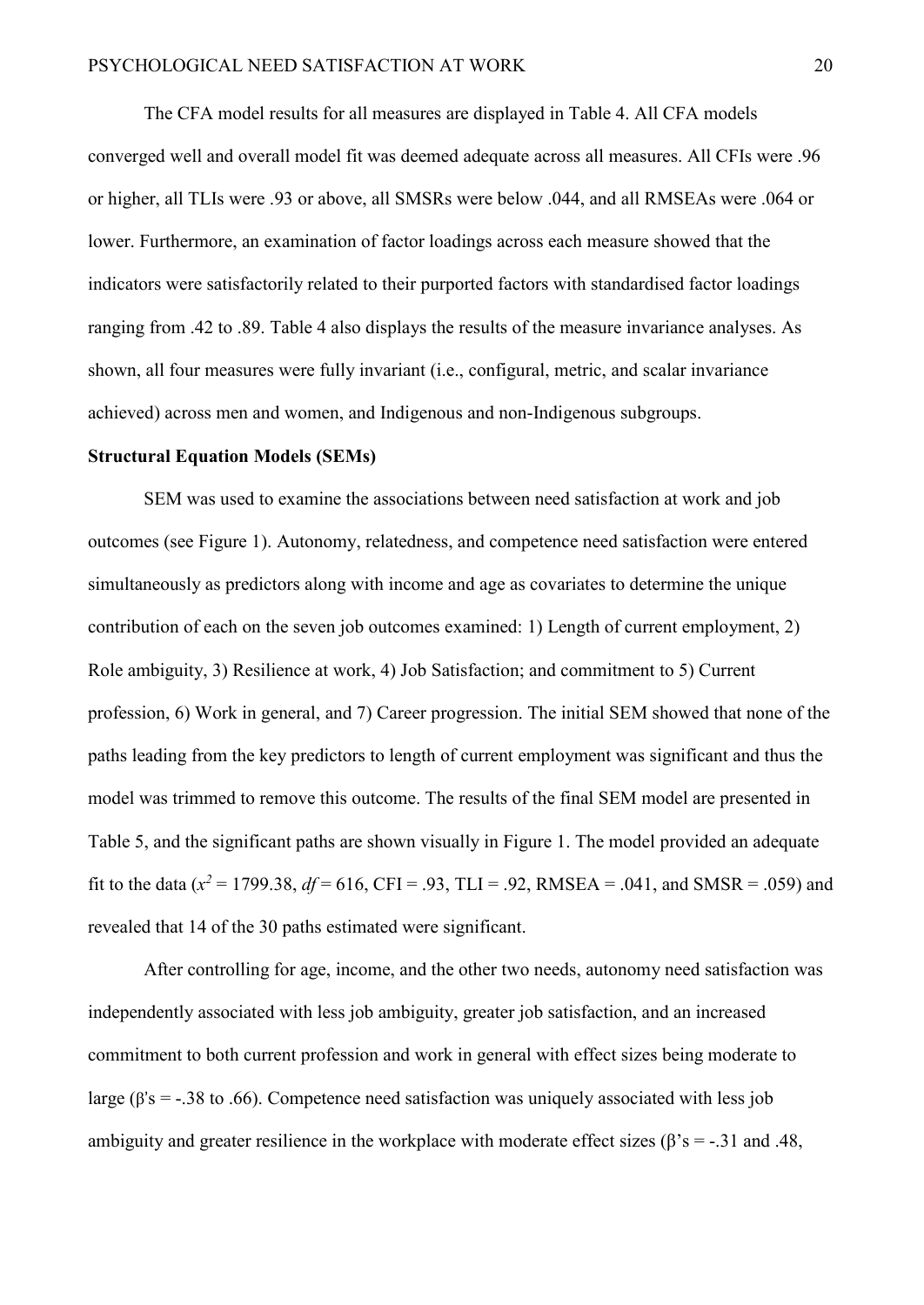The CFA model results for all measures are displayed in Table 4. All CFA models converged well and overall model fit was deemed adequate across all measures. All CFIs were .96 or higher, all TLIs were .93 or above, all SMSRs were below .044, and all RMSEAs were .064 or lower. Furthermore, an examination of factor loadings across each measure showed that the indicators were satisfactorily related to their purported factors with standardised factor loadings ranging from .42 to .89. Table 4 also displays the results of the measure invariance analyses. As shown, all four measures were fully invariant (i.e., configural, metric, and scalar invariance achieved) across men and women, and Indigenous and non-Indigenous subgroups.

**Structural Equation Models (SEMs)**

SEM was used to examine the associations between need satisfaction at work and job outcomes (see Figure 1). Autonomy, relatedness, and competence need satisfaction were entered simultaneously as predictors along with income and age as covariates to determine the unique contribution of each on the seven job outcomes examined: 1) Length of current employment, 2) Role ambiguity, 3) Resilience at work, 4) Job Satisfaction; and commitment to 5) Current profession, 6) Work in general, and 7) Career progression. The initial SEM showed that none of the paths leading from the key predictors to length of current employment was significant and thus the model was trimmed to remove this outcome. The results of the final SEM model are presented in Table 5, and the significant paths are shown visually in Figure 1. The model provided an adequate fit to the data ($x^2$ = 1799.38, $df$ = 616, CFI = .93, TLI = .92, RMSEA = .041, and SMSR = .059) and revealed that 14 of the 30 paths estimated were significant.

After controlling for age, income, and the other two needs, autonomy need satisfaction was independently associated with less job ambiguity, greater job satisfaction, and an increased commitment to both current profession and work in general with effect sizes being moderate to large (β's = -.38 to .66). Competence need satisfaction was uniquely associated with less job ambiguity and greater resilience in the workplace with moderate effect sizes (β's = -.31 and .48,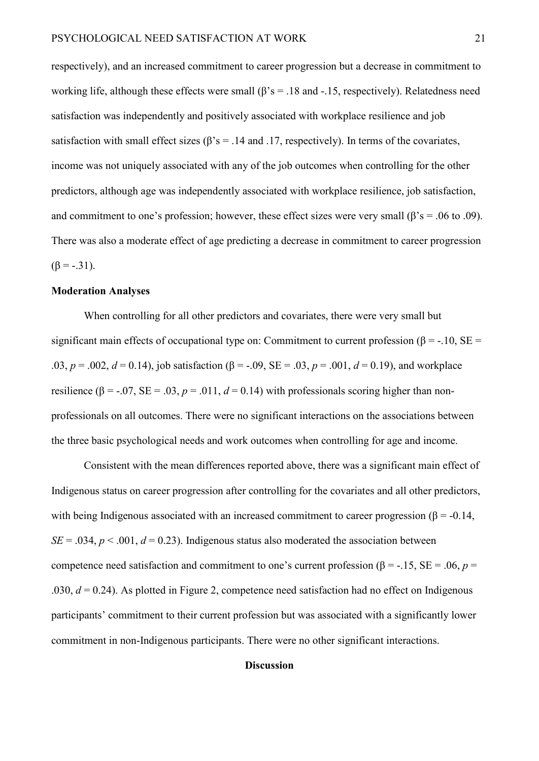respectively), and an increased commitment to career progression but a decrease in commitment to working life, although these effects were small (β's = .18 and -.15, respectively). Relatedness need satisfaction was independently and positively associated with workplace resilience and job satisfaction with small effect sizes (β's = .14 and .17, respectively). In terms of the covariates, income was not uniquely associated with any of the job outcomes when controlling for the other predictors, although age was independently associated with workplace resilience, job satisfaction, and commitment to one's profession; however, these effect sizes were very small (β's = .06 to .09). There was also a moderate effect of age predicting a decrease in commitment to career progression (β = -.31).

**Moderation Analyses**

When controlling for all other predictors and covariates, there were very small but significant main effects of occupational type on: Commitment to current profession (β = -.10, SE = .03, $p$ = .002, $d$ = 0.14), job satisfaction (β = -.09, SE = .03, $p$ = .001, $d$ = 0.19), and workplace resilience (β = -.07, SE = .03, $p$ = .011, $d$ = 0.14) with professionals scoring higher than non-professionals on all outcomes. There were no significant interactions on the associations between the three basic psychological needs and work outcomes when controlling for age and income.

Consistent with the mean differences reported above, there was a significant main effect of Indigenous status on career progression after controlling for the covariates and all other predictors, with being Indigenous associated with an increased commitment to career progression (β = -0.14, $SE$ = .034, $p < .001$, $d$ = 0.23). Indigenous status also moderated the association between competence need satisfaction and commitment to one's current profession (β = -.15, SE = .06, $p$ = .030, $d$ = 0.24). As plotted in Figure 2, competence need satisfaction had no effect on Indigenous participants' commitment to their current profession but was associated with a significantly lower commitment in non-Indigenous participants. There were no other significant interactions.

## Discussion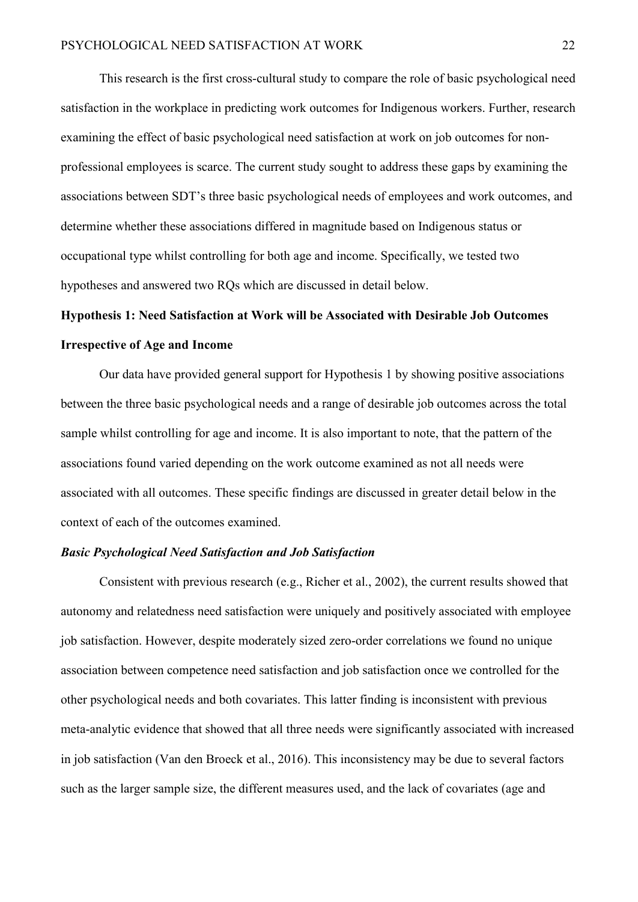This research is the first cross-cultural study to compare the role of basic psychological need satisfaction in the workplace in predicting work outcomes for Indigenous workers. Further, research examining the effect of basic psychological need satisfaction at work on job outcomes for non-professional employees is scarce. The current study sought to address these gaps by examining the associations between SDT's three basic psychological needs of employees and work outcomes, and determine whether these associations differed in magnitude based on Indigenous status or occupational type whilst controlling for both age and income. Specifically, we tested two hypotheses and answered two RQs which are discussed in detail below.

## Hypothesis 1: Need Satisfaction at Work will be Associated with Desirable Job Outcomes Irrespective of Age and Income

Our data have provided general support for Hypothesis 1 by showing positive associations between the three basic psychological needs and a range of desirable job outcomes across the total sample whilst controlling for age and income. It is also important to note, that the pattern of the associations found varied depending on the work outcome examined as not all needs were associated with all outcomes. These specific findings are discussed in greater detail below in the context of each of the outcomes examined.

### *Basic Psychological Need Satisfaction and Job Satisfaction*

Consistent with previous research (e.g., Richer et al., 2002), the current results showed that autonomy and relatedness need satisfaction were uniquely and positively associated with employee job satisfaction. However, despite moderately sized zero-order correlations we found no unique association between competence need satisfaction and job satisfaction once we controlled for the other psychological needs and both covariates. This latter finding is inconsistent with previous meta-analytic evidence that showed that all three needs were significantly associated with increased in job satisfaction (Van den Broeck et al., 2016). This inconsistency may be due to several factors such as the larger sample size, the different measures used, and the lack of covariates (age and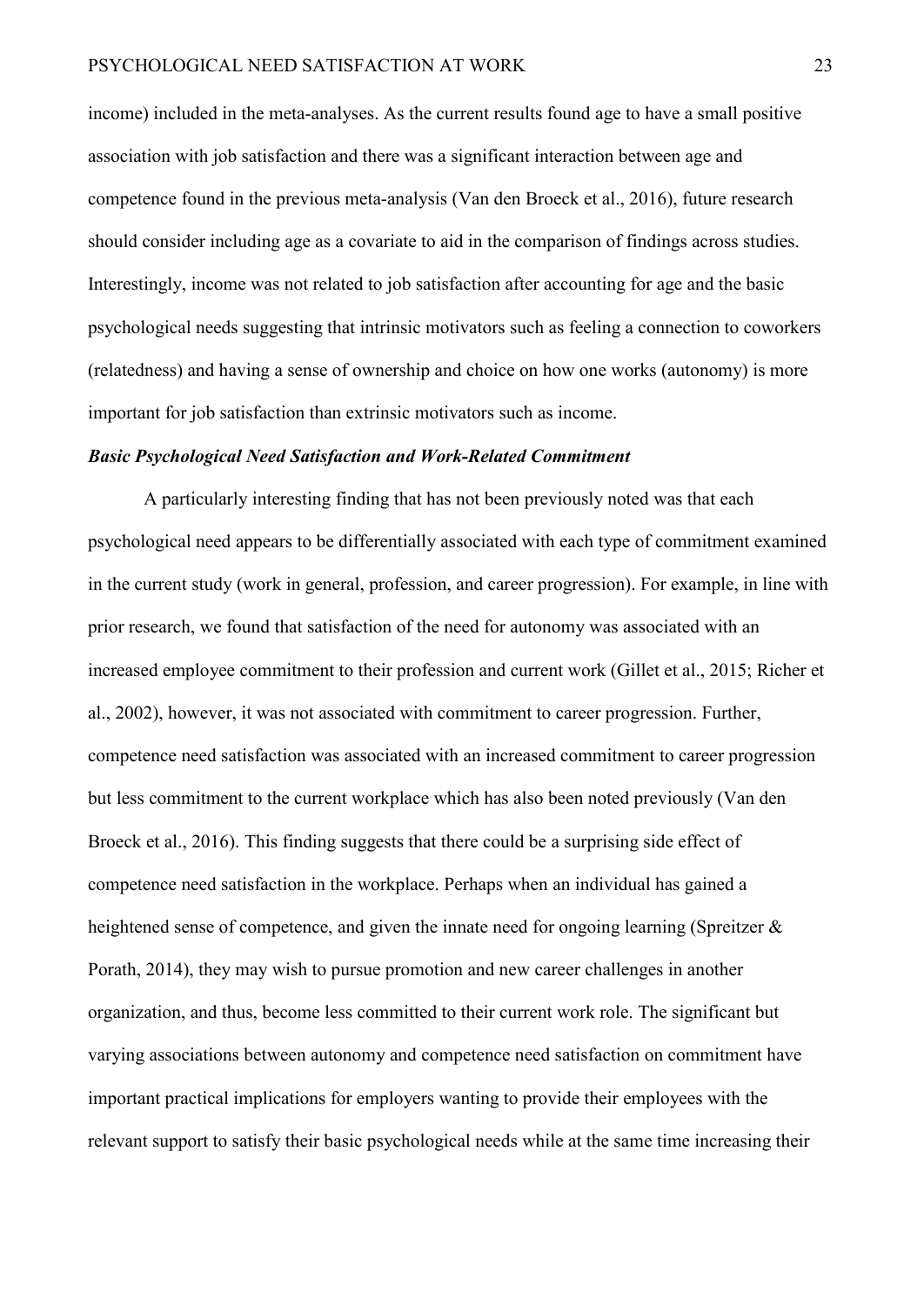income) included in the meta-analyses. As the current results found age to have a small positive association with job satisfaction and there was a significant interaction between age and competence found in the previous meta-analysis (Van den Broeck et al., 2016), future research should consider including age as a covariate to aid in the comparison of findings across studies. Interestingly, income was not related to job satisfaction after accounting for age and the basic psychological needs suggesting that intrinsic motivators such as feeling a connection to coworkers (relatedness) and having a sense of ownership and choice on how one works (autonomy) is more important for job satisfaction than extrinsic motivators such as income.

### ***Basic Psychological Need Satisfaction and Work-Related Commitment***

A particularly interesting finding that has not been previously noted was that each psychological need appears to be differentially associated with each type of commitment examined in the current study (work in general, profession, and career progression). For example, in line with prior research, we found that satisfaction of the need for autonomy was associated with an increased employee commitment to their profession and current work (Gillet et al., 2015; Richer et al., 2002), however, it was not associated with commitment to career progression. Further, competence need satisfaction was associated with an increased commitment to career progression but less commitment to the current workplace which has also been noted previously (Van den Broeck et al., 2016). This finding suggests that there could be a surprising side effect of competence need satisfaction in the workplace. Perhaps when an individual has gained a heightened sense of competence, and given the innate need for ongoing learning (Spreitzer & Porath, 2014), they may wish to pursue promotion and new career challenges in another organization, and thus, become less committed to their current work role. The significant but varying associations between autonomy and competence need satisfaction on commitment have important practical implications for employers wanting to provide their employees with the relevant support to satisfy their basic psychological needs while at the same time increasing their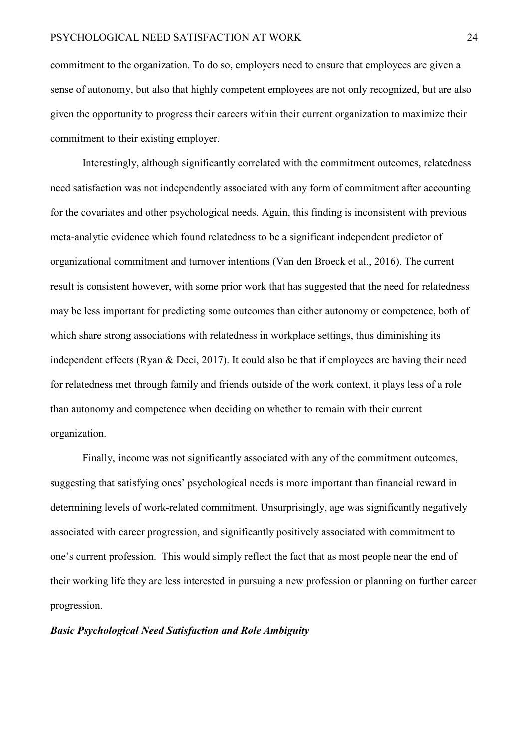commitment to the organization. To do so, employers need to ensure that employees are given a sense of autonomy, but also that highly competent employees are not only recognized, but are also given the opportunity to progress their careers within their current organization to maximize their commitment to their existing employer.

Interestingly, although significantly correlated with the commitment outcomes, relatedness need satisfaction was not independently associated with any form of commitment after accounting for the covariates and other psychological needs. Again, this finding is inconsistent with previous meta-analytic evidence which found relatedness to be a significant independent predictor of organizational commitment and turnover intentions (Van den Broeck et al., 2016). The current result is consistent however, with some prior work that has suggested that the need for relatedness may be less important for predicting some outcomes than either autonomy or competence, both of which share strong associations with relatedness in workplace settings, thus diminishing its independent effects (Ryan & Deci, 2017). It could also be that if employees are having their need for relatedness met through family and friends outside of the work context, it plays less of a role than autonomy and competence when deciding on whether to remain with their current organization.

Finally, income was not significantly associated with any of the commitment outcomes, suggesting that satisfying ones' psychological needs is more important than financial reward in determining levels of work-related commitment. Unsurprisingly, age was significantly negatively associated with career progression, and significantly positively associated with commitment to one's current profession. This would simply reflect the fact that as most people near the end of their working life they are less interested in pursuing a new profession or planning on further career progression.

### *Basic Psychological Need Satisfaction and Role Ambiguity*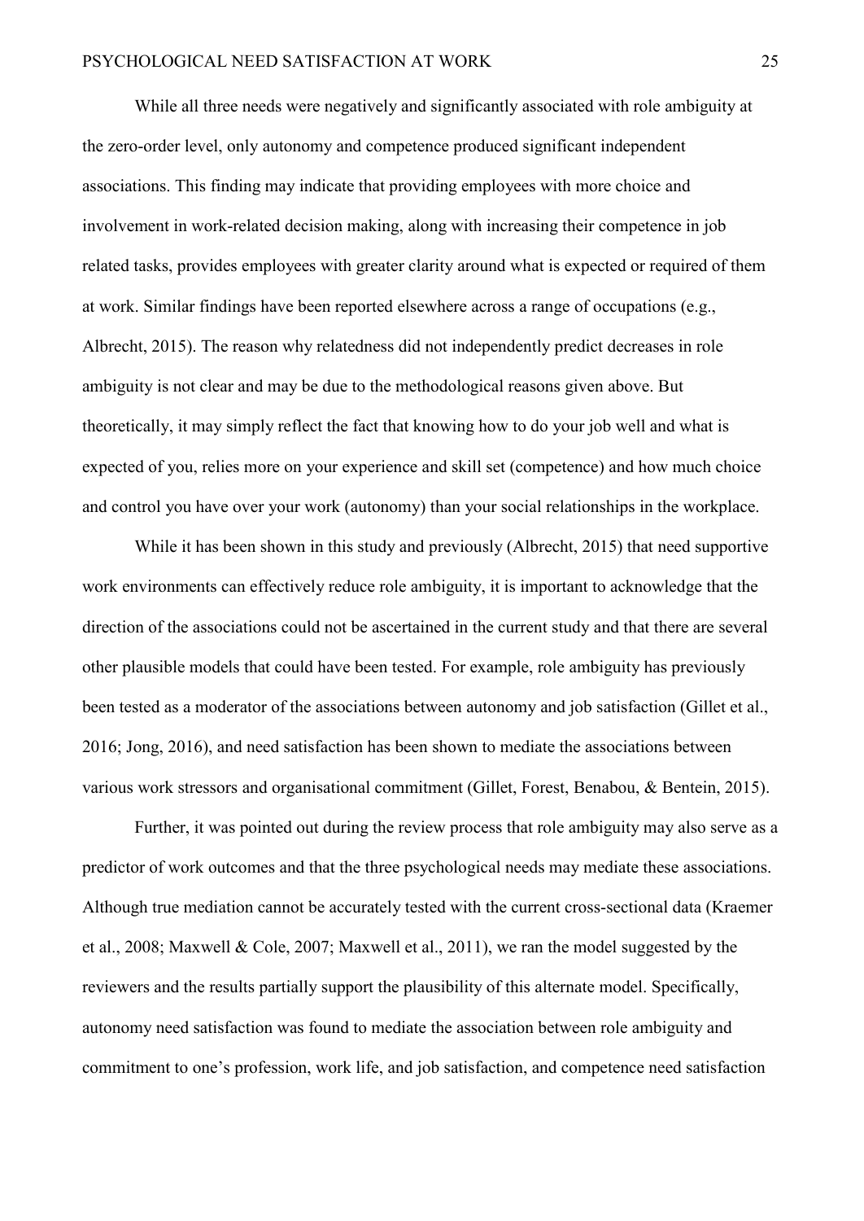While all three needs were negatively and significantly associated with role ambiguity at the zero-order level, only autonomy and competence produced significant independent associations. This finding may indicate that providing employees with more choice and involvement in work-related decision making, along with increasing their competence in job related tasks, provides employees with greater clarity around what is expected or required of them at work. Similar findings have been reported elsewhere across a range of occupations (e.g., Albrecht, 2015). The reason why relatedness did not independently predict decreases in role ambiguity is not clear and may be due to the methodological reasons given above. But theoretically, it may simply reflect the fact that knowing how to do your job well and what is expected of you, relies more on your experience and skill set (competence) and how much choice and control you have over your work (autonomy) than your social relationships in the workplace.

While it has been shown in this study and previously (Albrecht, 2015) that need supportive work environments can effectively reduce role ambiguity, it is important to acknowledge that the direction of the associations could not be ascertained in the current study and that there are several other plausible models that could have been tested. For example, role ambiguity has previously been tested as a moderator of the associations between autonomy and job satisfaction (Gillet et al., 2016; Jong, 2016), and need satisfaction has been shown to mediate the associations between various work stressors and organisational commitment (Gillet, Forest, Benabou, & Bentein, 2015).

Further, it was pointed out during the review process that role ambiguity may also serve as a predictor of work outcomes and that the three psychological needs may mediate these associations. Although true mediation cannot be accurately tested with the current cross-sectional data (Kraemer et al., 2008; Maxwell & Cole, 2007; Maxwell et al., 2011), we ran the model suggested by the reviewers and the results partially support the plausibility of this alternate model. Specifically, autonomy need satisfaction was found to mediate the association between role ambiguity and commitment to one's profession, work life, and job satisfaction, and competence need satisfaction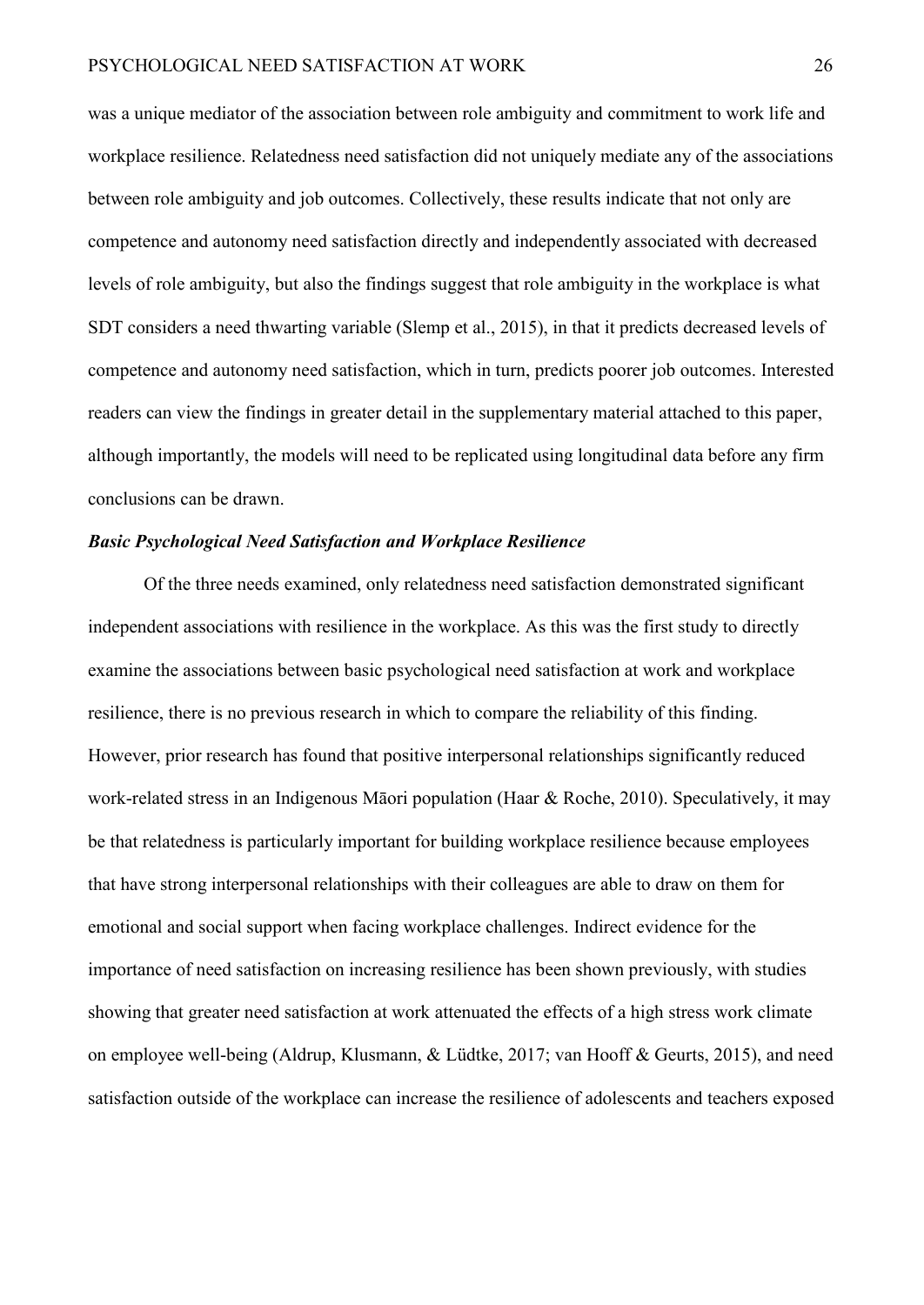was a unique mediator of the association between role ambiguity and commitment to work life and workplace resilience. Relatedness need satisfaction did not uniquely mediate any of the associations between role ambiguity and job outcomes. Collectively, these results indicate that not only are competence and autonomy need satisfaction directly and independently associated with decreased levels of role ambiguity, but also the findings suggest that role ambiguity in the workplace is what SDT considers a need thwarting variable (Slemp et al., 2015), in that it predicts decreased levels of competence and autonomy need satisfaction, which in turn, predicts poorer job outcomes. Interested readers can view the findings in greater detail in the supplementary material attached to this paper, although importantly, the models will need to be replicated using longitudinal data before any firm conclusions can be drawn.

### ***Basic Psychological Need Satisfaction and Workplace Resilience***

Of the three needs examined, only relatedness need satisfaction demonstrated significant independent associations with resilience in the workplace. As this was the first study to directly examine the associations between basic psychological need satisfaction at work and workplace resilience, there is no previous research in which to compare the reliability of this finding. However, prior research has found that positive interpersonal relationships significantly reduced work-related stress in an Indigenous Māori population (Haar & Roche, 2010). Speculatively, it may be that relatedness is particularly important for building workplace resilience because employees that have strong interpersonal relationships with their colleagues are able to draw on them for emotional and social support when facing workplace challenges. Indirect evidence for the importance of need satisfaction on increasing resilience has been shown previously, with studies showing that greater need satisfaction at work attenuated the effects of a high stress work climate on employee well-being (Aldrup, Klusmann, & Lüdtke, 2017; van Hooff & Geurts, 2015), and need satisfaction outside of the workplace can increase the resilience of adolescents and teachers exposed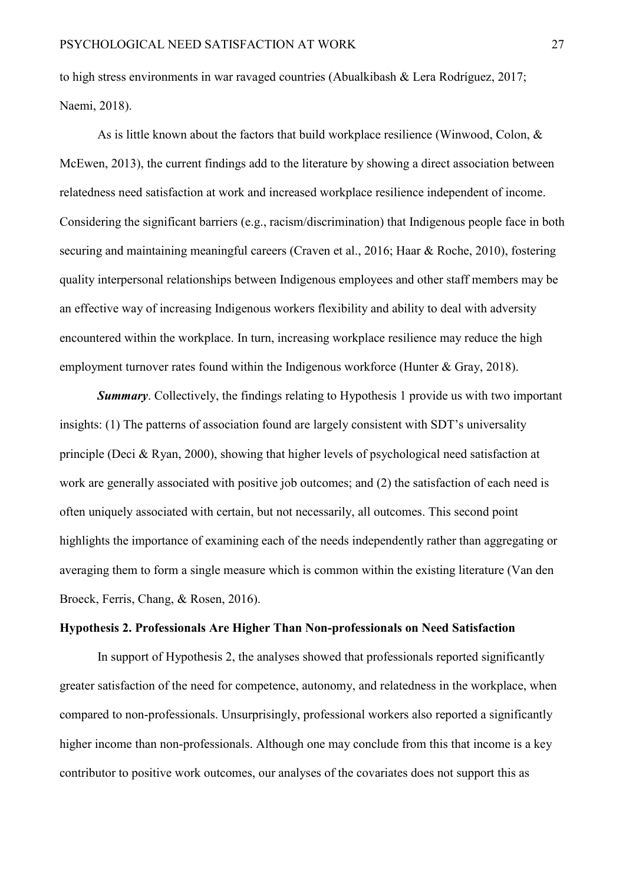to high stress environments in war ravaged countries (Abualkibash & Lera Rodríguez, 2017; Naemi, 2018).

As is little known about the factors that build workplace resilience (Winwood, Colon, & McEwen, 2013), the current findings add to the literature by showing a direct association between relatedness need satisfaction at work and increased workplace resilience independent of income. Considering the significant barriers (e.g., racism/discrimination) that Indigenous people face in both securing and maintaining meaningful careers (Craven et al., 2016; Haar & Roche, 2010), fostering quality interpersonal relationships between Indigenous employees and other staff members may be an effective way of increasing Indigenous workers flexibility and ability to deal with adversity encountered within the workplace. In turn, increasing workplace resilience may reduce the high employment turnover rates found within the Indigenous workforce (Hunter & Gray, 2018).

***Summary***. Collectively, the findings relating to Hypothesis 1 provide us with two important insights: (1) The patterns of association found are largely consistent with SDT's universality principle (Deci & Ryan, 2000), showing that higher levels of psychological need satisfaction at work are generally associated with positive job outcomes; and (2) the satisfaction of each need is often uniquely associated with certain, but not necessarily, all outcomes. This second point highlights the importance of examining each of the needs independently rather than aggregating or averaging them to form a single measure which is common within the existing literature (Van den Broeck, Ferris, Chang, & Rosen, 2016).

### Hypothesis 2. Professionals Are Higher Than Non-professionals on Need Satisfaction

In support of Hypothesis 2, the analyses showed that professionals reported significantly greater satisfaction of the need for competence, autonomy, and relatedness in the workplace, when compared to non-professionals. Unsurprisingly, professional workers also reported a significantly higher income than non-professionals. Although one may conclude from this that income is a key contributor to positive work outcomes, our analyses of the covariates does not support this as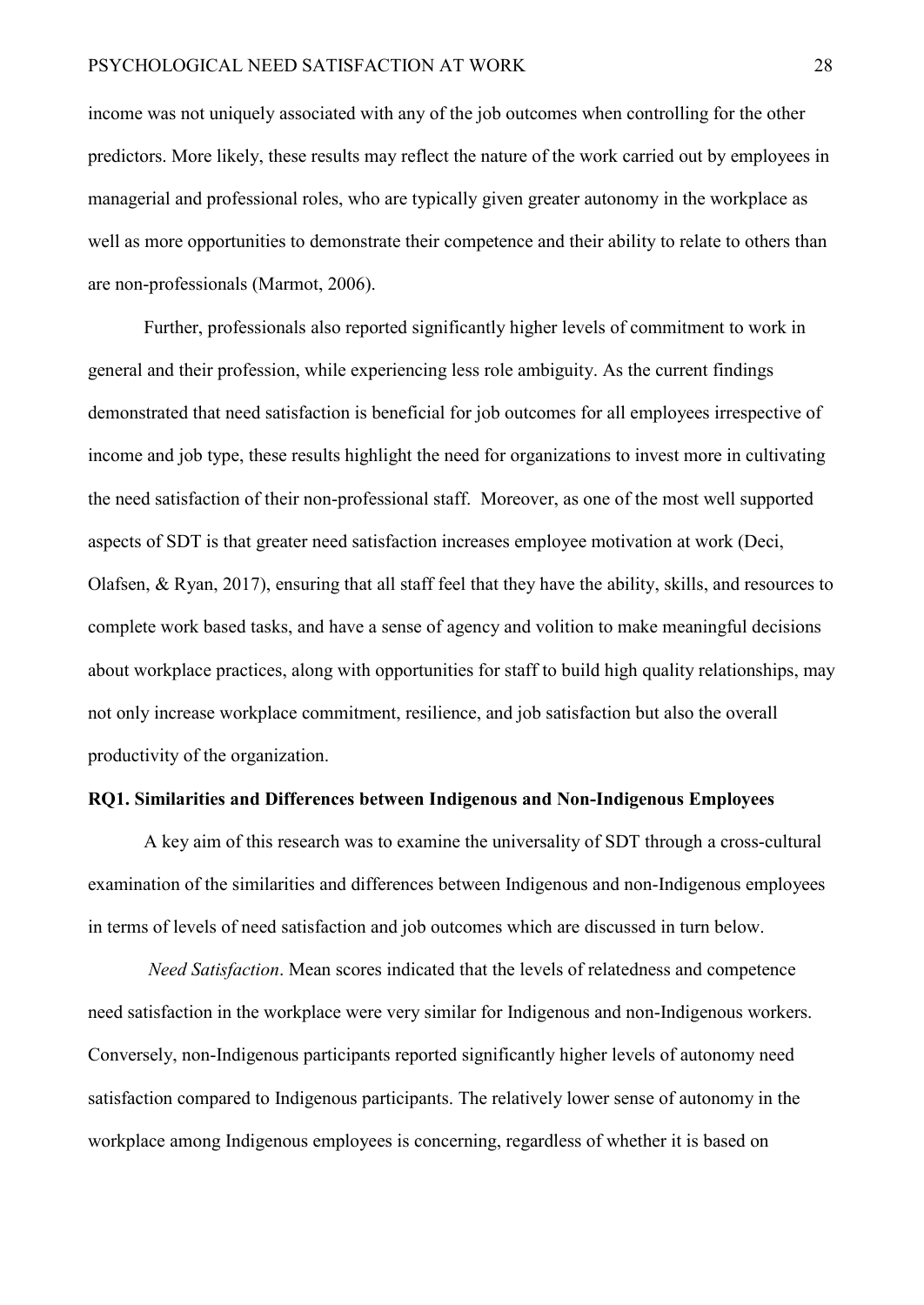income was not uniquely associated with any of the job outcomes when controlling for the other predictors. More likely, these results may reflect the nature of the work carried out by employees in managerial and professional roles, who are typically given greater autonomy in the workplace as well as more opportunities to demonstrate their competence and their ability to relate to others than are non-professionals (Marmot, 2006).

Further, professionals also reported significantly higher levels of commitment to work in general and their profession, while experiencing less role ambiguity. As the current findings demonstrated that need satisfaction is beneficial for job outcomes for all employees irrespective of income and job type, these results highlight the need for organizations to invest more in cultivating the need satisfaction of their non-professional staff. Moreover, as one of the most well supported aspects of SDT is that greater need satisfaction increases employee motivation at work (Deci, Olafsen, & Ryan, 2017), ensuring that all staff feel that they have the ability, skills, and resources to complete work based tasks, and have a sense of agency and volition to make meaningful decisions about workplace practices, along with opportunities for staff to build high quality relationships, may not only increase workplace commitment, resilience, and job satisfaction but also the overall productivity of the organization.

### RQ1. Similarities and Differences between Indigenous and Non-Indigenous Employees

A key aim of this research was to examine the universality of SDT through a cross-cultural examination of the similarities and differences between Indigenous and non-Indigenous employees in terms of levels of need satisfaction and job outcomes which are discussed in turn below.

*Need Satisfaction*. Mean scores indicated that the levels of relatedness and competence need satisfaction in the workplace were very similar for Indigenous and non-Indigenous workers. Conversely, non-Indigenous participants reported significantly higher levels of autonomy need satisfaction compared to Indigenous participants. The relatively lower sense of autonomy in the workplace among Indigenous employees is concerning, regardless of whether it is based on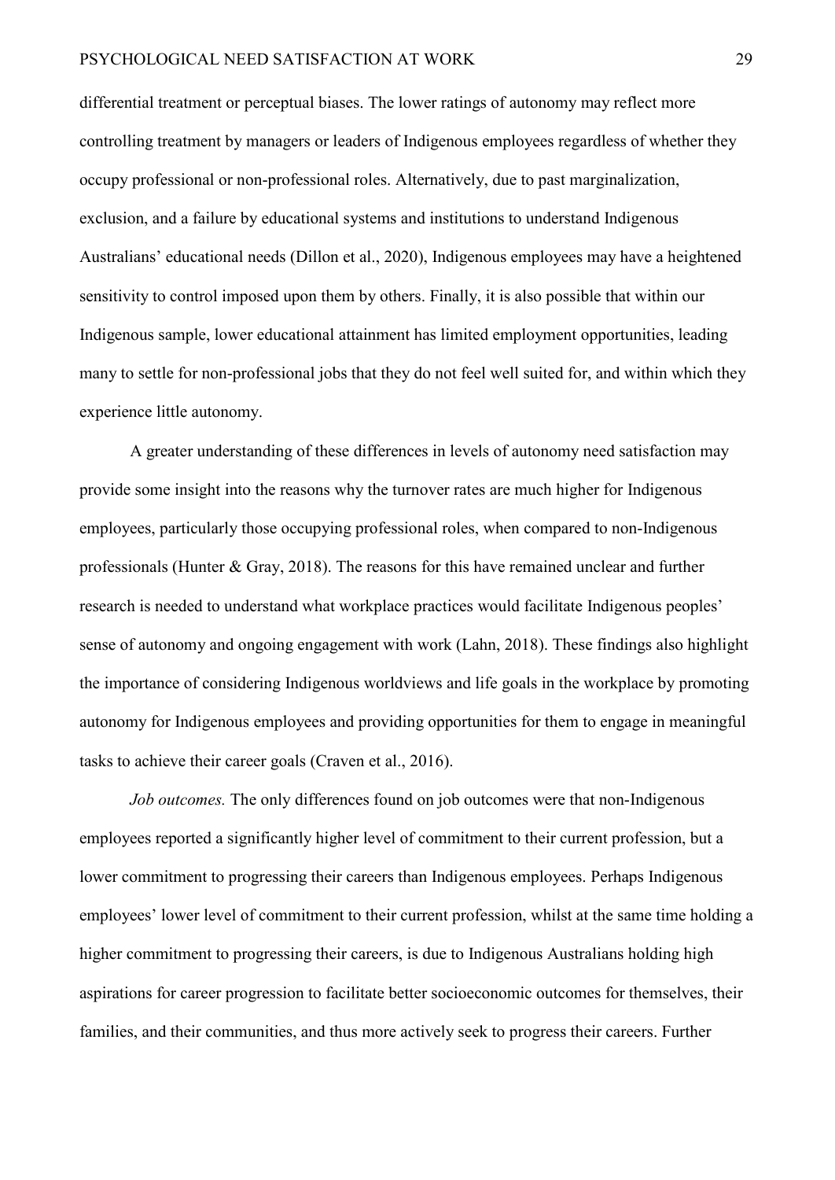differential treatment or perceptual biases. The lower ratings of autonomy may reflect more controlling treatment by managers or leaders of Indigenous employees regardless of whether they occupy professional or non-professional roles. Alternatively, due to past marginalization, exclusion, and a failure by educational systems and institutions to understand Indigenous Australians' educational needs (Dillon et al., 2020), Indigenous employees may have a heightened sensitivity to control imposed upon them by others. Finally, it is also possible that within our Indigenous sample, lower educational attainment has limited employment opportunities, leading many to settle for non-professional jobs that they do not feel well suited for, and within which they experience little autonomy.

A greater understanding of these differences in levels of autonomy need satisfaction may provide some insight into the reasons why the turnover rates are much higher for Indigenous employees, particularly those occupying professional roles, when compared to non-Indigenous professionals (Hunter & Gray, 2018). The reasons for this have remained unclear and further research is needed to understand what workplace practices would facilitate Indigenous peoples' sense of autonomy and ongoing engagement with work (Lahn, 2018). These findings also highlight the importance of considering Indigenous worldviews and life goals in the workplace by promoting autonomy for Indigenous employees and providing opportunities for them to engage in meaningful tasks to achieve their career goals (Craven et al., 2016).

*Job outcomes.* The only differences found on job outcomes were that non-Indigenous employees reported a significantly higher level of commitment to their current profession, but a lower commitment to progressing their careers than Indigenous employees. Perhaps Indigenous employees' lower level of commitment to their current profession, whilst at the same time holding a higher commitment to progressing their careers, is due to Indigenous Australians holding high aspirations for career progression to facilitate better socioeconomic outcomes for themselves, their families, and their communities, and thus more actively seek to progress their careers. Further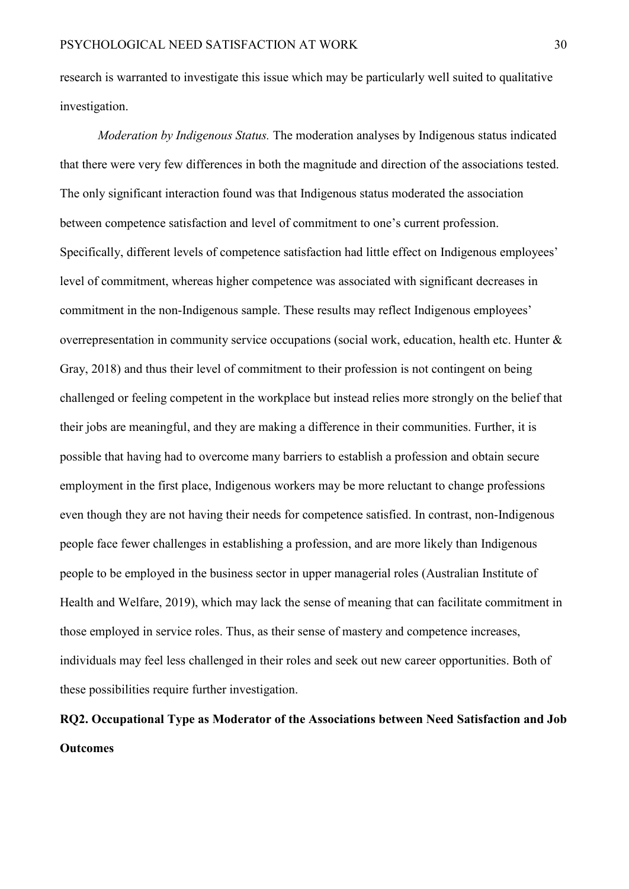research is warranted to investigate this issue which may be particularly well suited to qualitative investigation.

*Moderation by Indigenous Status.* The moderation analyses by Indigenous status indicated that there were very few differences in both the magnitude and direction of the associations tested. The only significant interaction found was that Indigenous status moderated the association between competence satisfaction and level of commitment to one's current profession. Specifically, different levels of competence satisfaction had little effect on Indigenous employees' level of commitment, whereas higher competence was associated with significant decreases in commitment in the non-Indigenous sample. These results may reflect Indigenous employees' overrepresentation in community service occupations (social work, education, health etc. Hunter & Gray, 2018) and thus their level of commitment to their profession is not contingent on being challenged or feeling competent in the workplace but instead relies more strongly on the belief that their jobs are meaningful, and they are making a difference in their communities. Further, it is possible that having had to overcome many barriers to establish a profession and obtain secure employment in the first place, Indigenous workers may be more reluctant to change professions even though they are not having their needs for competence satisfied. In contrast, non-Indigenous people face fewer challenges in establishing a profession, and are more likely than Indigenous people to be employed in the business sector in upper managerial roles (Australian Institute of Health and Welfare, 2019), which may lack the sense of meaning that can facilitate commitment in those employed in service roles. Thus, as their sense of mastery and competence increases, individuals may feel less challenged in their roles and seek out new career opportunities. Both of these possibilities require further investigation.

## RQ2. Occupational Type as Moderator of the Associations between Need Satisfaction and Job Outcomes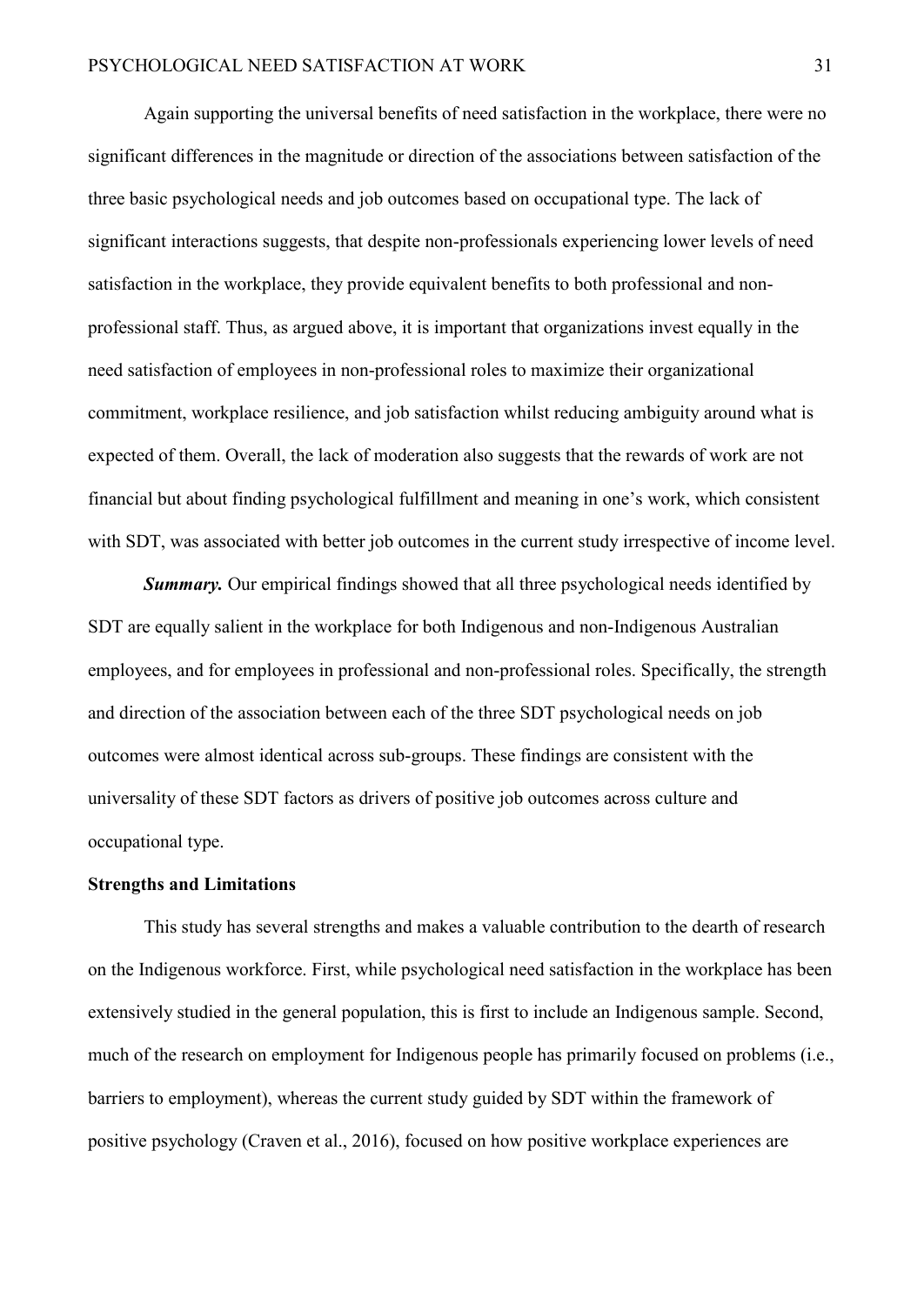Again supporting the universal benefits of need satisfaction in the workplace, there were no significant differences in the magnitude or direction of the associations between satisfaction of the three basic psychological needs and job outcomes based on occupational type. The lack of significant interactions suggests, that despite non-professionals experiencing lower levels of need satisfaction in the workplace, they provide equivalent benefits to both professional and non-professional staff. Thus, as argued above, it is important that organizations invest equally in the need satisfaction of employees in non-professional roles to maximize their organizational commitment, workplace resilience, and job satisfaction whilst reducing ambiguity around what is expected of them. Overall, the lack of moderation also suggests that the rewards of work are not financial but about finding psychological fulfillment and meaning in one's work, which consistent with SDT, was associated with better job outcomes in the current study irrespective of income level.

***Summary.*** Our empirical findings showed that all three psychological needs identified by SDT are equally salient in the workplace for both Indigenous and non-Indigenous Australian employees, and for employees in professional and non-professional roles. Specifically, the strength and direction of the association between each of the three SDT psychological needs on job outcomes were almost identical across sub-groups. These findings are consistent with the universality of these SDT factors as drivers of positive job outcomes across culture and occupational type.

**Strengths and Limitations**

This study has several strengths and makes a valuable contribution to the dearth of research on the Indigenous workforce. First, while psychological need satisfaction in the workplace has been extensively studied in the general population, this is first to include an Indigenous sample. Second, much of the research on employment for Indigenous people has primarily focused on problems (i.e., barriers to employment), whereas the current study guided by SDT within the framework of positive psychology (Craven et al., 2016), focused on how positive workplace experiences are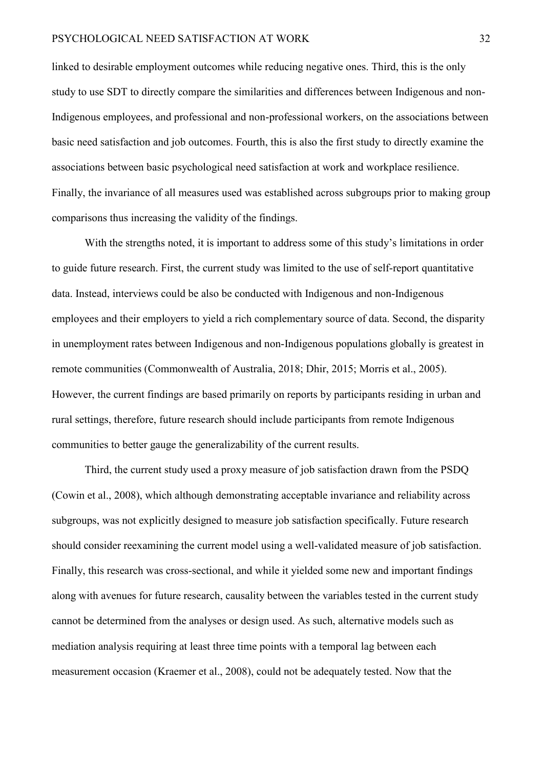linked to desirable employment outcomes while reducing negative ones. Third, this is the only study to use SDT to directly compare the similarities and differences between Indigenous and non-Indigenous employees, and professional and non-professional workers, on the associations between basic need satisfaction and job outcomes. Fourth, this is also the first study to directly examine the associations between basic psychological need satisfaction at work and workplace resilience. Finally, the invariance of all measures used was established across subgroups prior to making group comparisons thus increasing the validity of the findings.

With the strengths noted, it is important to address some of this study's limitations in order to guide future research. First, the current study was limited to the use of self-report quantitative data. Instead, interviews could be also be conducted with Indigenous and non-Indigenous employees and their employers to yield a rich complementary source of data. Second, the disparity in unemployment rates between Indigenous and non-Indigenous populations globally is greatest in remote communities (Commonwealth of Australia, 2018; Dhir, 2015; Morris et al., 2005). However, the current findings are based primarily on reports by participants residing in urban and rural settings, therefore, future research should include participants from remote Indigenous communities to better gauge the generalizability of the current results.

Third, the current study used a proxy measure of job satisfaction drawn from the PSDQ (Cowin et al., 2008), which although demonstrating acceptable invariance and reliability across subgroups, was not explicitly designed to measure job satisfaction specifically. Future research should consider reexamining the current model using a well-validated measure of job satisfaction. Finally, this research was cross-sectional, and while it yielded some new and important findings along with avenues for future research, causality between the variables tested in the current study cannot be determined from the analyses or design used. As such, alternative models such as mediation analysis requiring at least three time points with a temporal lag between each measurement occasion (Kraemer et al., 2008), could not be adequately tested. Now that the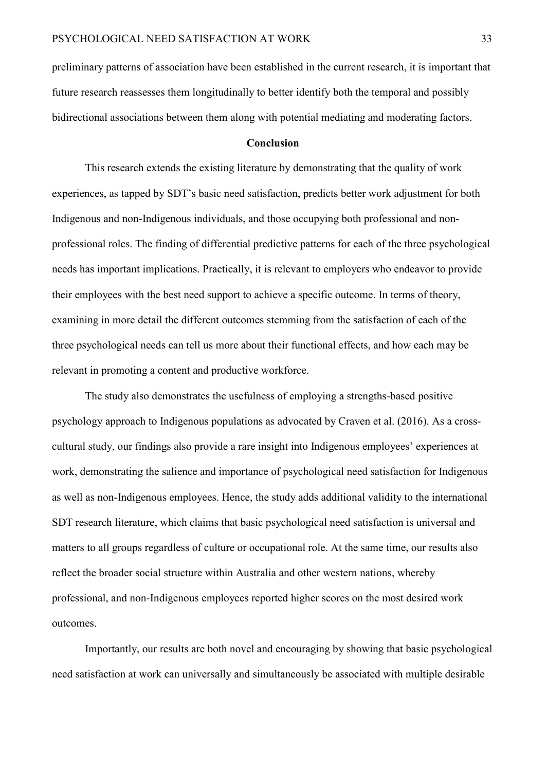preliminary patterns of association have been established in the current research, it is important that future research reassesses them longitudinally to better identify both the temporal and possibly bidirectional associations between them along with potential mediating and moderating factors.

## Conclusion

This research extends the existing literature by demonstrating that the quality of work experiences, as tapped by SDT's basic need satisfaction, predicts better work adjustment for both Indigenous and non-Indigenous individuals, and those occupying both professional and non-professional roles. The finding of differential predictive patterns for each of the three psychological needs has important implications. Practically, it is relevant to employers who endeavor to provide their employees with the best need support to achieve a specific outcome. In terms of theory, examining in more detail the different outcomes stemming from the satisfaction of each of the three psychological needs can tell us more about their functional effects, and how each may be relevant in promoting a content and productive workforce.

The study also demonstrates the usefulness of employing a strengths-based positive psychology approach to Indigenous populations as advocated by Craven et al. (2016). As a cross-cultural study, our findings also provide a rare insight into Indigenous employees' experiences at work, demonstrating the salience and importance of psychological need satisfaction for Indigenous as well as non-Indigenous employees. Hence, the study adds additional validity to the international SDT research literature, which claims that basic psychological need satisfaction is universal and matters to all groups regardless of culture or occupational role. At the same time, our results also reflect the broader social structure within Australia and other western nations, whereby professional, and non-Indigenous employees reported higher scores on the most desired work outcomes.

Importantly, our results are both novel and encouraging by showing that basic psychological need satisfaction at work can universally and simultaneously be associated with multiple desirable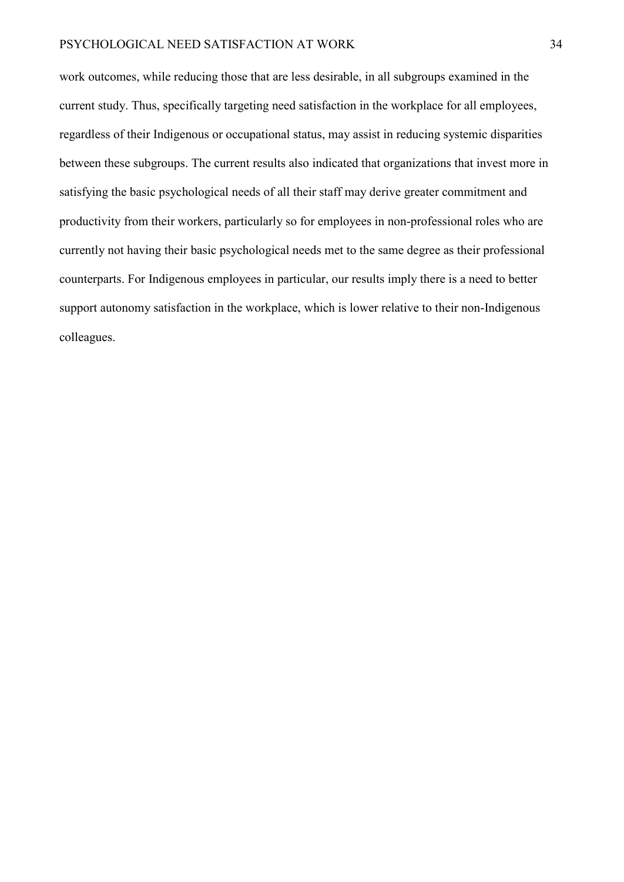work outcomes, while reducing those that are less desirable, in all subgroups examined in the current study. Thus, specifically targeting need satisfaction in the workplace for all employees, regardless of their Indigenous or occupational status, may assist in reducing systemic disparities between these subgroups. The current results also indicated that organizations that invest more in satisfying the basic psychological needs of all their staff may derive greater commitment and productivity from their workers, particularly so for employees in non-professional roles who are currently not having their basic psychological needs met to the same degree as their professional counterparts. For Indigenous employees in particular, our results imply there is a need to better support autonomy satisfaction in the workplace, which is lower relative to their non-Indigenous colleagues.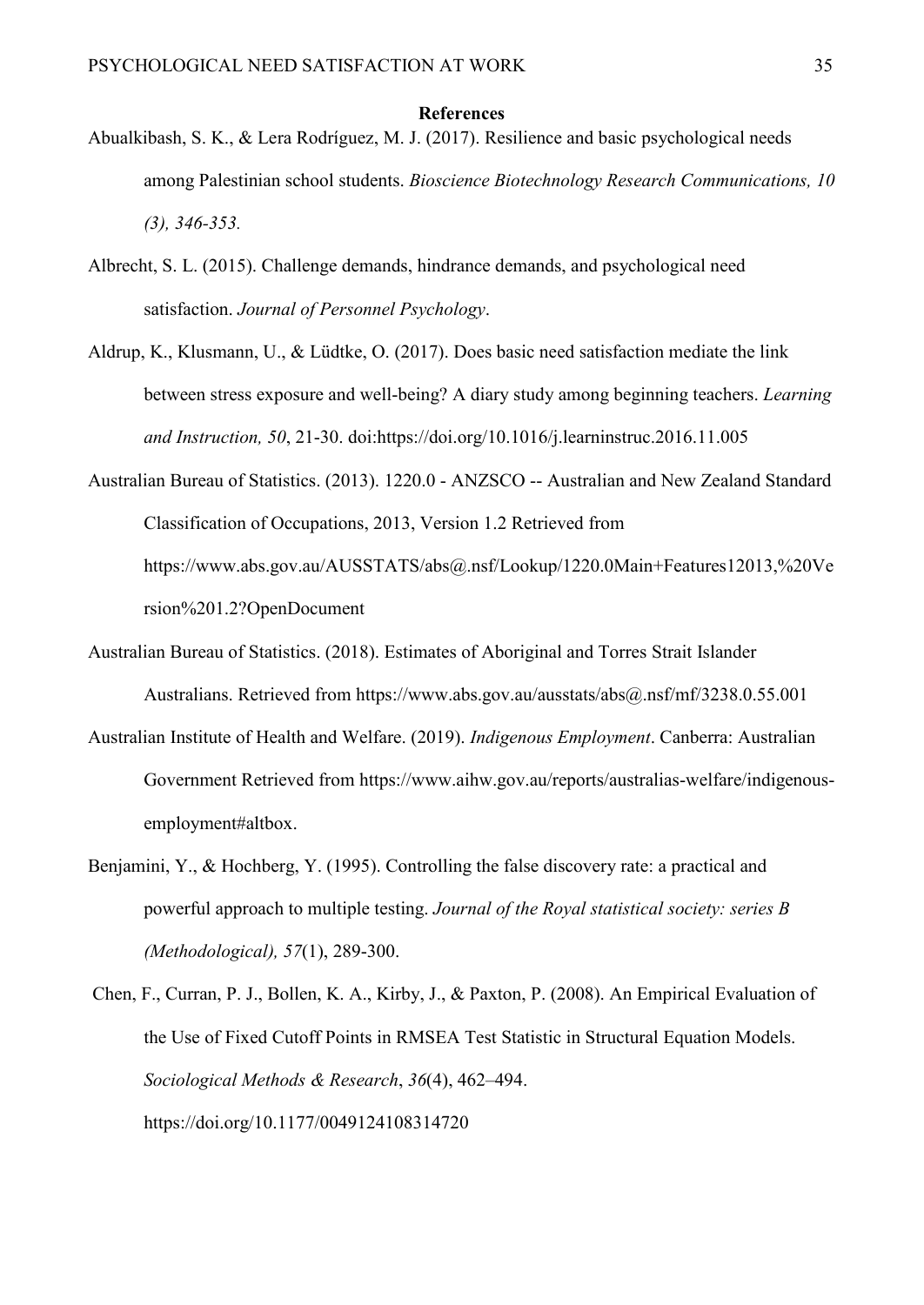**References**

Abualkibash, S. K., & Lera Rodríguez, M. J. (2017). Resilience and basic psychological needs among Palestinian school students. *Bioscience Biotechnology Research Communications, 10 (3), 346-353.*

Albrecht, S. L. (2015). Challenge demands, hindrance demands, and psychological need satisfaction. *Journal of Personnel Psychology*.

Aldrup, K., Klusmann, U., & Lüdtke, O. (2017). Does basic need satisfaction mediate the link between stress exposure and well-being? A diary study among beginning teachers. *Learning and Instruction, 50*, 21-30. doi:https://doi.org/10.1016/j.learninstruc.2016.11.005

Australian Bureau of Statistics. (2013). 1220.0 - ANZSCO -- Australian and New Zealand Standard Classification of Occupations, 2013, Version 1.2 Retrieved from https://www.abs.gov.au/AUSSTATS/abs@.nsf/Lookup/1220.0Main+Features12013,%20Version%201.2?OpenDocument

Australian Bureau of Statistics. (2018). Estimates of Aboriginal and Torres Strait Islander Australians. Retrieved from https://www.abs.gov.au/ausstats/abs@.nsf/mf/3238.0.55.001

Australian Institute of Health and Welfare. (2019). *Indigenous Employment*. Canberra: Australian Government Retrieved from https://www.aihw.gov.au/reports/australias-welfare/indigenous-employment#altbox.

Benjamini, Y., & Hochberg, Y. (1995). Controlling the false discovery rate: a practical and powerful approach to multiple testing. *Journal of the Royal statistical society: series B (Methodological), 57*(1), 289-300.

Chen, F., Curran, P. J., Bollen, K. A., Kirby, J., & Paxton, P. (2008). An Empirical Evaluation of the Use of Fixed Cutoff Points in RMSEA Test Statistic in Structural Equation Models. *Sociological Methods & Research*, *36*(4), 462–494. https://doi.org/10.1177/0049124108314720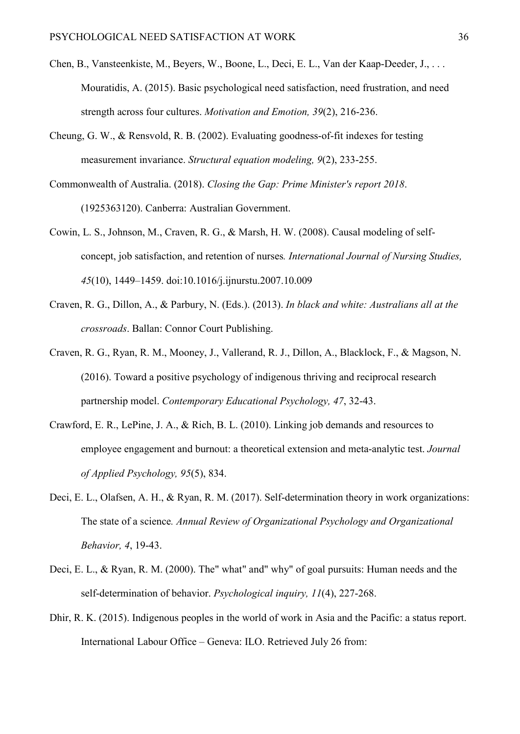Chen, B., Vansteenkiste, M., Beyers, W., Boone, L., Deci, E. L., Van der Kaap-Deeder, J., . . . Mouratidis, A. (2015). Basic psychological need satisfaction, need frustration, and need strength across four cultures. *Motivation and Emotion, 39*(2), 216-236.

Cheung, G. W., & Rensvold, R. B. (2002). Evaluating goodness-of-fit indexes for testing measurement invariance. *Structural equation modeling, 9*(2), 233-255.

Commonwealth of Australia. (2018). *Closing the Gap: Prime Minister's report 2018*. (1925363120). Canberra: Australian Government.

Cowin, L. S., Johnson, M., Craven, R. G., & Marsh, H. W. (2008). Causal modeling of self-concept, job satisfaction, and retention of nurses*. International Journal of Nursing Studies, 45*(10), 1449–1459. doi:10.1016/j.ijnurstu.2007.10.009

Craven, R. G., Dillon, A., & Parbury, N. (Eds.). (2013). *In black and white: Australians all at the crossroads*. Ballan: Connor Court Publishing.

Craven, R. G., Ryan, R. M., Mooney, J., Vallerand, R. J., Dillon, A., Blacklock, F., & Magson, N. (2016). Toward a positive psychology of indigenous thriving and reciprocal research partnership model. *Contemporary Educational Psychology, 47*, 32-43.

Crawford, E. R., LePine, J. A., & Rich, B. L. (2010). Linking job demands and resources to employee engagement and burnout: a theoretical extension and meta-analytic test. *Journal of Applied Psychology, 95*(5), 834.

Deci, E. L., Olafsen, A. H., & Ryan, R. M. (2017). Self-determination theory in work organizations: The state of a science*. Annual Review of Organizational Psychology and Organizational Behavior, 4*, 19-43.

Deci, E. L., & Ryan, R. M. (2000). The" what" and" why" of goal pursuits: Human needs and the self-determination of behavior. *Psychological inquiry, 11*(4), 227-268.

Dhir, R. K. (2015). Indigenous peoples in the world of work in Asia and the Pacific: a status report. International Labour Office – Geneva: ILO. Retrieved July 26 from: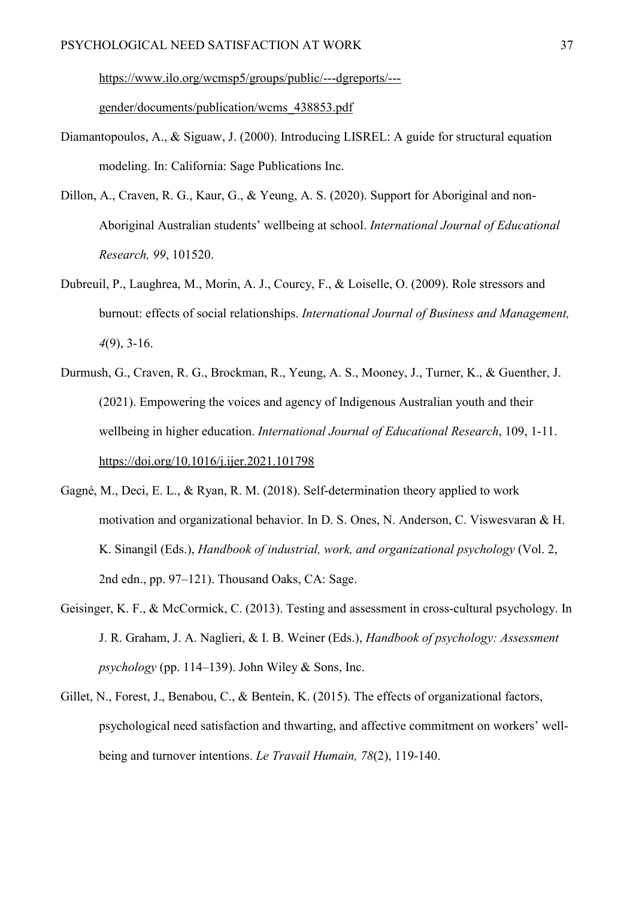https://www.ilo.org/wcmsp5/groups/public/---dgreports/---gender/documents/publication/wcms_438853.pdf

Diamantopoulos, A., & Siguaw, J. (2000). Introducing LISREL: A guide for structural equation modeling. In: California: Sage Publications Inc.

Dillon, A., Craven, R. G., Kaur, G., & Yeung, A. S. (2020). Support for Aboriginal and non-Aboriginal Australian students' wellbeing at school. *International Journal of Educational Research, 99*, 101520.

Dubreuil, P., Laughrea, M., Morin, A. J., Courcy, F., & Loiselle, O. (2009). Role stressors and burnout: effects of social relationships. *International Journal of Business and Management, 4*(9), 3-16.

Durmush, G., Craven, R. G., Brockman, R., Yeung, A. S., Mooney, J., Turner, K., & Guenther, J. (2021). Empowering the voices and agency of Indigenous Australian youth and their wellbeing in higher education. *International Journal of Educational Research*, 109, 1-11. https://doi.org/10.1016/j.ijer.2021.101798

Gagné, M., Deci, E. L., & Ryan, R. M. (2018). Self-determination theory applied to work motivation and organizational behavior. In D. S. Ones, N. Anderson, C. Viswesvaran & H. K. Sinangil (Eds.), *Handbook of industrial, work, and organizational psychology* (Vol. 2, 2nd edn., pp. 97–121). Thousand Oaks, CA: Sage.

Geisinger, K. F., & McCormick, C. (2013). Testing and assessment in cross-cultural psychology. In J. R. Graham, J. A. Naglieri, & I. B. Weiner (Eds.), *Handbook of psychology: Assessment psychology* (pp. 114–139). John Wiley & Sons, Inc.

Gillet, N., Forest, J., Benabou, C., & Bentein, K. (2015). The effects of organizational factors, psychological need satisfaction and thwarting, and affective commitment on workers' well-being and turnover intentions. *Le Travail Humain, 78*(2), 119-140.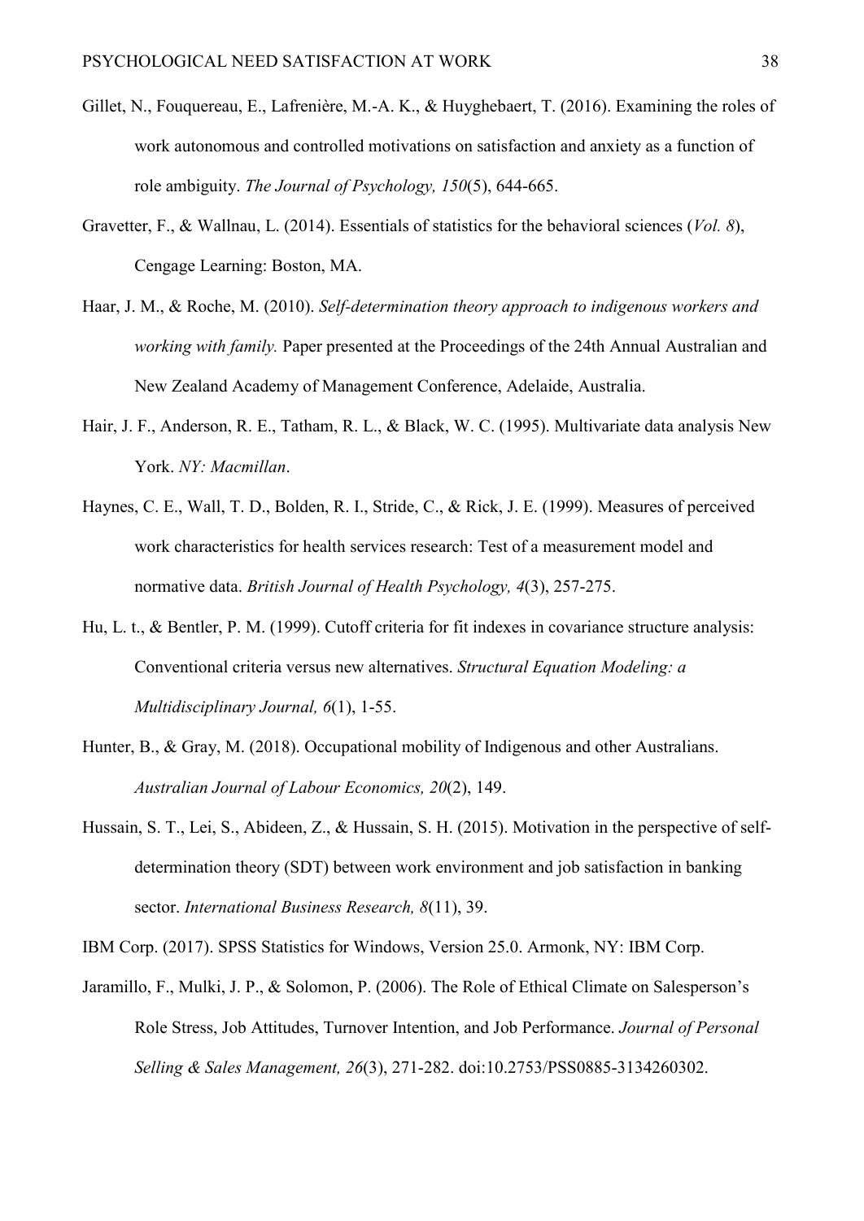Gillet, N., Fouquereau, E., Lafrenière, M.-A. K., & Huyghebaert, T. (2016). Examining the roles of work autonomous and controlled motivations on satisfaction and anxiety as a function of role ambiguity. *The Journal of Psychology, 150*(5), 644-665.

Gravetter, F., & Wallnau, L. (2014). Essentials of statistics for the behavioral sciences (*Vol. 8*), Cengage Learning: Boston, MA.

Haar, J. M., & Roche, M. (2010). *Self-determination theory approach to indigenous workers and working with family.* Paper presented at the Proceedings of the 24th Annual Australian and New Zealand Academy of Management Conference, Adelaide, Australia.

Hair, J. F., Anderson, R. E., Tatham, R. L., & Black, W. C. (1995). Multivariate data analysis New York. *NY: Macmillan*.

Haynes, C. E., Wall, T. D., Bolden, R. I., Stride, C., & Rick, J. E. (1999). Measures of perceived work characteristics for health services research: Test of a measurement model and normative data. *British Journal of Health Psychology, 4*(3), 257-275.

Hu, L. t., & Bentler, P. M. (1999). Cutoff criteria for fit indexes in covariance structure analysis: Conventional criteria versus new alternatives. *Structural Equation Modeling: a Multidisciplinary Journal, 6*(1), 1-55.

Hunter, B., & Gray, M. (2018). Occupational mobility of Indigenous and other Australians. *Australian Journal of Labour Economics, 20*(2), 149.

Hussain, S. T., Lei, S., Abideen, Z., & Hussain, S. H. (2015). Motivation in the perspective of self-determination theory (SDT) between work environment and job satisfaction in banking sector. *International Business Research, 8*(11), 39.

IBM Corp. (2017). SPSS Statistics for Windows, Version 25.0. Armonk, NY: IBM Corp.

Jaramillo, F., Mulki, J. P., & Solomon, P. (2006). The Role of Ethical Climate on Salesperson's Role Stress, Job Attitudes, Turnover Intention, and Job Performance. *Journal of Personal Selling & Sales Management, 26*(3), 271-282. doi:10.2753/PSS0885-3134260302.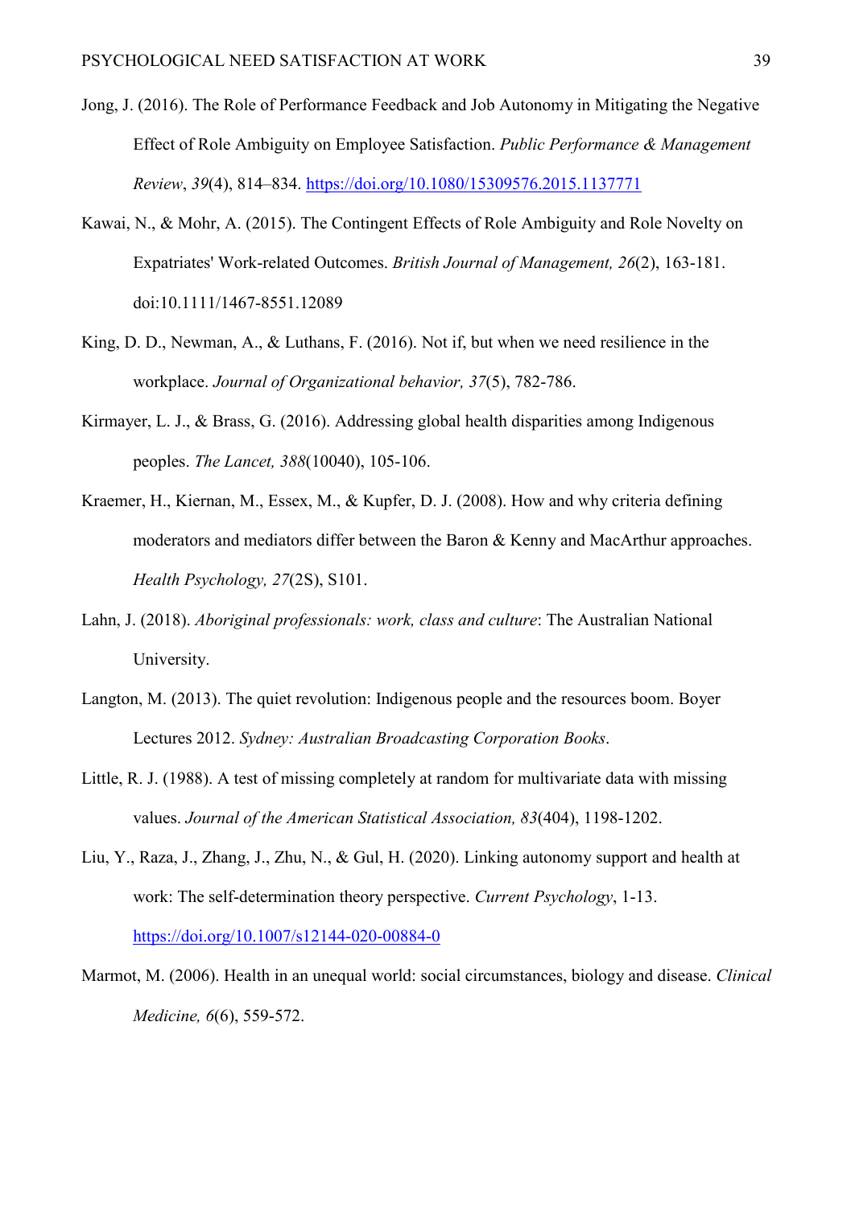Jong, J. (2016). The Role of Performance Feedback and Job Autonomy in Mitigating the Negative Effect of Role Ambiguity on Employee Satisfaction. *Public Performance & Management Review*, *39*(4), 814–834. https://doi.org/10.1080/15309576.2015.1137771

Kawai, N., & Mohr, A. (2015). The Contingent Effects of Role Ambiguity and Role Novelty on Expatriates' Work-related Outcomes. *British Journal of Management, 26*(2), 163-181. doi:10.1111/1467-8551.12089

King, D. D., Newman, A., & Luthans, F. (2016). Not if, but when we need resilience in the workplace. *Journal of Organizational behavior, 37*(5), 782-786.

Kirmayer, L. J., & Brass, G. (2016). Addressing global health disparities among Indigenous peoples. *The Lancet, 388*(10040), 105-106.

Kraemer, H., Kiernan, M., Essex, M., & Kupfer, D. J. (2008). How and why criteria defining moderators and mediators differ between the Baron & Kenny and MacArthur approaches. *Health Psychology, 27*(2S), S101.

Lahn, J. (2018). *Aboriginal professionals: work, class and culture*: The Australian National University.

Langton, M. (2013). The quiet revolution: Indigenous people and the resources boom. Boyer Lectures 2012. *Sydney: Australian Broadcasting Corporation Books*.

Little, R. J. (1988). A test of missing completely at random for multivariate data with missing values. *Journal of the American Statistical Association, 83*(404), 1198-1202.

Liu, Y., Raza, J., Zhang, J., Zhu, N., & Gul, H. (2020). Linking autonomy support and health at work: The self-determination theory perspective. *Current Psychology*, 1-13. https://doi.org/10.1007/s12144-020-00884-0

Marmot, M. (2006). Health in an unequal world: social circumstances, biology and disease. *Clinical Medicine, 6*(6), 559-572.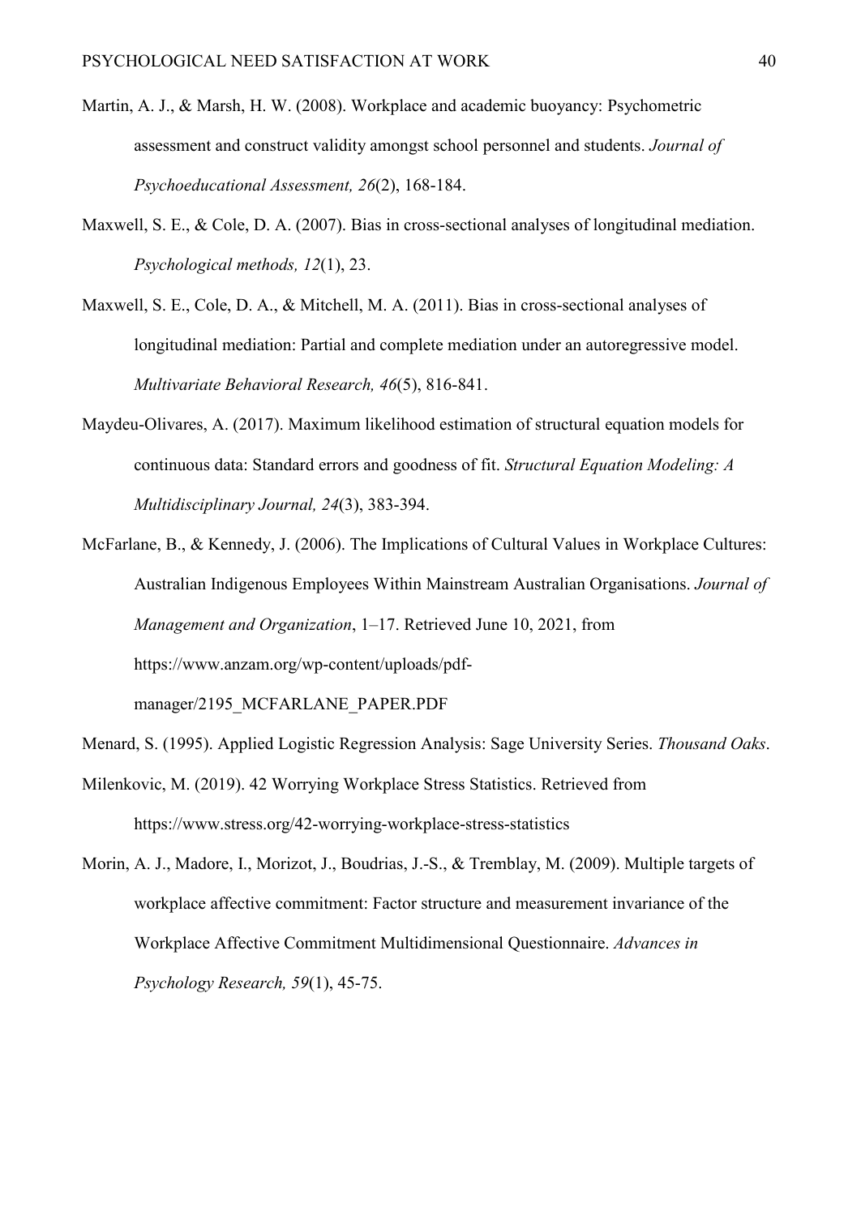Martin, A. J., & Marsh, H. W. (2008). Workplace and academic buoyancy: Psychometric assessment and construct validity amongst school personnel and students. *Journal of Psychoeducational Assessment, 26*(2), 168-184.

Maxwell, S. E., & Cole, D. A. (2007). Bias in cross-sectional analyses of longitudinal mediation. *Psychological methods, 12*(1), 23.

Maxwell, S. E., Cole, D. A., & Mitchell, M. A. (2011). Bias in cross-sectional analyses of longitudinal mediation: Partial and complete mediation under an autoregressive model. *Multivariate Behavioral Research, 46*(5), 816-841.

Maydeu-Olivares, A. (2017). Maximum likelihood estimation of structural equation models for continuous data: Standard errors and goodness of fit. *Structural Equation Modeling: A Multidisciplinary Journal, 24*(3), 383-394.

McFarlane, B., & Kennedy, J. (2006). The Implications of Cultural Values in Workplace Cultures: Australian Indigenous Employees Within Mainstream Australian Organisations. *Journal of Management and Organization*, 1–17. Retrieved June 10, 2021, from https://www.anzam.org/wp-content/uploads/pdf-manager/2195_MCFARLANE_PAPER.PDF

Menard, S. (1995). Applied Logistic Regression Analysis: Sage University Series. *Thousand Oaks*.

Milenkovic, M. (2019). 42 Worrying Workplace Stress Statistics. Retrieved from https://www.stress.org/42-worrying-workplace-stress-statistics

Morin, A. J., Madore, I., Morizot, J., Boudrias, J.-S., & Tremblay, M. (2009). Multiple targets of workplace affective commitment: Factor structure and measurement invariance of the Workplace Affective Commitment Multidimensional Questionnaire. *Advances in Psychology Research, 59*(1), 45-75.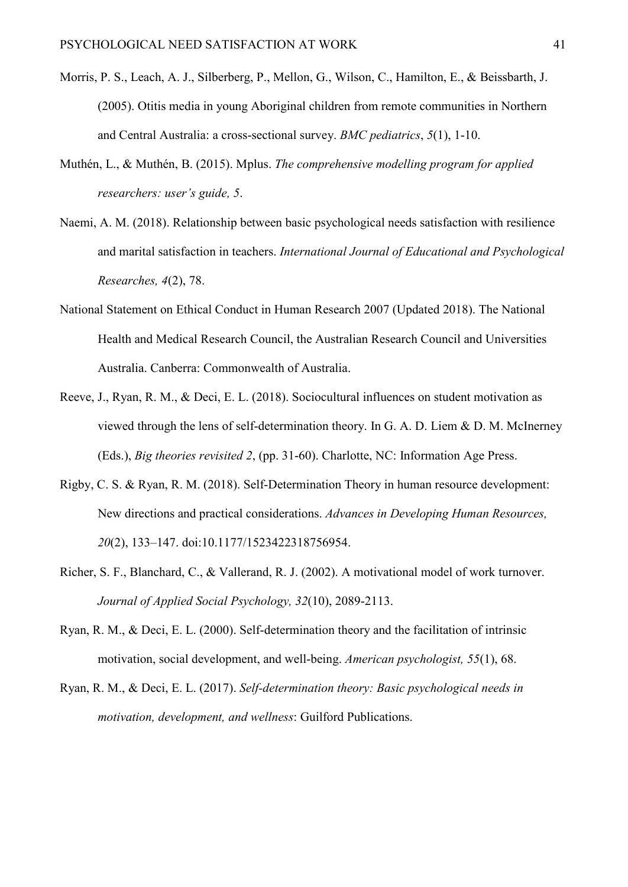Morris, P. S., Leach, A. J., Silberberg, P., Mellon, G., Wilson, C., Hamilton, E., & Beissbarth, J. (2005). Otitis media in young Aboriginal children from remote communities in Northern and Central Australia: a cross-sectional survey. *BMC pediatrics*, *5*(1), 1-10.

Muthén, L., & Muthén, B. (2015). Mplus. *The comprehensive modelling program for applied researchers: user's guide, 5*.

Naemi, A. M. (2018). Relationship between basic psychological needs satisfaction with resilience and marital satisfaction in teachers. *International Journal of Educational and Psychological Researches, 4*(2), 78.

National Statement on Ethical Conduct in Human Research 2007 (Updated 2018). The National Health and Medical Research Council, the Australian Research Council and Universities Australia. Canberra: Commonwealth of Australia.

Reeve, J., Ryan, R. M., & Deci, E. L. (2018). Sociocultural influences on student motivation as viewed through the lens of self-determination theory. In G. A. D. Liem & D. M. McInerney (Eds.), *Big theories revisited 2*, (pp. 31-60). Charlotte, NC: Information Age Press.

Rigby, C. S. & Ryan, R. M. (2018). Self-Determination Theory in human resource development: New directions and practical considerations. *Advances in Developing Human Resources, 20*(2), 133–147. doi:10.1177/1523422318756954.

Richer, S. F., Blanchard, C., & Vallerand, R. J. (2002). A motivational model of work turnover. *Journal of Applied Social Psychology, 32*(10), 2089-2113.

Ryan, R. M., & Deci, E. L. (2000). Self-determination theory and the facilitation of intrinsic motivation, social development, and well-being. *American psychologist, 55*(1), 68.

Ryan, R. M., & Deci, E. L. (2017). *Self-determination theory: Basic psychological needs in motivation, development, and wellness*: Guilford Publications.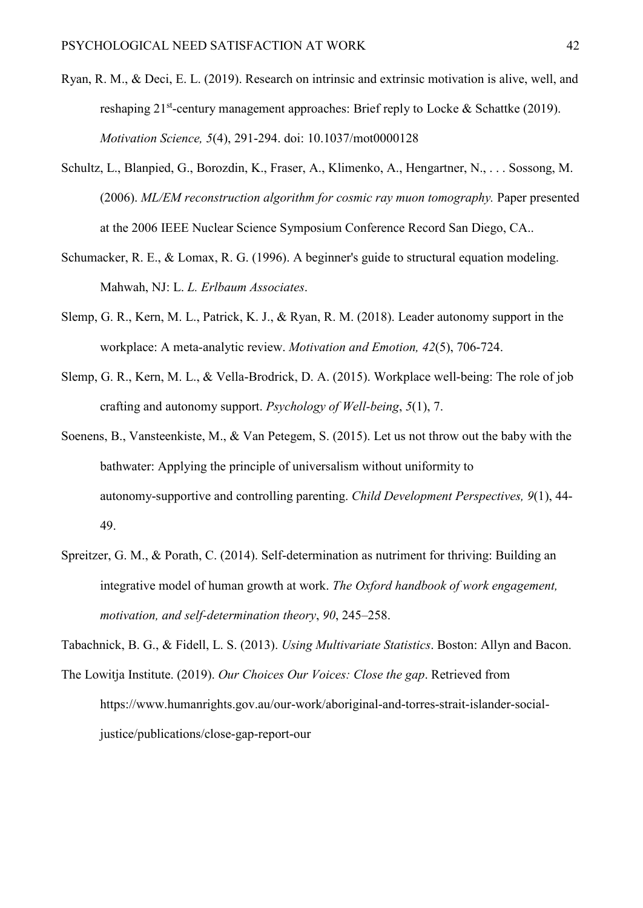Ryan, R. M., & Deci, E. L. (2019). Research on intrinsic and extrinsic motivation is alive, well, and reshaping 21st-century management approaches: Brief reply to Locke & Schattke (2019). *Motivation Science, 5*(4), 291-294. doi: 10.1037/mot0000128

Schultz, L., Blanpied, G., Borozdin, K., Fraser, A., Klimenko, A., Hengartner, N., . . . Sossong, M. (2006). *ML/EM reconstruction algorithm for cosmic ray muon tomography.* Paper presented at the 2006 IEEE Nuclear Science Symposium Conference Record San Diego, CA..

Schumacker, R. E., & Lomax, R. G. (1996). A beginner's guide to structural equation modeling. Mahwah, NJ: L. *L. Erlbaum Associates*.

Slemp, G. R., Kern, M. L., Patrick, K. J., & Ryan, R. M. (2018). Leader autonomy support in the workplace: A meta-analytic review. *Motivation and Emotion, 42*(5), 706-724.

Slemp, G. R., Kern, M. L., & Vella-Brodrick, D. A. (2015). Workplace well-being: The role of job crafting and autonomy support. *Psychology of Well-being*, *5*(1), 7.

Soenens, B., Vansteenkiste, M., & Van Petegem, S. (2015). Let us not throw out the baby with the bathwater: Applying the principle of universalism without uniformity to autonomy-supportive and controlling parenting. *Child Development Perspectives, 9*(1), 44-49.

Spreitzer, G. M., & Porath, C. (2014). Self-determination as nutriment for thriving: Building an integrative model of human growth at work. *The Oxford handbook of work engagement, motivation, and self-determination theory*, *90*, 245–258.

Tabachnick, B. G., & Fidell, L. S. (2013). *Using Multivariate Statistics*. Boston: Allyn and Bacon.

The Lowitja Institute. (2019). *Our Choices Our Voices: Close the gap*. Retrieved from https://www.humanrights.gov.au/our-work/aboriginal-and-torres-strait-islander-social-justice/publications/close-gap-report-our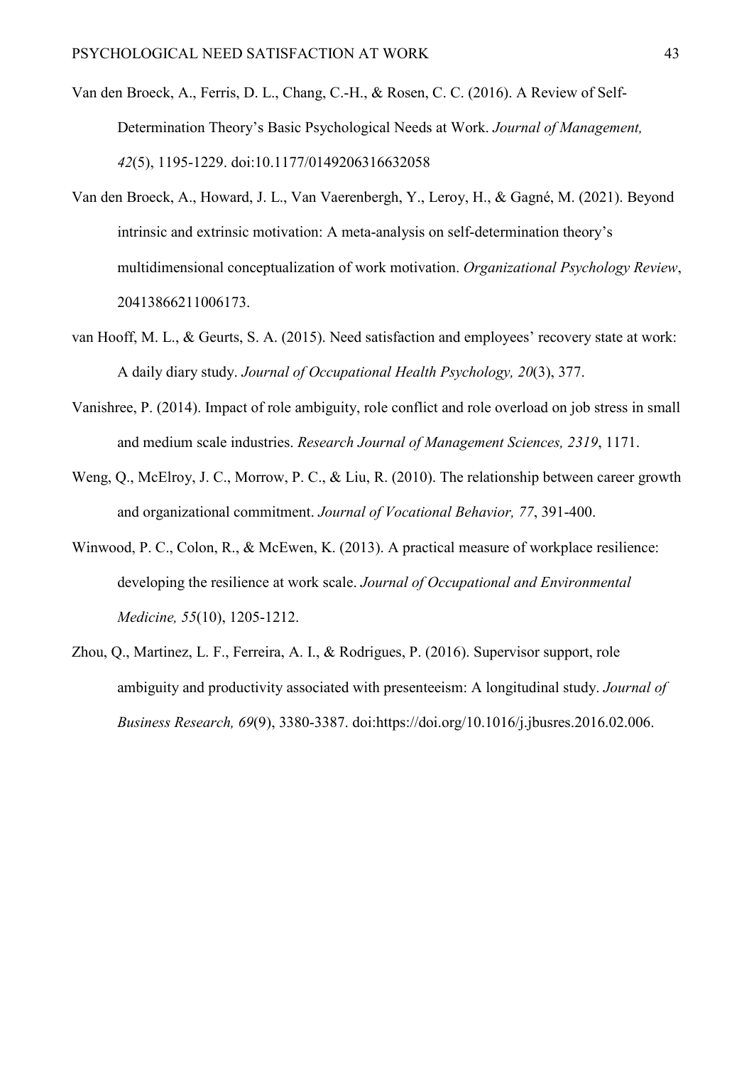Van den Broeck, A., Ferris, D. L., Chang, C.-H., & Rosen, C. C. (2016). A Review of Self-Determination Theory's Basic Psychological Needs at Work. *Journal of Management, 42*(5), 1195-1229. doi:10.1177/0149206316632058

Van den Broeck, A., Howard, J. L., Van Vaerenbergh, Y., Leroy, H., & Gagné, M. (2021). Beyond intrinsic and extrinsic motivation: A meta-analysis on self-determination theory's multidimensional conceptualization of work motivation. *Organizational Psychology Review*, 20413866211006173.

van Hooff, M. L., & Geurts, S. A. (2015). Need satisfaction and employees' recovery state at work: A daily diary study. *Journal of Occupational Health Psychology, 20*(3), 377.

Vanishree, P. (2014). Impact of role ambiguity, role conflict and role overload on job stress in small and medium scale industries. *Research Journal of Management Sciences, 2319*, 1171.

Weng, Q., McElroy, J. C., Morrow, P. C., & Liu, R. (2010). The relationship between career growth and organizational commitment. *Journal of Vocational Behavior, 77*, 391-400.

Winwood, P. C., Colon, R., & McEwen, K. (2013). A practical measure of workplace resilience: developing the resilience at work scale. *Journal of Occupational and Environmental Medicine, 55*(10), 1205-1212.

Zhou, Q., Martinez, L. F., Ferreira, A. I., & Rodrigues, P. (2016). Supervisor support, role ambiguity and productivity associated with presenteeism: A longitudinal study. *Journal of Business Research, 69*(9), 3380-3387. doi:https://doi.org/10.1016/j.jbusres.2016.02.006.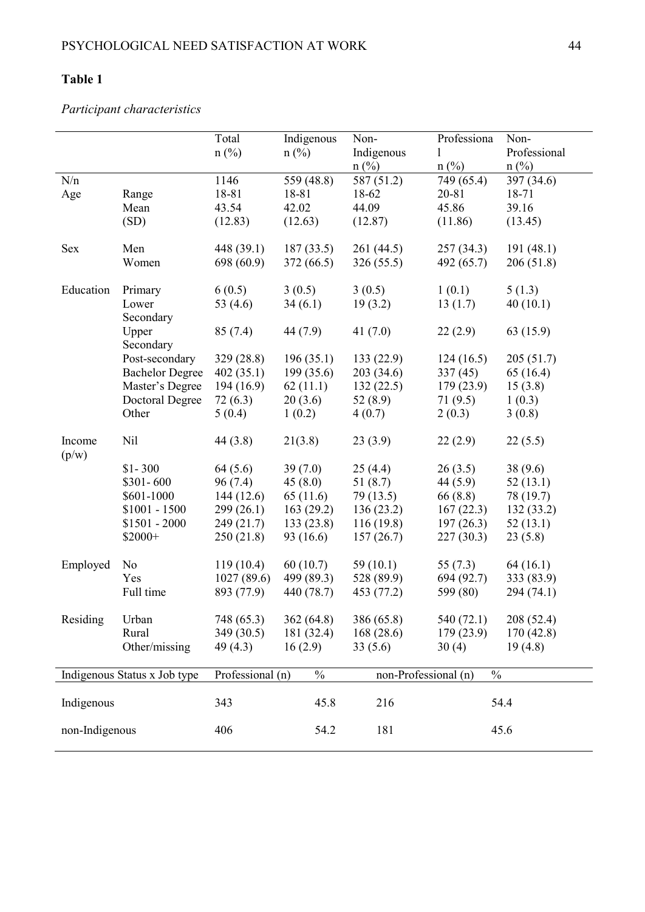**Table 1**

*Participant characteristics*

| | | Total n (%) | Indigenous n (%) | Non-Indigenous n (%) | Professional n (%) | Non-Professional n (%) |
|---|---|---|---|---|---|---|
| N/n | | 1146 | 559 (48.8) | 587 (51.2) | 749 (65.4) | 397 (34.6) |
| Age | Range | 18-81 | 18-81 | 18-62 | 20-81 | 18-71 |
| | Mean | 43.54 | 42.02 | 44.09 | 45.86 | 39.16 |
| | (SD) | (12.83) | (12.63) | (12.87) | (11.86) | (13.45) |
| Sex | Men | 448 (39.1) | 187 (33.5) | 261 (44.5) | 257 (34.3) | 191 (48.1) |
| | Women | 698 (60.9) | 372 (66.5) | 326 (55.5) | 492 (65.7) | 206 (51.8) |
| Education | Primary | 6 (0.5) | 3 (0.5) | 3 (0.5) | 1 (0.1) | 5 (1.3) |
| | Lower Secondary | 53 (4.6) | 34 (6.1) | 19 (3.2) | 13 (1.7) | 40 (10.1) |
| | Upper Secondary | 85 (7.4) | 44 (7.9) | 41 (7.0) | 22 (2.9) | 63 (15.9) |
| | Post-secondary | 329 (28.8) | 196 (35.1) | 133 (22.9) | 124 (16.5) | 205 (51.7) |
| | Bachelor Degree | 402 (35.1) | 199 (35.6) | 203 (34.6) | 337 (45) | 65 (16.4) |
| | Master's Degree | 194 (16.9) | 62 (11.1) | 132 (22.5) | 179 (23.9) | 15 (3.8) |
| | Doctoral Degree | 72 (6.3) | 20 (3.6) | 52 (8.9) | 71 (9.5) | 1 (0.3) |
| | Other | 5 (0.4) | 1 (0.2) | 4 (0.7) | 2 (0.3) | 3 (0.8) |
| Income (p/w) | Nil | 44 (3.8) | 21(3.8) | 23 (3.9) | 22 (2.9) | 22 (5.5) |
| | $1- 300 | 64 (5.6) | 39 (7.0) | 25 (4.4) | 26 (3.5) | 38 (9.6) |
| | $301- 600 | 96 (7.4) | 45 (8.0) | 51 (8.7) | 44 (5.9) | 52 (13.1) |
| | $601-1000 | 144 (12.6) | 65 (11.6) | 79 (13.5) | 66 (8.8) | 78 (19.7) |
| | $1001 - 1500 | 299 (26.1) | 163 (29.2) | 136 (23.2) | 167 (22.3) | 132 (33.2) |
| | $1501 - 2000 | 249 (21.7) | 133 (23.8) | 116 (19.8) | 197 (26.3) | 52 (13.1) |
| | $2000+ | 250 (21.8) | 93 (16.6) | 157 (26.7) | 227 (30.3) | 23 (5.8) |
| Employed | No | 119 (10.4) | 60 (10.7) | 59 (10.1) | 55 (7.3) | 64 (16.1) |
| | Yes | 1027 (89.6) | 499 (89.3) | 528 (89.9) | 694 (92.7) | 333 (83.9) |
| | Full time | 893 (77.9) | 440 (78.7) | 453 (77.2) | 599 (80) | 294 (74.1) |
| Residing | Urban | 748 (65.3) | 362 (64.8) | 386 (65.8) | 540 (72.1) | 208 (52.4) |
| | Rural | 349 (30.5) | 181 (32.4) | 168 (28.6) | 179 (23.9) | 170 (42.8) |
| | Other/missing | 49 (4.3) | 16 (2.9) | 33 (5.6) | 30 (4) | 19 (4.8) |

| Indigenous Status x Job type | Professional (n) | % | non-Professional (n) | % |
|---|---|---|---|---|
| Indigenous | 343 | 45.8 | 216 | 54.4 |
| non-Indigenous | 406 | 54.2 | 181 | 45.6 |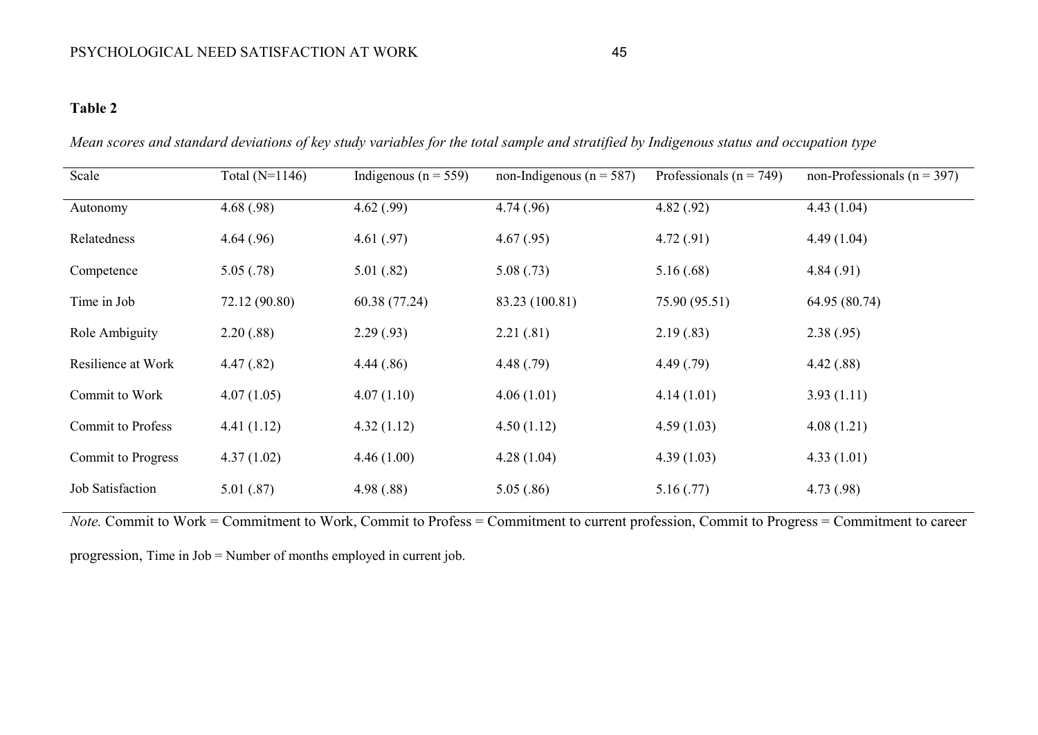**Table 2**

*Mean scores and standard deviations of key study variables for the total sample and stratified by Indigenous status and occupation type*

| Scale | Total (N=1146) | Indigenous (n = 559) | non-Indigenous (n = 587) | Professionals (n = 749) | non-Professionals (n = 397) |
|---|---|---|---|---|---|
| Autonomy | 4.68 (.98) | 4.62 (.99) | 4.74 (.96) | 4.82 (.92) | 4.43 (1.04) |
| Relatedness | 4.64 (.96) | 4.61 (.97) | 4.67 (.95) | 4.72 (.91) | 4.49 (1.04) |
| Competence | 5.05 (.78) | 5.01 (.82) | 5.08 (.73) | 5.16 (.68) | 4.84 (.91) |
| Time in Job | 72.12 (90.80) | 60.38 (77.24) | 83.23 (100.81) | 75.90 (95.51) | 64.95 (80.74) |
| Role Ambiguity | 2.20 (.88) | 2.29 (.93) | 2.21 (.81) | 2.19 (.83) | 2.38 (.95) |
| Resilience at Work | 4.47 (.82) | 4.44 (.86) | 4.48 (.79) | 4.49 (.79) | 4.42 (.88) |
| Commit to Work | 4.07 (1.05) | 4.07 (1.10) | 4.06 (1.01) | 4.14 (1.01) | 3.93 (1.11) |
| Commit to Profess | 4.41 (1.12) | 4.32 (1.12) | 4.50 (1.12) | 4.59 (1.03) | 4.08 (1.21) |
| Commit to Progress | 4.37 (1.02) | 4.46 (1.00) | 4.28 (1.04) | 4.39 (1.03) | 4.33 (1.01) |
| Job Satisfaction | 5.01 (.87) | 4.98 (.88) | 5.05 (.86) | 5.16 (.77) | 4.73 (.98) |

*Note.* Commit to Work = Commitment to Work, Commit to Profess = Commitment to current profession, Commit to Progress = Commitment to career progression, Time in Job = Number of months employed in current job.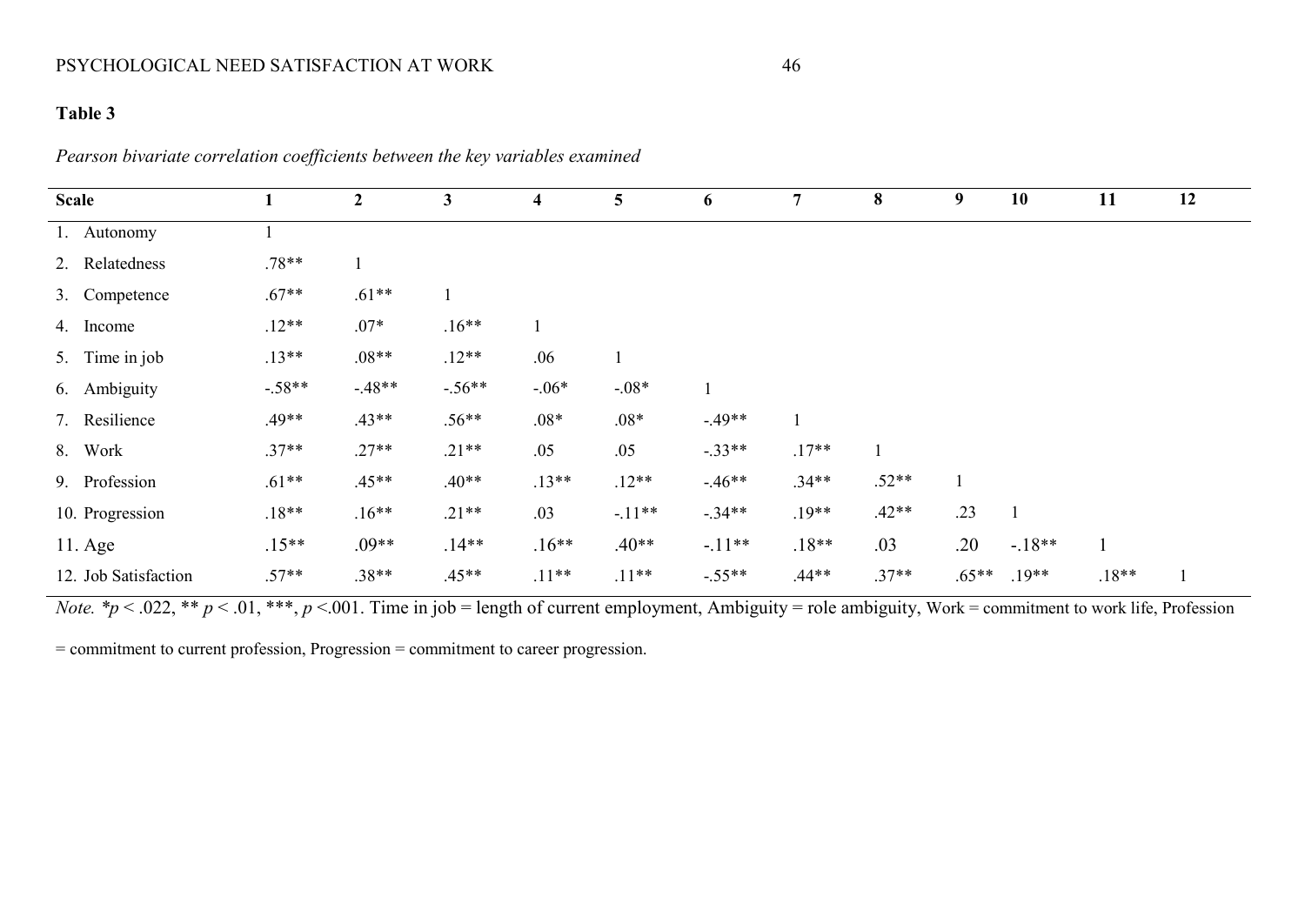**Table 3**

*Pearson bivariate correlation coefficients between the key variables examined*

| Scale | 1 | 2 | 3 | 4 | 5 | 6 | 7 | 8 | 9 | 10 | 11 | 12 |
|---|---|---|---|---|---|---|---|---|---|---|---|---|
| 1. Autonomy | 1 | | | | | | | | | | | |
| 2. Relatedness | .78** | 1 | | | | | | | | | | |
| 3. Competence | .67** | .61** | 1 | | | | | | | | | |
| 4. Income | .12** | .07* | .16** | 1 | | | | | | | | |
| 5. Time in job | .13** | .08** | .12** | .06 | 1 | | | | | | | |
| 6. Ambiguity | -.58** | -.48** | -.56** | -.06* | -.08* | 1 | | | | | | |
| 7. Resilience | .49** | .43** | .56** | .08* | .08* | -.49** | 1 | | | | | |
| 8. Work | .37** | .27** | .21** | .05 | .05 | -.33** | .17** | 1 | | | | |
| 9. Profession | .61** | .45** | .40** | .13** | .12** | -.46** | .34** | .52** | 1 | | | |
| 10. Progression | .18** | .16** | .21** | .03 | -.11** | -.34** | .19** | .42** | .23 | 1 | | |
| 11. Age | .15** | .09** | .14** | .16** | .40** | -.11** | .18** | .03 | .20 | -.18** | 1 | |
| 12. Job Satisfaction | .57** | .38** | .45** | .11** | .11** | -.55** | .44** | .37** | .65** | .19** | .18** | 1 |

*Note.* *$p$ < .022, ** $p$ < .01, ***, $p$ <.001. Time in job = length of current employment, Ambiguity = role ambiguity, Work = commitment to work life, Profession = commitment to current profession, Progression = commitment to career progression.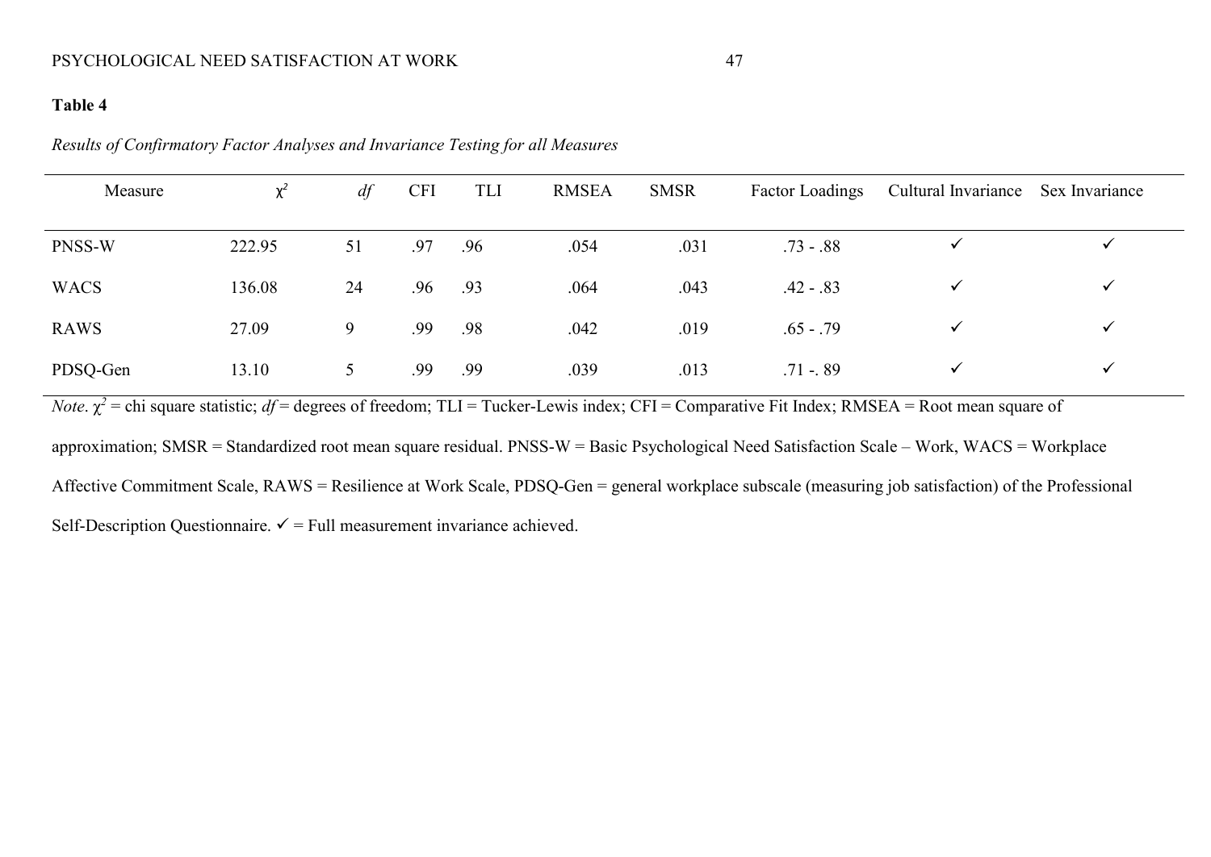**Table 4**

*Results of Confirmatory Factor Analyses and Invariance Testing for all Measures*

| Measure | $\chi^2$ | *df* | CFI | TLI | RMSEA | SMSR | Factor Loadings | Cultural Invariance | Sex Invariance |
|---|---|---|---|---|---|---|---|---|---|
| PNSS-W | 222.95 | 51 | .97 | .96 | .054 | .031 | .73 - .88 | ✓ | ✓ |
| WACS | 136.08 | 24 | .96 | .93 | .064 | .043 | .42 - .83 | ✓ | ✓ |
| RAWS | 27.09 | 9 | .99 | .98 | .042 | .019 | .65 - .79 | ✓ | ✓ |
| PDSQ-Gen | 13.10 | 5 | .99 | .99 | .039 | .013 | .71 -. 89 | ✓ | ✓ |

*Note*. $\chi^2$ = chi square statistic; *df* = degrees of freedom; TLI = Tucker-Lewis index; CFI = Comparative Fit Index; RMSEA = Root mean square of approximation; SMSR = Standardized root mean square residual. PNSS-W = Basic Psychological Need Satisfaction Scale – Work, WACS = Workplace Affective Commitment Scale, RAWS = Resilience at Work Scale, PDSQ-Gen = general workplace subscale (measuring job satisfaction) of the Professional Self-Description Questionnaire. ✓ = Full measurement invariance achieved.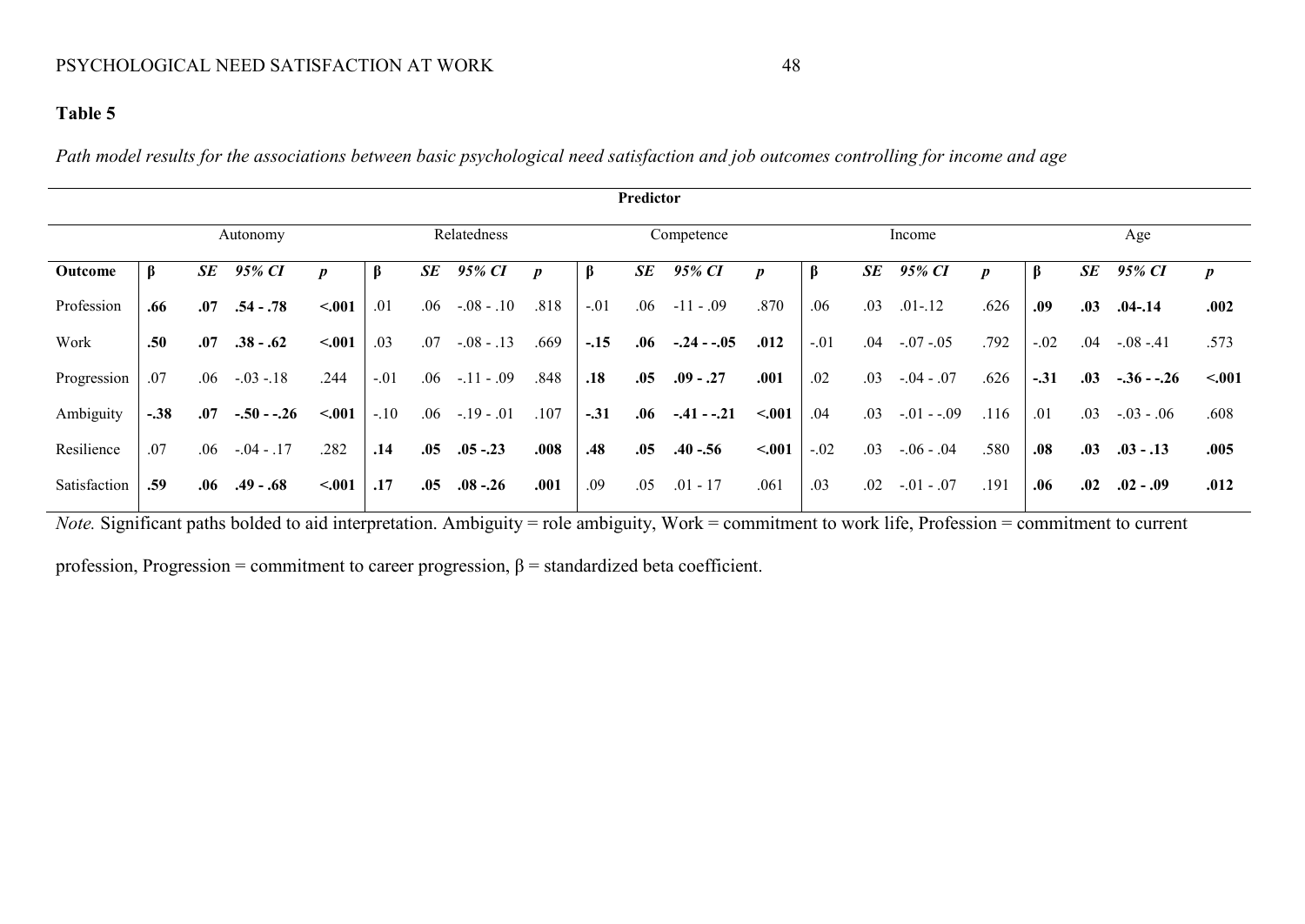**Table 5**

*Path model results for the associations between basic psychological need satisfaction and job outcomes controlling for income and age*

| | Predictor | | | | | | | | | | | | | | | | | | | |
|---|---|---|---|---|---|---|---|---|---|---|---|---|---|---|---|---|---|---|---|---|
| | Autonomy | | | | Relatedness | | | | Competence | | | | Income | | | | Age | | | |
| **Outcome** | **β** | ***SE*** | ***95% CI*** | ***p*** | **β** | ***SE*** | ***95% CI*** | ***p*** | **β** | ***SE*** | ***95% CI*** | ***p*** | **β** | ***SE*** | ***95% CI*** | ***p*** | **β** | ***SE*** | ***95% CI*** | ***p*** |
| Profession | **.66** | **.07** | **.54 - .78** | **<.001** | .01 | .06 | -.08 - .10 | .818 | -.01 | .06 | -11 - .09 | .870 | .06 | .03 | .01-.12 | .626 | **.09** | **.03** | **.04-.14** | **.002** |
| Work | **.50** | **.07** | **.38 - .62** | **<.001** | .03 | .07 | -.08 - .13 | .669 | **-.15** | **.06** | **-.24 - -.05** | **.012** | -.01 | .04 | -.07 -.05 | .792 | -.02 | .04 | -.08 -.41 | .573 |
| Progression | .07 | .06 | -.03 -.18 | .244 | -.01 | .06 | -.11 - .09 | .848 | **.18** | **.05** | **.09 - .27** | **.001** | .02 | .03 | -.04 - .07 | .626 | **-.31** | **.03** | **-.36 - -.26** | **<.001** |
| Ambiguity | **-.38** | **.07** | **-.50 - -.26** | **<.001** | -.10 | .06 | -.19 - .01 | .107 | **-.31** | **.06** | **-.41 - -.21** | **<.001** | .04 | .03 | -.01 - -.09 | .116 | .01 | .03 | -.03 - .06 | .608 |
| Resilience | .07 | .06 | -.04 - .17 | .282 | **.14** | **.05** | **.05 -.23** | **.008** | **.48** | **.05** | **.40 -.56** | **<.001** | -.02 | .03 | -.06 - .04 | .580 | **.08** | **.03** | **.03 - .13** | **.005** |
| Satisfaction | **.59** | **.06** | **.49 - .68** | **<.001** | **.17** | **.05** | **.08 -.26** | **.001** | .09 | .05 | .01 - 17 | .061 | .03 | .02 | -.01 - .07 | .191 | **.06** | **.02** | **.02 - .09** | **.012** |

*Note.* Significant paths bolded to aid interpretation. Ambiguity = role ambiguity, Work = commitment to work life, Profession = commitment to current profession, Progression = commitment to career progression, β = standardized beta coefficient.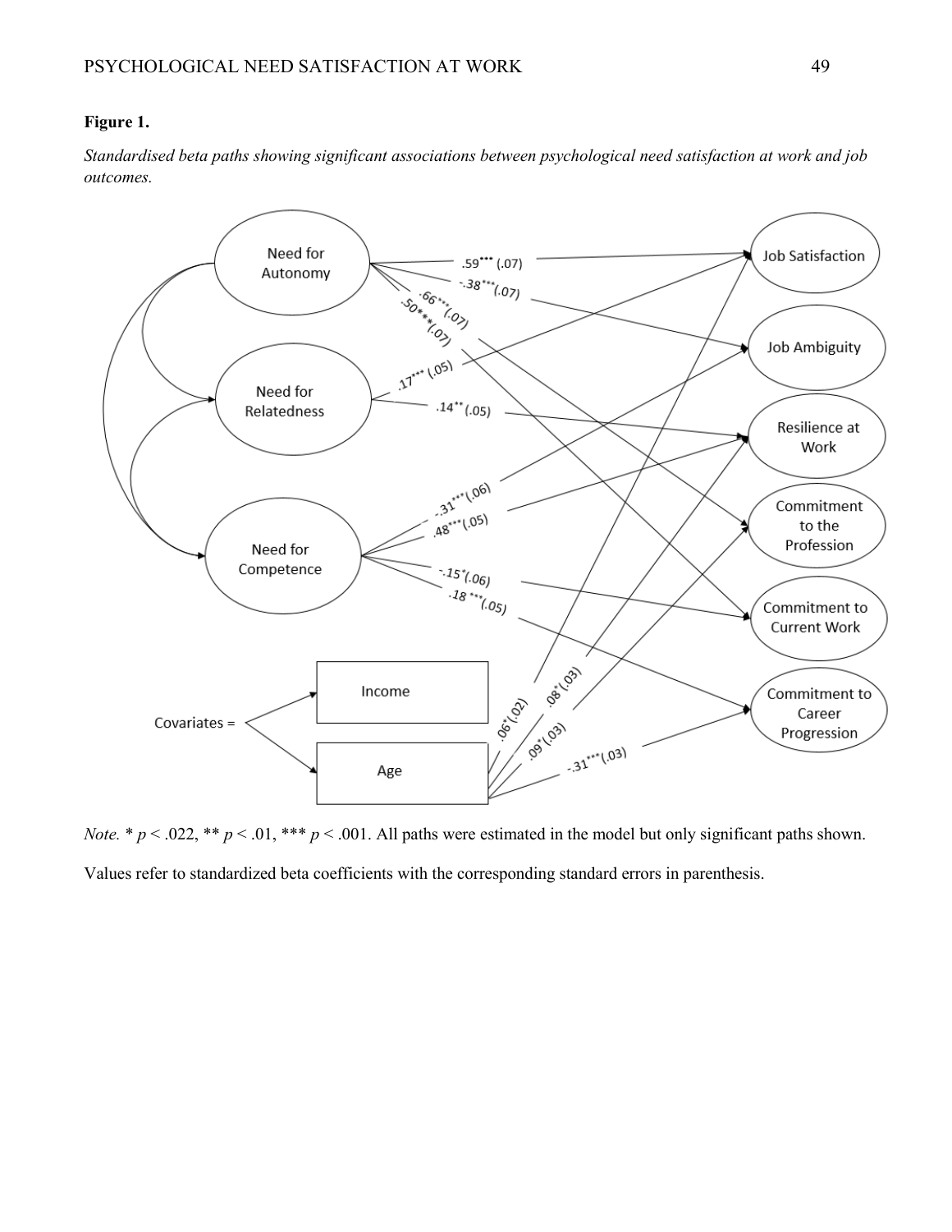**Figure 1.**

*Standardised beta paths showing significant associations between psychological need satisfaction at work and job outcomes.*

*Note.* * $p < .022$, ** $p < .01$, *** $p < .001$. All paths were estimated in the model but only significant paths shown.

Values refer to standardized beta coefficients with the corresponding standard errors in parenthesis.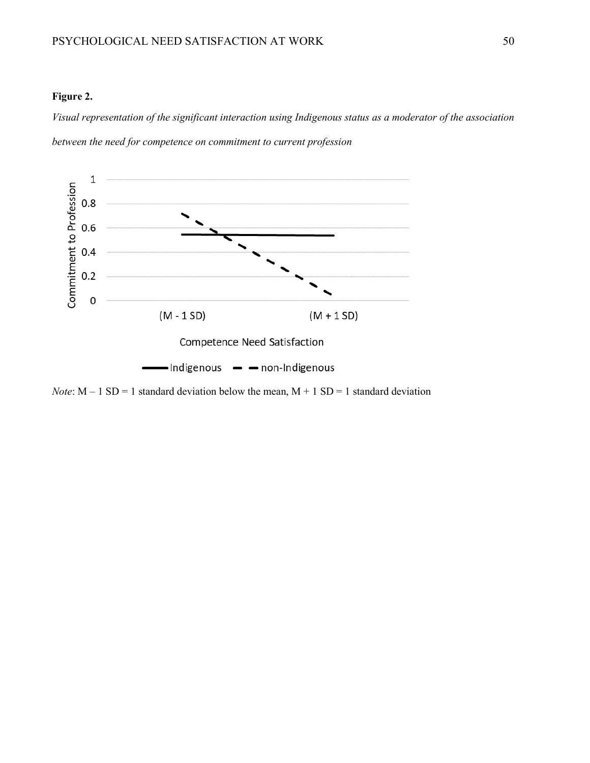**Figure 2.**

*Visual representation of the significant interaction using Indigenous status as a moderator of the association between the need for competence on commitment to current profession*

*Note*: M – 1 SD = 1 standard deviation below the mean, M + 1 SD = 1 standard deviation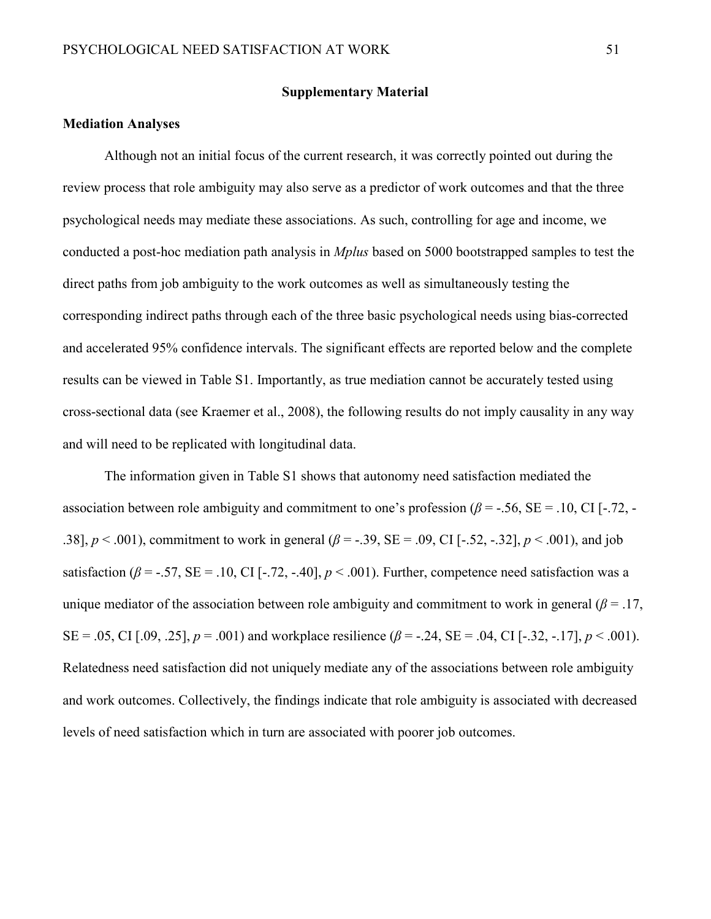## Supplementary Material

### Mediation Analyses

Although not an initial focus of the current research, it was correctly pointed out during the review process that role ambiguity may also serve as a predictor of work outcomes and that the three psychological needs may mediate these associations. As such, controlling for age and income, we conducted a post-hoc mediation path analysis in *Mplus* based on 5000 bootstrapped samples to test the direct paths from job ambiguity to the work outcomes as well as simultaneously testing the corresponding indirect paths through each of the three basic psychological needs using bias-corrected and accelerated 95% confidence intervals. The significant effects are reported below and the complete results can be viewed in Table S1. Importantly, as true mediation cannot be accurately tested using cross-sectional data (see Kraemer et al., 2008), the following results do not imply causality in any way and will need to be replicated with longitudinal data.

The information given in Table S1 shows that autonomy need satisfaction mediated the association between role ambiguity and commitment to one's profession ($\beta$ = -.56, SE = .10, CI [-.72, -.38], $p$ < .001), commitment to work in general ($\beta$ = -.39, SE = .09, CI [-.52, -.32], $p$ < .001), and job satisfaction ($\beta$ = -.57, SE = .10, CI [-.72, -.40], $p$ < .001). Further, competence need satisfaction was a unique mediator of the association between role ambiguity and commitment to work in general ($\beta$ = .17, SE = .05, CI [.09, .25], $p$ = .001) and workplace resilience ($\beta$ = -.24, SE = .04, CI [-.32, -.17], $p$ < .001). Relatedness need satisfaction did not uniquely mediate any of the associations between role ambiguity and work outcomes. Collectively, the findings indicate that role ambiguity is associated with decreased levels of need satisfaction which in turn are associated with poorer job outcomes.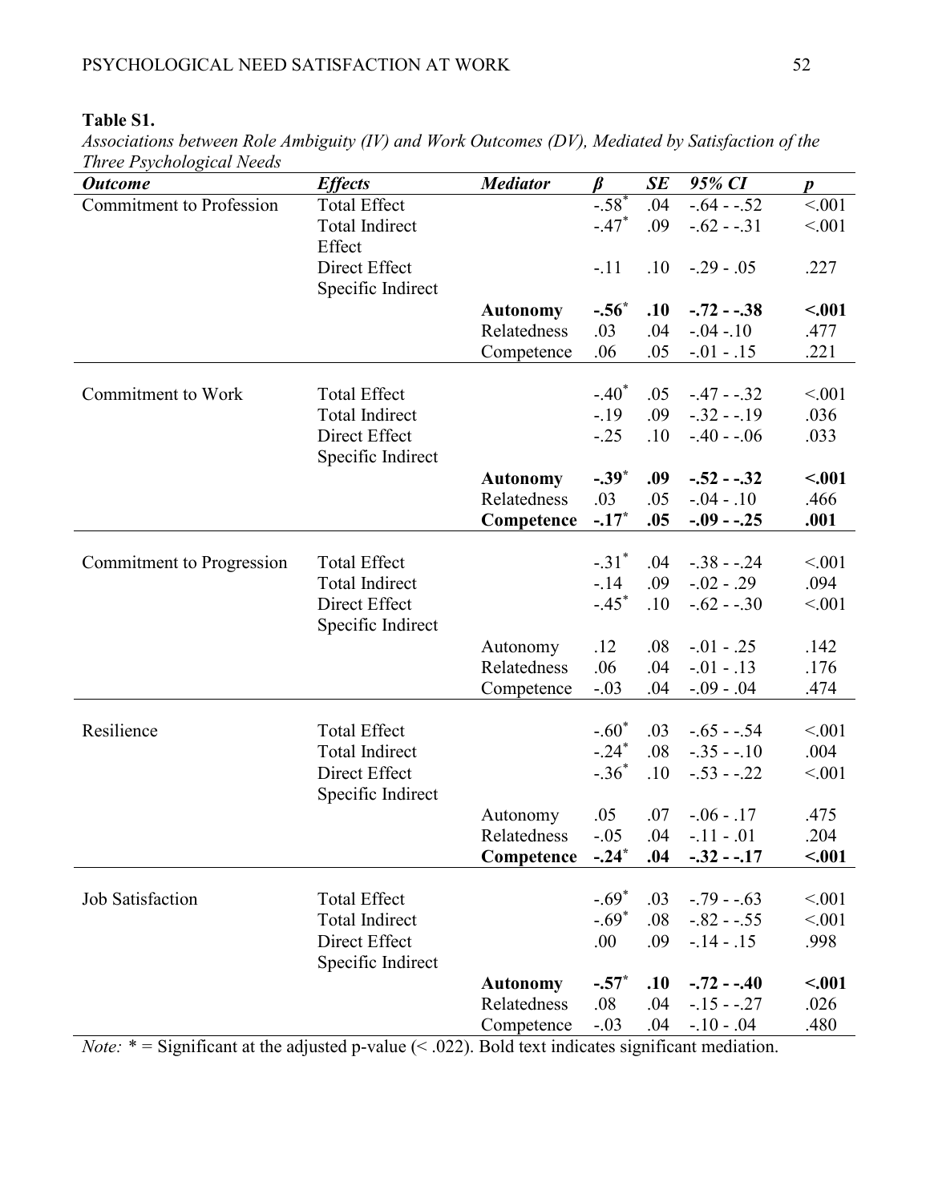**Table S1.**

*Associations between Role Ambiguity (IV) and Work Outcomes (DV), Mediated by Satisfaction of the Three Psychological Needs*

| ***Outcome*** | ***Effects*** | ***Mediator*** | ***β*** | ***SE*** | ***95% CI*** | ***p*** |
|---|---|---|---|---|---|---|
| Commitment to Profession | Total Effect | | -.58* | .04 | -.64 - -.52 | <.001 |
| | Total Indirect Effect | | -.47* | .09 | -.62 - -.31 | <.001 |
| | Direct Effect | | -.11 | .10 | -.29 - .05 | .227 |
| | Specific Indirect | | | | | |
| | | **Autonomy** | **-.56*** | **.10** | **-.72 - -.38** | **<.001** |
| | | Relatedness | .03 | .04 | -.04 -.10 | .477 |
| | | Competence | .06 | .05 | -.01 - .15 | .221 |
| Commitment to Work | Total Effect | | -.40* | .05 | -.47 - -.32 | <.001 |
| | Total Indirect | | -.19 | .09 | -.32 - -.19 | .036 |
| | Direct Effect | | -.25 | .10 | -.40 - -.06 | .033 |
| | Specific Indirect | | | | | |
| | | **Autonomy** | **-.39*** | **.09** | **-.52 - -.32** | **<.001** |
| | | Relatedness | .03 | .05 | -.04 - .10 | .466 |
| | | **Competence** | **-.17*** | **.05** | **-.09 - -.25** | **.001** |
| Commitment to Progression | Total Effect | | -.31* | .04 | -.38 - -.24 | <.001 |
| | Total Indirect | | -.14 | .09 | -.02 - .29 | .094 |
| | Direct Effect | | -.45* | .10 | -.62 - -.30 | <.001 |
| | Specific Indirect | | | | | |
| | | Autonomy | .12 | .08 | -.01 - .25 | .142 |
| | | Relatedness | .06 | .04 | -.01 - .13 | .176 |
| | | Competence | -.03 | .04 | -.09 - .04 | .474 |
| Resilience | Total Effect | | -.60* | .03 | -.65 - -.54 | <.001 |
| | Total Indirect | | -.24* | .08 | -.35 - -.10 | .004 |
| | Direct Effect | | -.36* | .10 | -.53 - -.22 | <.001 |
| | Specific Indirect | | | | | |
| | | Autonomy | .05 | .07 | -.06 - .17 | .475 |
| | | Relatedness | -.05 | .04 | -.11 - .01 | .204 |
| | | **Competence** | **-.24*** | **.04** | **-.32 - -.17** | **<.001** |
| Job Satisfaction | Total Effect | | -.69* | .03 | -.79 - -.63 | <.001 |
| | Total Indirect | | -.69* | .08 | -.82 - -.55 | <.001 |
| | Direct Effect | | .00 | .09 | -.14 - .15 | .998 |
| | Specific Indirect | | | | | |
| | | **Autonomy** | **-.57*** | **.10** | **-.72 - -.40** | **<.001** |
| | | Relatedness | .08 | .04 | -.15 - -.27 | .026 |
| | | Competence | -.03 | .04 | -.10 - .04 | .480 |

*Note:* * = Significant at the adjusted p-value (< .022). Bold text indicates significant mediation.